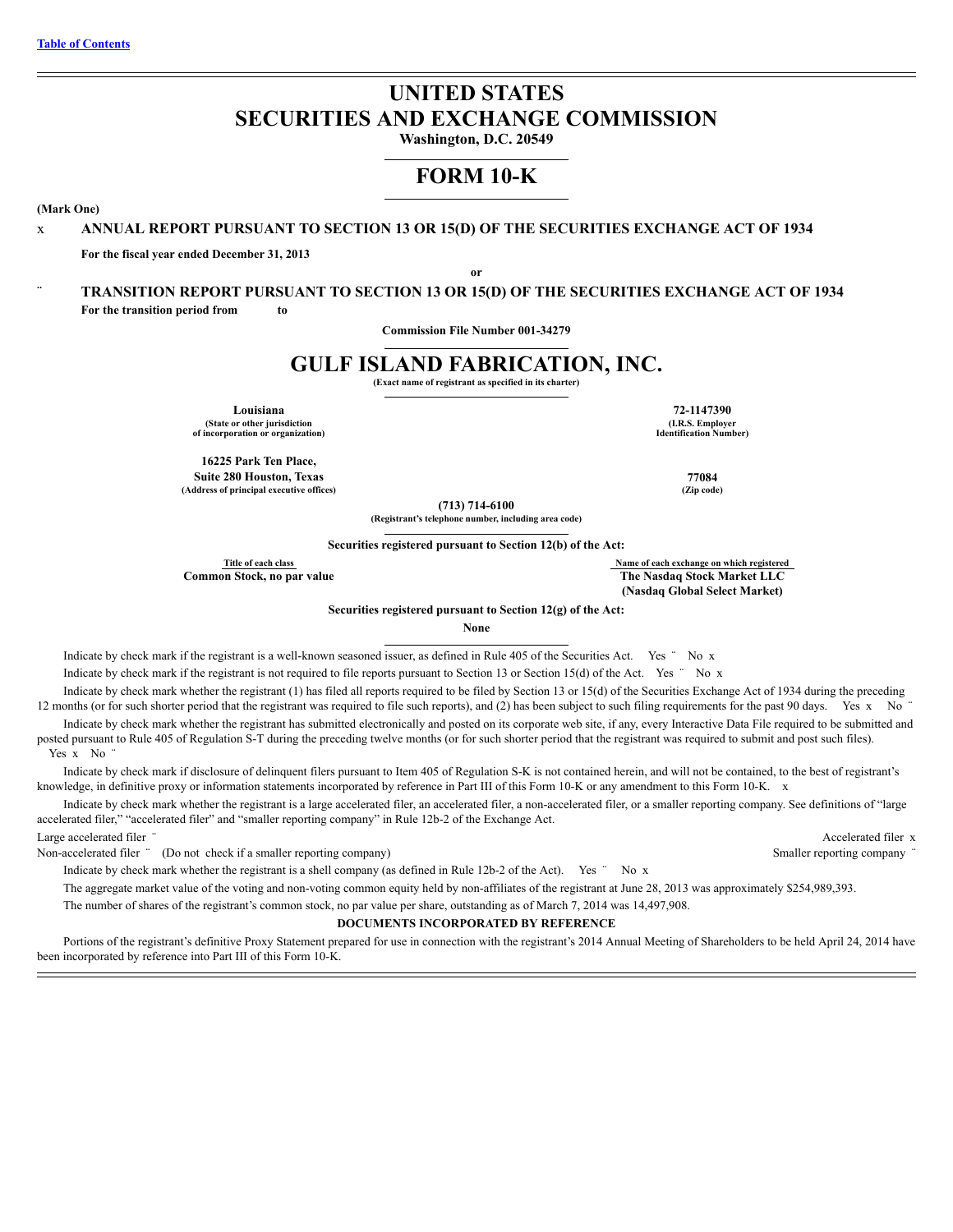[Table of Contents](#)

# UNITED STATES
# SECURITIES AND EXCHANGE COMMISSION

**Washington, D.C. 20549**

# FORM 10-K

**(Mark One)**

x **ANNUAL REPORT PURSUANT TO SECTION 13 OR 15(D) OF THE SECURITIES EXCHANGE ACT OF 1934**

**For the fiscal year ended December 31, 2013**

**or**

¨ **TRANSITION REPORT PURSUANT TO SECTION 13 OR 15(D) OF THE SECURITIES EXCHANGE ACT OF 1934**

**For the transition period from to**

**Commission File Number 001-34279**

# GULF ISLAND FABRICATION, INC.

**(Exact name of registrant as specified in its charter)**

| | |
|---|---|
| **Louisiana**<br>**(State or other jurisdiction of incorporation or organization)** | **72-1147390**<br>**(I.R.S. Employer Identification Number)** |
| **16225 Park Ten Place, Suite 280 Houston, Texas**<br>**(Address of principal executive offices)** | **77084**<br>**(Zip code)** |

**(713) 714-6100**
**(Registrant's telephone number, including area code)**

**Securities registered pursuant to Section 12(b) of the Act:**

| Title of each class | Name of each exchange on which registered |
|---|---|
| **Common Stock, no par value** | **The Nasdaq Stock Market LLC (Nasdaq Global Select Market)** |

**Securities registered pursuant to Section 12(g) of the Act:**

**None**

Indicate by check mark if the registrant is a well-known seasoned issuer, as defined in Rule 405 of the Securities Act. Yes ¨ No x

Indicate by check mark if the registrant is not required to file reports pursuant to Section 13 or Section 15(d) of the Act. Yes ¨ No x

Indicate by check mark whether the registrant (1) has filed all reports required to be filed by Section 13 or 15(d) of the Securities Exchange Act of 1934 during the preceding 12 months (or for such shorter period that the registrant was required to file such reports), and (2) has been subject to such filing requirements for the past 90 days. Yes x No ¨

Indicate by check mark whether the registrant has submitted electronically and posted on its corporate web site, if any, every Interactive Data File required to be submitted and posted pursuant to Rule 405 of Regulation S-T during the preceding twelve months (or for such shorter period that the registrant was required to submit and post such files). Yes x No ¨

Indicate by check mark if disclosure of delinquent filers pursuant to Item 405 of Regulation S-K is not contained herein, and will not be contained, to the best of registrant's knowledge, in definitive proxy or information statements incorporated by reference in Part III of this Form 10-K or any amendment to this Form 10-K. x

Indicate by check mark whether the registrant is a large accelerated filer, an accelerated filer, a non-accelerated filer, or a smaller reporting company. See definitions of "large accelerated filer," "accelerated filer" and "smaller reporting company" in Rule 12b-2 of the Exchange Act.

| | |
|---|---|
| Large accelerated filer ¨ | Accelerated filer x |
| Non-accelerated filer ¨ (Do not check if a smaller reporting company) | Smaller reporting company ¨ |

Indicate by check mark whether the registrant is a shell company (as defined in Rule 12b-2 of the Act). Yes ¨ No x

The aggregate market value of the voting and non-voting common equity held by non-affiliates of the registrant at June 28, 2013 was approximately $254,989,393.

The number of shares of the registrant's common stock, no par value per share, outstanding as of March 7, 2014 was 14,497,908.

**DOCUMENTS INCORPORATED BY REFERENCE**

Portions of the registrant's definitive Proxy Statement prepared for use in connection with the registrant's 2014 Annual Meeting of Shareholders to be held April 24, 2014 have been incorporated by reference into Part III of this Form 10-K.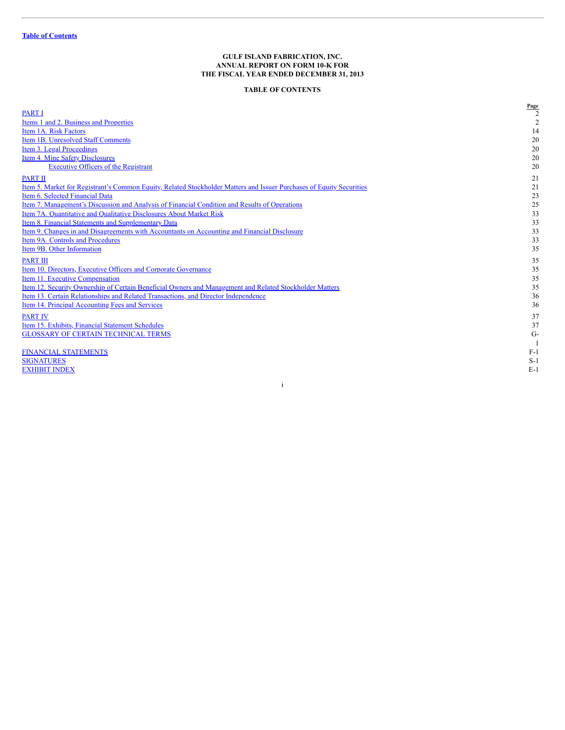[Table of Contents](#)

**GULF ISLAND FABRICATION, INC.**
**ANNUAL REPORT ON FORM 10-K FOR**
**THE FISCAL YEAR ENDED DECEMBER 31, 2013**

**TABLE OF CONTENTS**

| | Page |
|---|---|
| PART I | 2 |
| Items 1 and 2. Business and Properties | 2 |
| Item 1A. Risk Factors | 14 |
| Item 1B. Unresolved Staff Comments | 20 |
| Item 3. Legal Proceedings | 20 |
| Item 4. Mine Safety Disclosures | 20 |
| Executive Officers of the Registrant | 20 |
| PART II | 21 |
| Item 5. Market for Registrant's Common Equity, Related Stockholder Matters and Issuer Purchases of Equity Securities | 21 |
| Item 6. Selected Financial Data | 23 |
| Item 7. Management's Discussion and Analysis of Financial Condition and Results of Operations | 25 |
| Item 7A. Quantitative and Qualitative Disclosures About Market Risk | 33 |
| Item 8. Financial Statements and Supplementary Data | 33 |
| Item 9. Changes in and Disagreements with Accountants on Accounting and Financial Disclosure | 33 |
| Item 9A. Controls and Procedures | 33 |
| Item 9B. Other Information | 35 |
| PART III | 35 |
| Item 10. Directors, Executive Officers and Corporate Governance | 35 |
| Item 11. Executive Compensation | 35 |
| Item 12. Security Ownership of Certain Beneficial Owners and Management and Related Stockholder Matters | 35 |
| Item 13. Certain Relationships and Related Transactions, and Director Independence | 36 |
| Item 14. Principal Accounting Fees and Services | 36 |
| PART IV | 37 |
| Item 15. Exhibits, Financial Statement Schedules | 37 |
| GLOSSARY OF CERTAIN TECHNICAL TERMS | G-1 |
| FINANCIAL STATEMENTS | F-1 |
| SIGNATURES | S-1 |
| EXHIBIT INDEX | E-1 |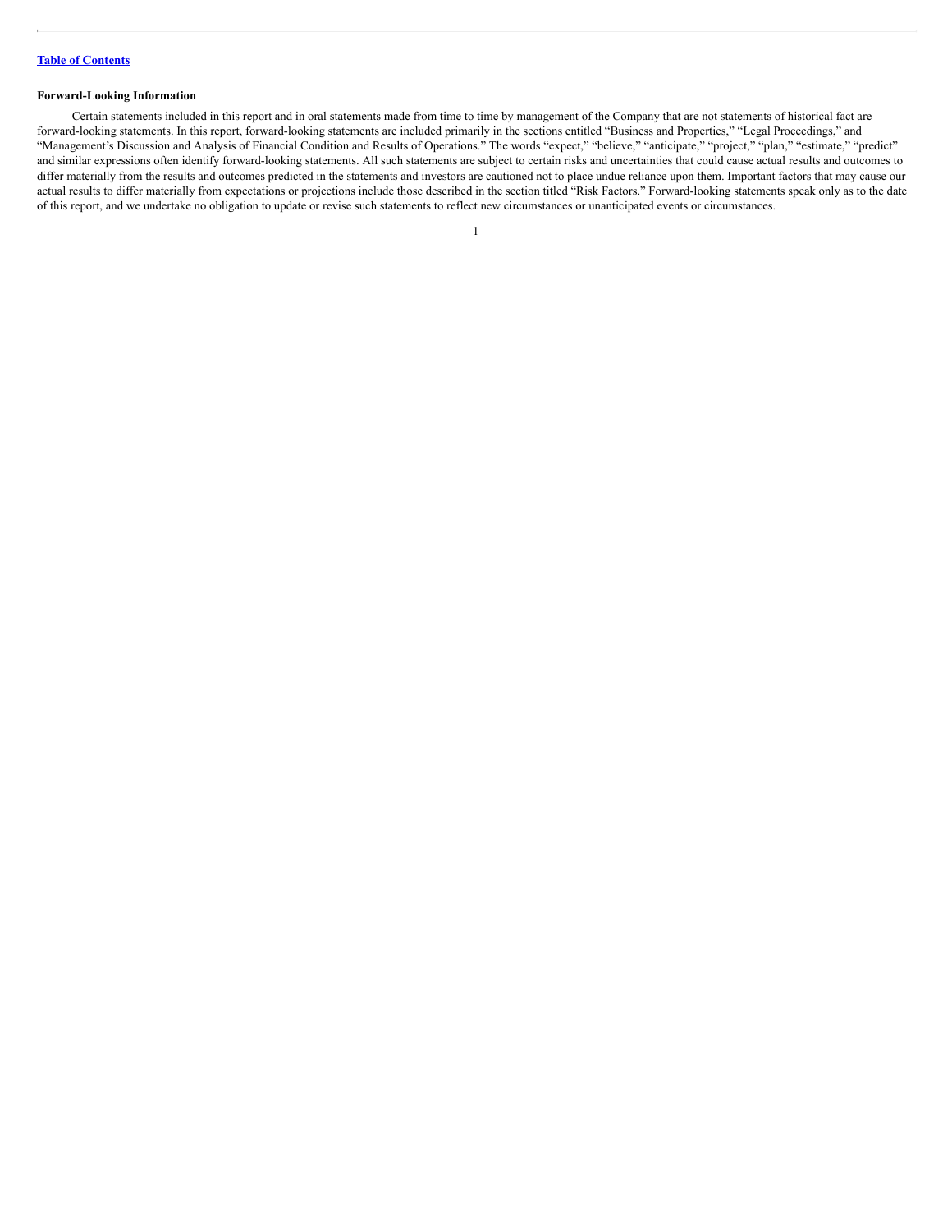[Table of Contents](#)

**Forward-Looking Information**

Certain statements included in this report and in oral statements made from time to time by management of the Company that are not statements of historical fact are forward-looking statements. In this report, forward-looking statements are included primarily in the sections entitled "Business and Properties," "Legal Proceedings," and "Management's Discussion and Analysis of Financial Condition and Results of Operations." The words "expect," "believe," "anticipate," "project," "plan," "estimate," "predict" and similar expressions often identify forward-looking statements. All such statements are subject to certain risks and uncertainties that could cause actual results and outcomes to differ materially from the results and outcomes predicted in the statements and investors are cautioned not to place undue reliance upon them. Important factors that may cause our actual results to differ materially from expectations or projections include those described in the section titled "Risk Factors." Forward-looking statements speak only as to the date of this report, and we undertake no obligation to update or revise such statements to reflect new circumstances or unanticipated events or circumstances.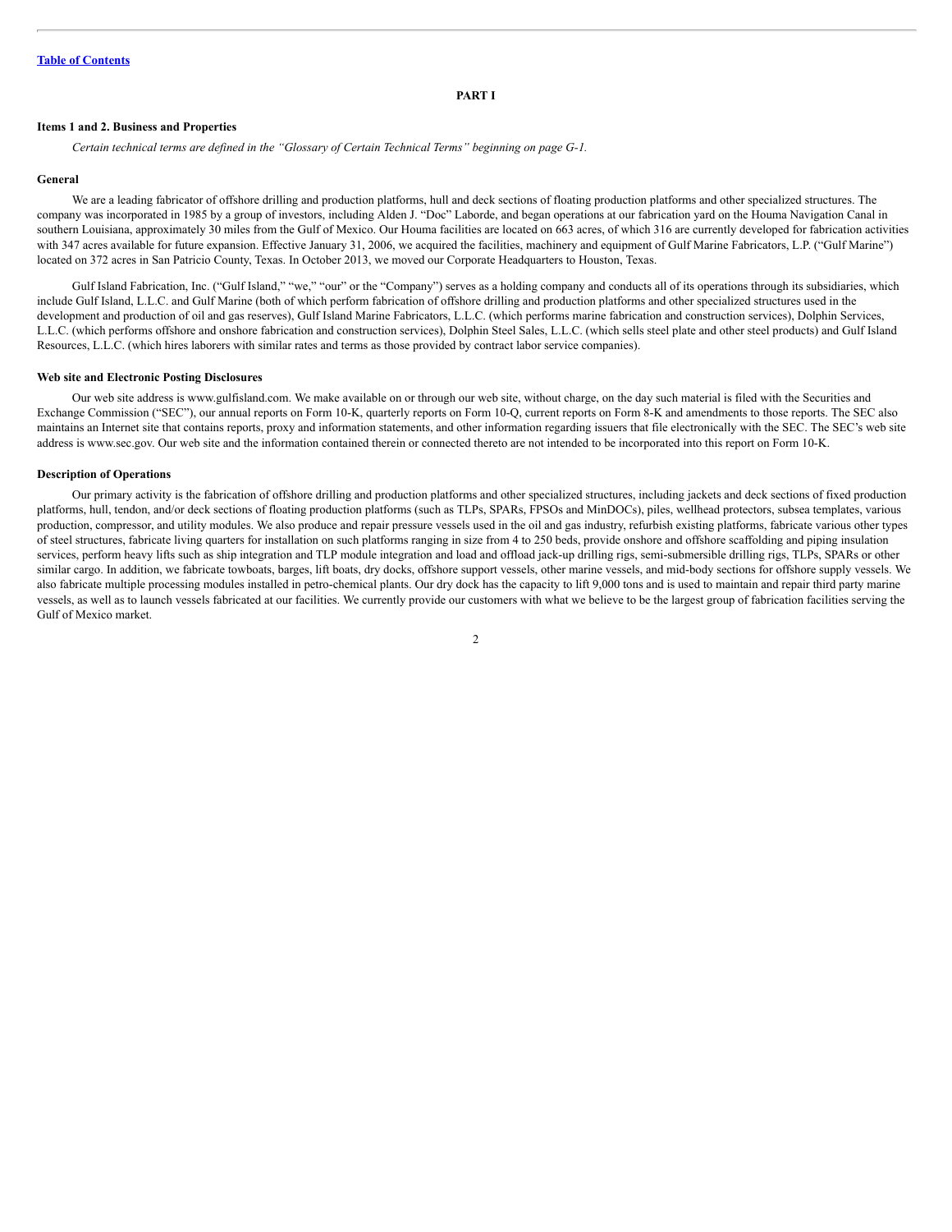[Table of Contents](#)

# PART I

## Items 1 and 2. Business and Properties

*Certain technical terms are defined in the "Glossary of Certain Technical Terms" beginning on page G-1.*

### General

We are a leading fabricator of offshore drilling and production platforms, hull and deck sections of floating production platforms and other specialized structures. The company was incorporated in 1985 by a group of investors, including Alden J. "Doc" Laborde, and began operations at our fabrication yard on the Houma Navigation Canal in southern Louisiana, approximately 30 miles from the Gulf of Mexico. Our Houma facilities are located on 663 acres, of which 316 are currently developed for fabrication activities with 347 acres available for future expansion. Effective January 31, 2006, we acquired the facilities, machinery and equipment of Gulf Marine Fabricators, L.P. ("Gulf Marine") located on 372 acres in San Patricio County, Texas. In October 2013, we moved our Corporate Headquarters to Houston, Texas.

Gulf Island Fabrication, Inc. ("Gulf Island," "we," "our" or the "Company") serves as a holding company and conducts all of its operations through its subsidiaries, which include Gulf Island, L.L.C. and Gulf Marine (both of which perform fabrication of offshore drilling and production platforms and other specialized structures used in the development and production of oil and gas reserves), Gulf Island Marine Fabricators, L.L.C. (which performs marine fabrication and construction services), Dolphin Services, L.L.C. (which performs offshore and onshore fabrication and construction services), Dolphin Steel Sales, L.L.C. (which sells steel plate and other steel products) and Gulf Island Resources, L.L.C. (which hires laborers with similar rates and terms as those provided by contract labor service companies).

### Web site and Electronic Posting Disclosures

Our web site address is www.gulfisland.com. We make available on or through our web site, without charge, on the day such material is filed with the Securities and Exchange Commission ("SEC"), our annual reports on Form 10-K, quarterly reports on Form 10-Q, current reports on Form 8-K and amendments to those reports. The SEC also maintains an Internet site that contains reports, proxy and information statements, and other information regarding issuers that file electronically with the SEC. The SEC's web site address is www.sec.gov. Our web site and the information contained therein or connected thereto are not intended to be incorporated into this report on Form 10-K.

### Description of Operations

Our primary activity is the fabrication of offshore drilling and production platforms and other specialized structures, including jackets and deck sections of fixed production platforms, hull, tendon, and/or deck sections of floating production platforms (such as TLPs, SPARs, FPSOs and MinDOCs), piles, wellhead protectors, subsea templates, various production, compressor, and utility modules. We also produce and repair pressure vessels used in the oil and gas industry, refurbish existing platforms, fabricate various other types of steel structures, fabricate living quarters for installation on such platforms ranging in size from 4 to 250 beds, provide onshore and offshore scaffolding and piping insulation services, perform heavy lifts such as ship integration and TLP module integration and load and offload jack-up drilling rigs, semi-submersible drilling rigs, TLPs, SPARs or other similar cargo. In addition, we fabricate towboats, barges, lift boats, dry docks, offshore support vessels, other marine vessels, and mid-body sections for offshore supply vessels. We also fabricate multiple processing modules installed in petro-chemical plants. Our dry dock has the capacity to lift 9,000 tons and is used to maintain and repair third party marine vessels, as well as to launch vessels fabricated at our facilities. We currently provide our customers with what we believe to be the largest group of fabrication facilities serving the Gulf of Mexico market.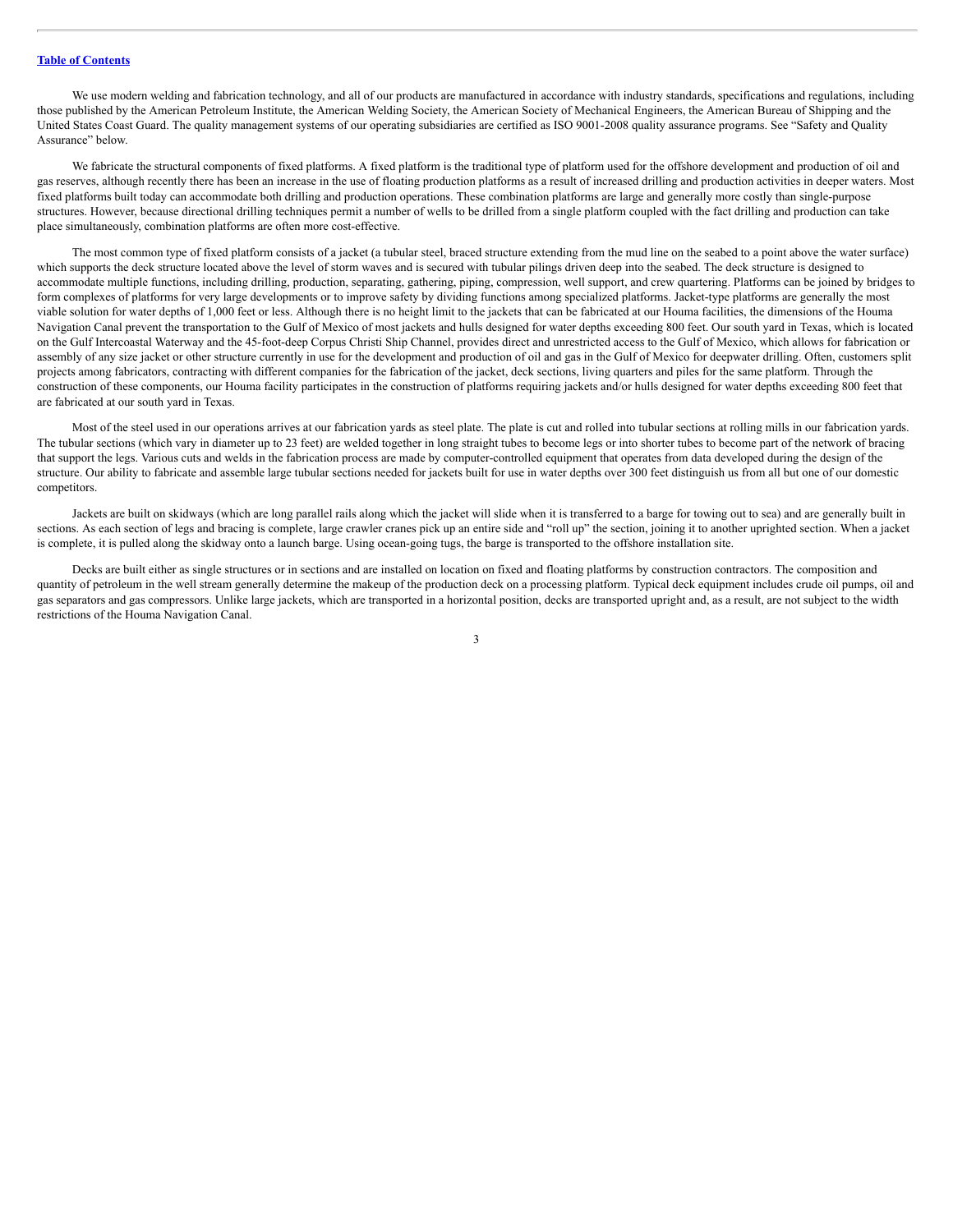We use modern welding and fabrication technology, and all of our products are manufactured in accordance with industry standards, specifications and regulations, including those published by the American Petroleum Institute, the American Welding Society, the American Society of Mechanical Engineers, the American Bureau of Shipping and the United States Coast Guard. The quality management systems of our operating subsidiaries are certified as ISO 9001-2008 quality assurance programs. See "Safety and Quality Assurance" below.

We fabricate the structural components of fixed platforms. A fixed platform is the traditional type of platform used for the offshore development and production of oil and gas reserves, although recently there has been an increase in the use of floating production platforms as a result of increased drilling and production activities in deeper waters. Most fixed platforms built today can accommodate both drilling and production operations. These combination platforms are large and generally more costly than single-purpose structures. However, because directional drilling techniques permit a number of wells to be drilled from a single platform coupled with the fact drilling and production can take place simultaneously, combination platforms are often more cost-effective.

The most common type of fixed platform consists of a jacket (a tubular steel, braced structure extending from the mud line on the seabed to a point above the water surface) which supports the deck structure located above the level of storm waves and is secured with tubular pilings driven deep into the seabed. The deck structure is designed to accommodate multiple functions, including drilling, production, separating, gathering, piping, compression, well support, and crew quartering. Platforms can be joined by bridges to form complexes of platforms for very large developments or to improve safety by dividing functions among specialized platforms. Jacket-type platforms are generally the most viable solution for water depths of 1,000 feet or less. Although there is no height limit to the jackets that can be fabricated at our Houma facilities, the dimensions of the Houma Navigation Canal prevent the transportation to the Gulf of Mexico of most jackets and hulls designed for water depths exceeding 800 feet. Our south yard in Texas, which is located on the Gulf Intercoastal Waterway and the 45-foot-deep Corpus Christi Ship Channel, provides direct and unrestricted access to the Gulf of Mexico, which allows for fabrication or assembly of any size jacket or other structure currently in use for the development and production of oil and gas in the Gulf of Mexico for deepwater drilling. Often, customers split projects among fabricators, contracting with different companies for the fabrication of the jacket, deck sections, living quarters and piles for the same platform. Through the construction of these components, our Houma facility participates in the construction of platforms requiring jackets and/or hulls designed for water depths exceeding 800 feet that are fabricated at our south yard in Texas.

Most of the steel used in our operations arrives at our fabrication yards as steel plate. The plate is cut and rolled into tubular sections at rolling mills in our fabrication yards. The tubular sections (which vary in diameter up to 23 feet) are welded together in long straight tubes to become legs or into shorter tubes to become part of the network of bracing that support the legs. Various cuts and welds in the fabrication process are made by computer-controlled equipment that operates from data developed during the design of the structure. Our ability to fabricate and assemble large tubular sections needed for jackets built for use in water depths over 300 feet distinguish us from all but one of our domestic competitors.

Jackets are built on skidways (which are long parallel rails along which the jacket will slide when it is transferred to a barge for towing out to sea) and are generally built in sections. As each section of legs and bracing is complete, large crawler cranes pick up an entire side and "roll up" the section, joining it to another uprighted section. When a jacket is complete, it is pulled along the skidway onto a launch barge. Using ocean-going tugs, the barge is transported to the offshore installation site.

Decks are built either as single structures or in sections and are installed on location on fixed and floating platforms by construction contractors. The composition and quantity of petroleum in the well stream generally determine the makeup of the production deck on a processing platform. Typical deck equipment includes crude oil pumps, oil and gas separators and gas compressors. Unlike large jackets, which are transported in a horizontal position, decks are transported upright and, as a result, are not subject to the width restrictions of the Houma Navigation Canal.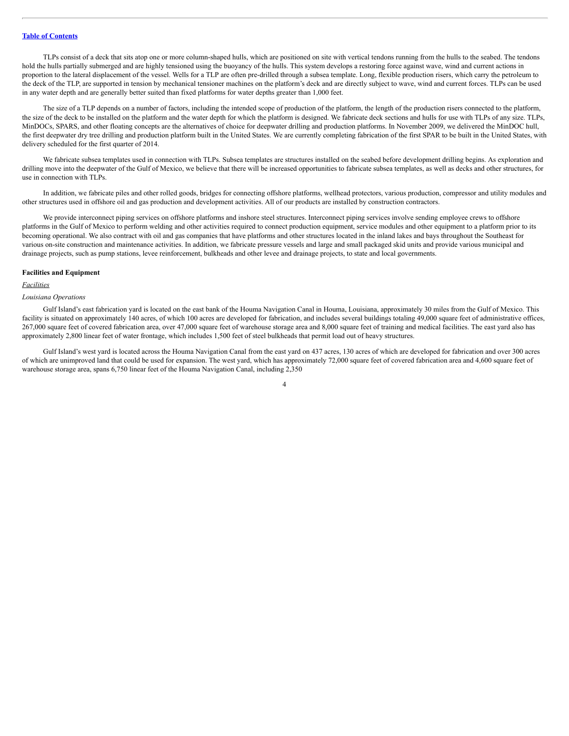TLPs consist of a deck that sits atop one or more column-shaped hulls, which are positioned on site with vertical tendons running from the hulls to the seabed. The tendons hold the hulls partially submerged and are highly tensioned using the buoyancy of the hulls. This system develops a restoring force against wave, wind and current actions in proportion to the lateral displacement of the vessel. Wells for a TLP are often pre-drilled through a subsea template. Long, flexible production risers, which carry the petroleum to the deck of the TLP, are supported in tension by mechanical tensioner machines on the platform's deck and are directly subject to wave, wind and current forces. TLPs can be used in any water depth and are generally better suited than fixed platforms for water depths greater than 1,000 feet.

The size of a TLP depends on a number of factors, including the intended scope of production of the platform, the length of the production risers connected to the platform, the size of the deck to be installed on the platform and the water depth for which the platform is designed. We fabricate deck sections and hulls for use with TLPs of any size. TLPs, MinDOCs, SPARS, and other floating concepts are the alternatives of choice for deepwater drilling and production platforms. In November 2009, we delivered the MinDOC hull, the first deepwater dry tree drilling and production platform built in the United States. We are currently completing fabrication of the first SPAR to be built in the United States, with delivery scheduled for the first quarter of 2014.

We fabricate subsea templates used in connection with TLPs. Subsea templates are structures installed on the seabed before development drilling begins. As exploration and drilling move into the deepwater of the Gulf of Mexico, we believe that there will be increased opportunities to fabricate subsea templates, as well as decks and other structures, for use in connection with TLPs.

In addition, we fabricate piles and other rolled goods, bridges for connecting offshore platforms, wellhead protectors, various production, compressor and utility modules and other structures used in offshore oil and gas production and development activities. All of our products are installed by construction contractors.

We provide interconnect piping services on offshore platforms and inshore steel structures. Interconnect piping services involve sending employee crews to offshore platforms in the Gulf of Mexico to perform welding and other activities required to connect production equipment, service modules and other equipment to a platform prior to its becoming operational. We also contract with oil and gas companies that have platforms and other structures located in the inland lakes and bays throughout the Southeast for various on-site construction and maintenance activities. In addition, we fabricate pressure vessels and large and small packaged skid units and provide various municipal and drainage projects, such as pump stations, levee reinforcement, bulkheads and other levee and drainage projects, to state and local governments.

**Facilities and Equipment**

*Facilities*

*Louisiana Operations*

Gulf Island's east fabrication yard is located on the east bank of the Houma Navigation Canal in Houma, Louisiana, approximately 30 miles from the Gulf of Mexico. This facility is situated on approximately 140 acres, of which 100 acres are developed for fabrication, and includes several buildings totaling 49,000 square feet of administrative offices, 267,000 square feet of covered fabrication area, over 47,000 square feet of warehouse storage area and 8,000 square feet of training and medical facilities. The east yard also has approximately 2,800 linear feet of water frontage, which includes 1,500 feet of steel bulkheads that permit load out of heavy structures.

Gulf Island's west yard is located across the Houma Navigation Canal from the east yard on 437 acres, 130 acres of which are developed for fabrication and over 300 acres of which are unimproved land that could be used for expansion. The west yard, which has approximately 72,000 square feet of covered fabrication area and 4,600 square feet of warehouse storage area, spans 6,750 linear feet of the Houma Navigation Canal, including 2,350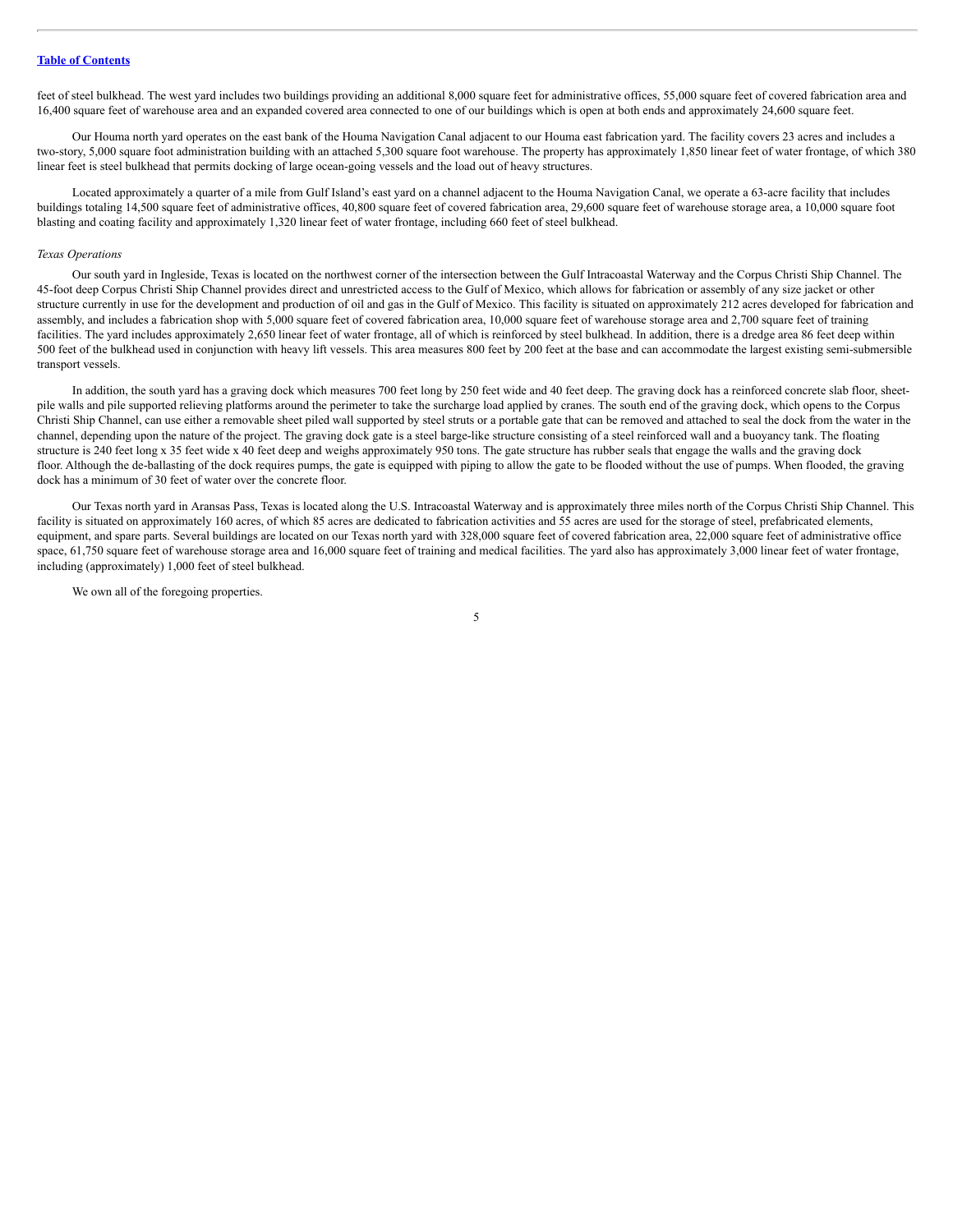feet of steel bulkhead. The west yard includes two buildings providing an additional 8,000 square feet for administrative offices, 55,000 square feet of covered fabrication area and 16,400 square feet of warehouse area and an expanded covered area connected to one of our buildings which is open at both ends and approximately 24,600 square feet.

Our Houma north yard operates on the east bank of the Houma Navigation Canal adjacent to our Houma east fabrication yard. The facility covers 23 acres and includes a two-story, 5,000 square foot administration building with an attached 5,300 square foot warehouse. The property has approximately 1,850 linear feet of water frontage, of which 380 linear feet is steel bulkhead that permits docking of large ocean-going vessels and the load out of heavy structures.

Located approximately a quarter of a mile from Gulf Island's east yard on a channel adjacent to the Houma Navigation Canal, we operate a 63-acre facility that includes buildings totaling 14,500 square feet of administrative offices, 40,800 square feet of covered fabrication area, 29,600 square feet of warehouse storage area, a 10,000 square foot blasting and coating facility and approximately 1,320 linear feet of water frontage, including 660 feet of steel bulkhead.

*Texas Operations*

Our south yard in Ingleside, Texas is located on the northwest corner of the intersection between the Gulf Intracoastal Waterway and the Corpus Christi Ship Channel. The 45-foot deep Corpus Christi Ship Channel provides direct and unrestricted access to the Gulf of Mexico, which allows for fabrication or assembly of any size jacket or other structure currently in use for the development and production of oil and gas in the Gulf of Mexico. This facility is situated on approximately 212 acres developed for fabrication and assembly, and includes a fabrication shop with 5,000 square feet of covered fabrication area, 10,000 square feet of warehouse storage area and 2,700 square feet of training facilities. The yard includes approximately 2,650 linear feet of water frontage, all of which is reinforced by steel bulkhead. In addition, there is a dredge area 86 feet deep within 500 feet of the bulkhead used in conjunction with heavy lift vessels. This area measures 800 feet by 200 feet at the base and can accommodate the largest existing semi-submersible transport vessels.

In addition, the south yard has a graving dock which measures 700 feet long by 250 feet wide and 40 feet deep. The graving dock has a reinforced concrete slab floor, sheet-pile walls and pile supported relieving platforms around the perimeter to take the surcharge load applied by cranes. The south end of the graving dock, which opens to the Corpus Christi Ship Channel, can use either a removable sheet piled wall supported by steel struts or a portable gate that can be removed and attached to seal the dock from the water in the channel, depending upon the nature of the project. The graving dock gate is a steel barge-like structure consisting of a steel reinforced wall and a buoyancy tank. The floating structure is 240 feet long x 35 feet wide x 40 feet deep and weighs approximately 950 tons. The gate structure has rubber seals that engage the walls and the graving dock floor. Although the de-ballasting of the dock requires pumps, the gate is equipped with piping to allow the gate to be flooded without the use of pumps. When flooded, the graving dock has a minimum of 30 feet of water over the concrete floor.

Our Texas north yard in Aransas Pass, Texas is located along the U.S. Intracoastal Waterway and is approximately three miles north of the Corpus Christi Ship Channel. This facility is situated on approximately 160 acres, of which 85 acres are dedicated to fabrication activities and 55 acres are used for the storage of steel, prefabricated elements, equipment, and spare parts. Several buildings are located on our Texas north yard with 328,000 square feet of covered fabrication area, 22,000 square feet of administrative office space, 61,750 square feet of warehouse storage area and 16,000 square feet of training and medical facilities. The yard also has approximately 3,000 linear feet of water frontage, including (approximately) 1,000 feet of steel bulkhead.

We own all of the foregoing properties.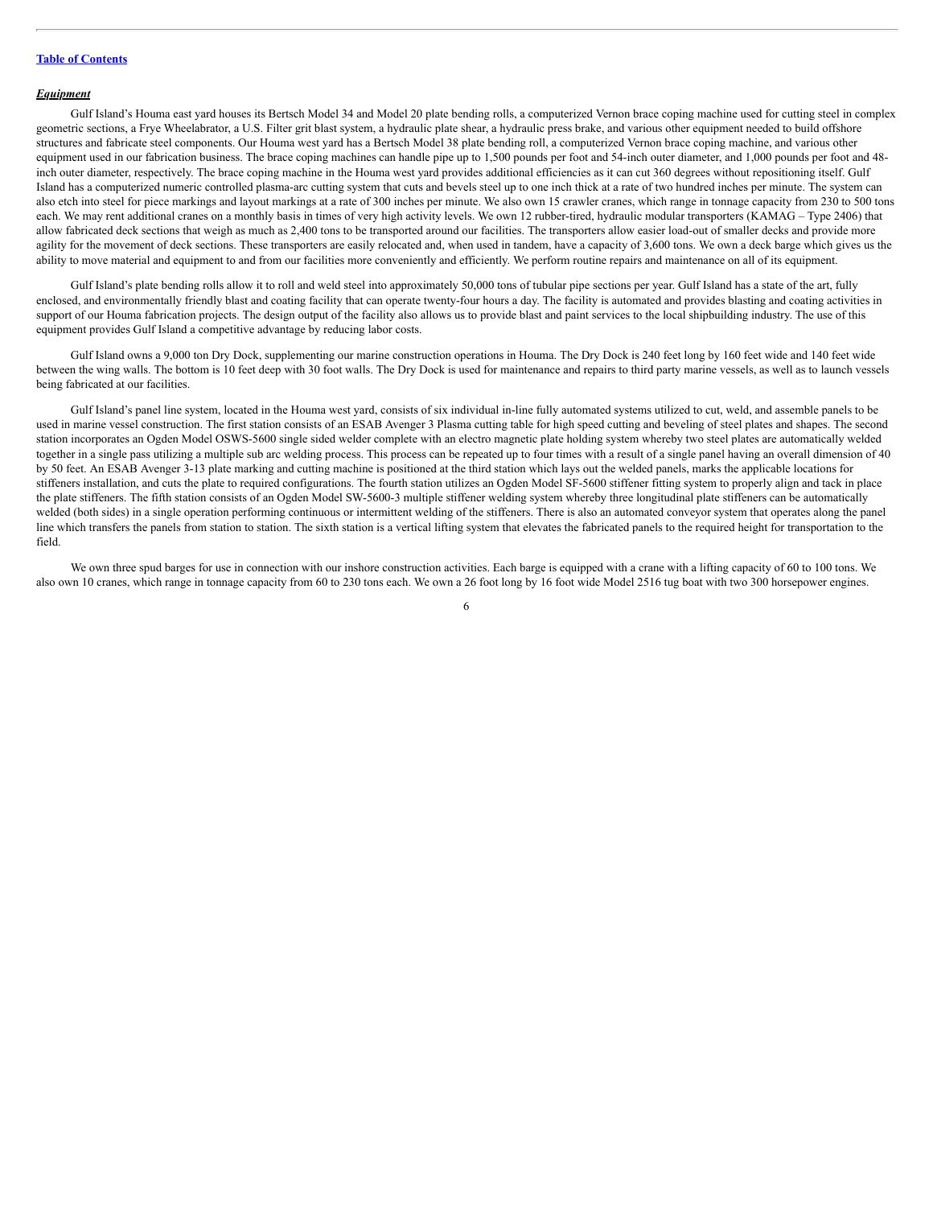***Equipment***

Gulf Island's Houma east yard houses its Bertsch Model 34 and Model 20 plate bending rolls, a computerized Vernon brace coping machine used for cutting steel in complex geometric sections, a Frye Wheelabrator, a U.S. Filter grit blast system, a hydraulic plate shear, a hydraulic press brake, and various other equipment needed to build offshore structures and fabricate steel components. Our Houma west yard has a Bertsch Model 38 plate bending roll, a computerized Vernon brace coping machine, and various other equipment used in our fabrication business. The brace coping machines can handle pipe up to 1,500 pounds per foot and 54-inch outer diameter, and 1,000 pounds per foot and 48-inch outer diameter, respectively. The brace coping machine in the Houma west yard provides additional efficiencies as it can cut 360 degrees without repositioning itself. Gulf Island has a computerized numeric controlled plasma-arc cutting system that cuts and bevels steel up to one inch thick at a rate of two hundred inches per minute. The system can also etch into steel for piece markings and layout markings at a rate of 300 inches per minute. We also own 15 crawler cranes, which range in tonnage capacity from 230 to 500 tons each. We may rent additional cranes on a monthly basis in times of very high activity levels. We own 12 rubber-tired, hydraulic modular transporters (KAMAG – Type 2406) that allow fabricated deck sections that weigh as much as 2,400 tons to be transported around our facilities. The transporters allow easier load-out of smaller decks and provide more agility for the movement of deck sections. These transporters are easily relocated and, when used in tandem, have a capacity of 3,600 tons. We own a deck barge which gives us the ability to move material and equipment to and from our facilities more conveniently and efficiently. We perform routine repairs and maintenance on all of its equipment.

Gulf Island's plate bending rolls allow it to roll and weld steel into approximately 50,000 tons of tubular pipe sections per year. Gulf Island has a state of the art, fully enclosed, and environmentally friendly blast and coating facility that can operate twenty-four hours a day. The facility is automated and provides blasting and coating activities in support of our Houma fabrication projects. The design output of the facility also allows us to provide blast and paint services to the local shipbuilding industry. The use of this equipment provides Gulf Island a competitive advantage by reducing labor costs.

Gulf Island owns a 9,000 ton Dry Dock, supplementing our marine construction operations in Houma. The Dry Dock is 240 feet long by 160 feet wide and 140 feet wide between the wing walls. The bottom is 10 feet deep with 30 foot walls. The Dry Dock is used for maintenance and repairs to third party marine vessels, as well as to launch vessels being fabricated at our facilities.

Gulf Island's panel line system, located in the Houma west yard, consists of six individual in-line fully automated systems utilized to cut, weld, and assemble panels to be used in marine vessel construction. The first station consists of an ESAB Avenger 3 Plasma cutting table for high speed cutting and beveling of steel plates and shapes. The second station incorporates an Ogden Model OSWS-5600 single sided welder complete with an electro magnetic plate holding system whereby two steel plates are automatically welded together in a single pass utilizing a multiple sub arc welding process. This process can be repeated up to four times with a result of a single panel having an overall dimension of 40 by 50 feet. An ESAB Avenger 3-13 plate marking and cutting machine is positioned at the third station which lays out the welded panels, marks the applicable locations for stiffeners installation, and cuts the plate to required configurations. The fourth station utilizes an Ogden Model SF-5600 stiffener fitting system to properly align and tack in place the plate stiffeners. The fifth station consists of an Ogden Model SW-5600-3 multiple stiffener welding system whereby three longitudinal plate stiffeners can be automatically welded (both sides) in a single operation performing continuous or intermittent welding of the stiffeners. There is also an automated conveyor system that operates along the panel line which transfers the panels from station to station. The sixth station is a vertical lifting system that elevates the fabricated panels to the required height for transportation to the field.

We own three spud barges for use in connection with our inshore construction activities. Each barge is equipped with a crane with a lifting capacity of 60 to 100 tons. We also own 10 cranes, which range in tonnage capacity from 60 to 230 tons each. We own a 26 foot long by 16 foot wide Model 2516 tug boat with two 300 horsepower engines.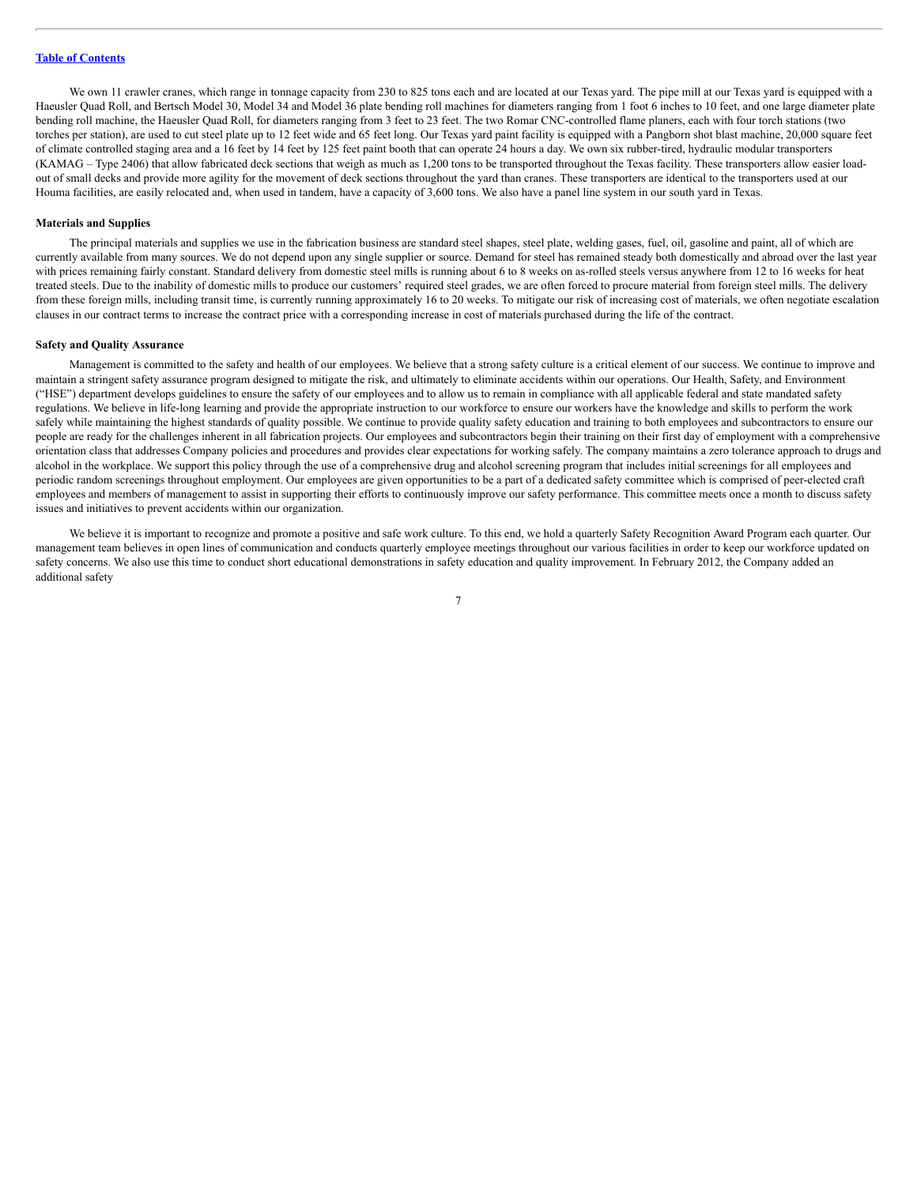We own 11 crawler cranes, which range in tonnage capacity from 230 to 825 tons each and are located at our Texas yard. The pipe mill at our Texas yard is equipped with a Haeusler Quad Roll, and Bertsch Model 30, Model 34 and Model 36 plate bending roll machines for diameters ranging from 1 foot 6 inches to 10 feet, and one large diameter plate bending roll machine, the Haeusler Quad Roll, for diameters ranging from 3 feet to 23 feet. The two Romar CNC-controlled flame planers, each with four torch stations (two torches per station), are used to cut steel plate up to 12 feet wide and 65 feet long. Our Texas yard paint facility is equipped with a Pangborn shot blast machine, 20,000 square feet of climate controlled staging area and a 16 feet by 14 feet by 125 feet paint booth that can operate 24 hours a day. We own six rubber-tired, hydraulic modular transporters (KAMAG – Type 2406) that allow fabricated deck sections that weigh as much as 1,200 tons to be transported throughout the Texas facility. These transporters allow easier load-out of small decks and provide more agility for the movement of deck sections throughout the yard than cranes. These transporters are identical to the transporters used at our Houma facilities, are easily relocated and, when used in tandem, have a capacity of 3,600 tons. We also have a panel line system in our south yard in Texas.

**Materials and Supplies**

The principal materials and supplies we use in the fabrication business are standard steel shapes, steel plate, welding gases, fuel, oil, gasoline and paint, all of which are currently available from many sources. We do not depend upon any single supplier or source. Demand for steel has remained steady both domestically and abroad over the last year with prices remaining fairly constant. Standard delivery from domestic steel mills is running about 6 to 8 weeks on as-rolled steels versus anywhere from 12 to 16 weeks for heat treated steels. Due to the inability of domestic mills to produce our customers' required steel grades, we are often forced to procure material from foreign steel mills. The delivery from these foreign mills, including transit time, is currently running approximately 16 to 20 weeks. To mitigate our risk of increasing cost of materials, we often negotiate escalation clauses in our contract terms to increase the contract price with a corresponding increase in cost of materials purchased during the life of the contract.

**Safety and Quality Assurance**

Management is committed to the safety and health of our employees. We believe that a strong safety culture is a critical element of our success. We continue to improve and maintain a stringent safety assurance program designed to mitigate the risk, and ultimately to eliminate accidents within our operations. Our Health, Safety, and Environment ("HSE") department develops guidelines to ensure the safety of our employees and to allow us to remain in compliance with all applicable federal and state mandated safety regulations. We believe in life-long learning and provide the appropriate instruction to our workforce to ensure our workers have the knowledge and skills to perform the work safely while maintaining the highest standards of quality possible. We continue to provide quality safety education and training to both employees and subcontractors to ensure our people are ready for the challenges inherent in all fabrication projects. Our employees and subcontractors begin their training on their first day of employment with a comprehensive orientation class that addresses Company policies and procedures and provides clear expectations for working safely. The company maintains a zero tolerance approach to drugs and alcohol in the workplace. We support this policy through the use of a comprehensive drug and alcohol screening program that includes initial screenings for all employees and periodic random screenings throughout employment. Our employees are given opportunities to be a part of a dedicated safety committee which is comprised of peer-elected craft employees and members of management to assist in supporting their efforts to continuously improve our safety performance. This committee meets once a month to discuss safety issues and initiatives to prevent accidents within our organization.

We believe it is important to recognize and promote a positive and safe work culture. To this end, we hold a quarterly Safety Recognition Award Program each quarter. Our management team believes in open lines of communication and conducts quarterly employee meetings throughout our various facilities in order to keep our workforce updated on safety concerns. We also use this time to conduct short educational demonstrations in safety education and quality improvement. In February 2012, the Company added an additional safety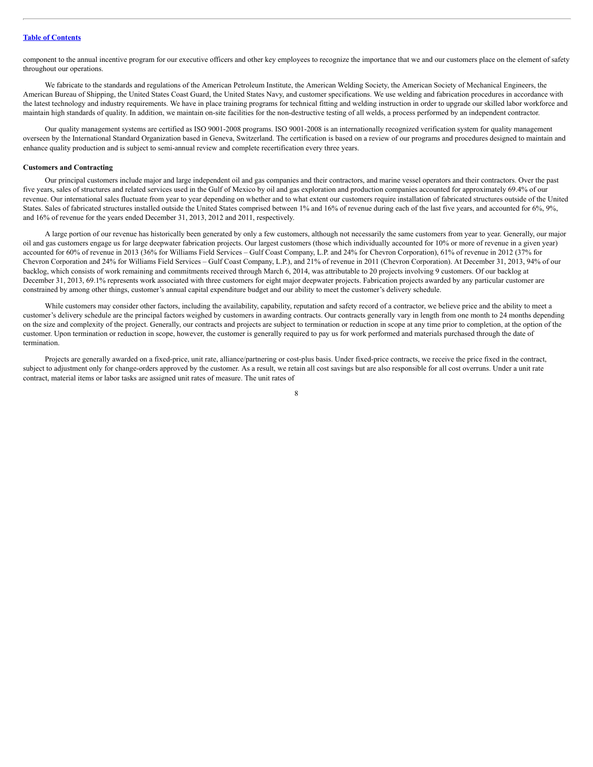component to the annual incentive program for our executive officers and other key employees to recognize the importance that we and our customers place on the element of safety throughout our operations.

We fabricate to the standards and regulations of the American Petroleum Institute, the American Welding Society, the American Society of Mechanical Engineers, the American Bureau of Shipping, the United States Coast Guard, the United States Navy, and customer specifications. We use welding and fabrication procedures in accordance with the latest technology and industry requirements. We have in place training programs for technical fitting and welding instruction in order to upgrade our skilled labor workforce and maintain high standards of quality. In addition, we maintain on-site facilities for the non-destructive testing of all welds, a process performed by an independent contractor.

Our quality management systems are certified as ISO 9001-2008 programs. ISO 9001-2008 is an internationally recognized verification system for quality management overseen by the International Standard Organization based in Geneva, Switzerland. The certification is based on a review of our programs and procedures designed to maintain and enhance quality production and is subject to semi-annual review and complete recertification every three years.

**Customers and Contracting**

Our principal customers include major and large independent oil and gas companies and their contractors, and marine vessel operators and their contractors. Over the past five years, sales of structures and related services used in the Gulf of Mexico by oil and gas exploration and production companies accounted for approximately 69.4% of our revenue. Our international sales fluctuate from year to year depending on whether and to what extent our customers require installation of fabricated structures outside of the United States. Sales of fabricated structures installed outside the United States comprised between 1% and 16% of revenue during each of the last five years, and accounted for 6%, 9%, and 16% of revenue for the years ended December 31, 2013, 2012 and 2011, respectively.

A large portion of our revenue has historically been generated by only a few customers, although not necessarily the same customers from year to year. Generally, our major oil and gas customers engage us for large deepwater fabrication projects. Our largest customers (those which individually accounted for 10% or more of revenue in a given year) accounted for 60% of revenue in 2013 (36% for Williams Field Services – Gulf Coast Company, L.P. and 24% for Chevron Corporation), 61% of revenue in 2012 (37% for Chevron Corporation and 24% for Williams Field Services – Gulf Coast Company, L.P.), and 21% of revenue in 2011 (Chevron Corporation). At December 31, 2013, 94% of our backlog, which consists of work remaining and commitments received through March 6, 2014, was attributable to 20 projects involving 9 customers. Of our backlog at December 31, 2013, 69.1% represents work associated with three customers for eight major deepwater projects. Fabrication projects awarded by any particular customer are constrained by among other things, customer's annual capital expenditure budget and our ability to meet the customer's delivery schedule.

While customers may consider other factors, including the availability, capability, reputation and safety record of a contractor, we believe price and the ability to meet a customer's delivery schedule are the principal factors weighed by customers in awarding contracts. Our contracts generally vary in length from one month to 24 months depending on the size and complexity of the project. Generally, our contracts and projects are subject to termination or reduction in scope at any time prior to completion, at the option of the customer. Upon termination or reduction in scope, however, the customer is generally required to pay us for work performed and materials purchased through the date of termination.

Projects are generally awarded on a fixed-price, unit rate, alliance/partnering or cost-plus basis. Under fixed-price contracts, we receive the price fixed in the contract, subject to adjustment only for change-orders approved by the customer. As a result, we retain all cost savings but are also responsible for all cost overruns. Under a unit rate contract, material items or labor tasks are assigned unit rates of measure. The unit rates of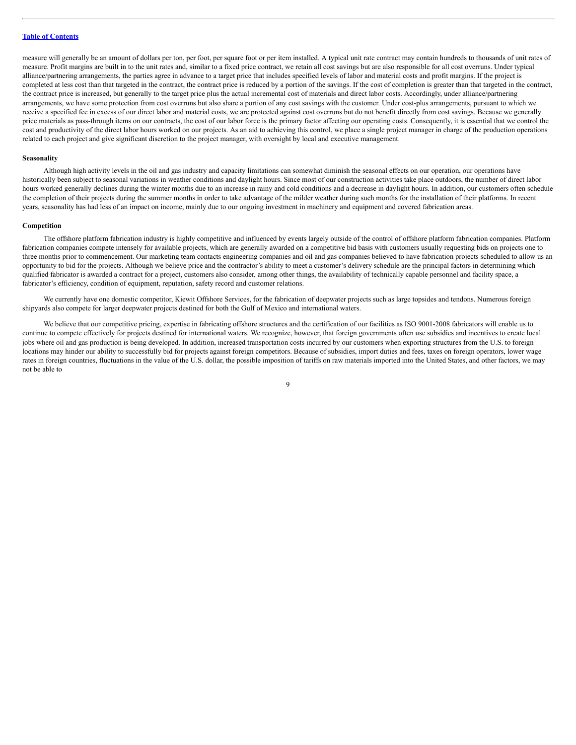measure will generally be an amount of dollars per ton, per foot, per square foot or per item installed. A typical unit rate contract may contain hundreds to thousands of unit rates of measure. Profit margins are built in to the unit rates and, similar to a fixed price contract, we retain all cost savings but are also responsible for all cost overruns. Under typical alliance/partnering arrangements, the parties agree in advance to a target price that includes specified levels of labor and material costs and profit margins. If the project is completed at less cost than that targeted in the contract, the contract price is reduced by a portion of the savings. If the cost of completion is greater than that targeted in the contract, the contract price is increased, but generally to the target price plus the actual incremental cost of materials and direct labor costs. Accordingly, under alliance/partnering arrangements, we have some protection from cost overruns but also share a portion of any cost savings with the customer. Under cost-plus arrangements, pursuant to which we receive a specified fee in excess of our direct labor and material costs, we are protected against cost overruns but do not benefit directly from cost savings. Because we generally price materials as pass-through items on our contracts, the cost of our labor force is the primary factor affecting our operating costs. Consequently, it is essential that we control the cost and productivity of the direct labor hours worked on our projects. As an aid to achieving this control, we place a single project manager in charge of the production operations related to each project and give significant discretion to the project manager, with oversight by local and executive management.

**Seasonality**

Although high activity levels in the oil and gas industry and capacity limitations can somewhat diminish the seasonal effects on our operation, our operations have historically been subject to seasonal variations in weather conditions and daylight hours. Since most of our construction activities take place outdoors, the number of direct labor hours worked generally declines during the winter months due to an increase in rainy and cold conditions and a decrease in daylight hours. In addition, our customers often schedule the completion of their projects during the summer months in order to take advantage of the milder weather during such months for the installation of their platforms. In recent years, seasonality has had less of an impact on income, mainly due to our ongoing investment in machinery and equipment and covered fabrication areas.

**Competition**

The offshore platform fabrication industry is highly competitive and influenced by events largely outside of the control of offshore platform fabrication companies. Platform fabrication companies compete intensely for available projects, which are generally awarded on a competitive bid basis with customers usually requesting bids on projects one to three months prior to commencement. Our marketing team contacts engineering companies and oil and gas companies believed to have fabrication projects scheduled to allow us an opportunity to bid for the projects. Although we believe price and the contractor's ability to meet a customer's delivery schedule are the principal factors in determining which qualified fabricator is awarded a contract for a project, customers also consider, among other things, the availability of technically capable personnel and facility space, a fabricator's efficiency, condition of equipment, reputation, safety record and customer relations.

We currently have one domestic competitor, Kiewit Offshore Services, for the fabrication of deepwater projects such as large topsides and tendons. Numerous foreign shipyards also compete for larger deepwater projects destined for both the Gulf of Mexico and international waters.

We believe that our competitive pricing, expertise in fabricating offshore structures and the certification of our facilities as ISO 9001-2008 fabricators will enable us to continue to compete effectively for projects destined for international waters. We recognize, however, that foreign governments often use subsidies and incentives to create local jobs where oil and gas production is being developed. In addition, increased transportation costs incurred by our customers when exporting structures from the U.S. to foreign locations may hinder our ability to successfully bid for projects against foreign competitors. Because of subsidies, import duties and fees, taxes on foreign operators, lower wage rates in foreign countries, fluctuations in the value of the U.S. dollar, the possible imposition of tariffs on raw materials imported into the United States, and other factors, we may not be able to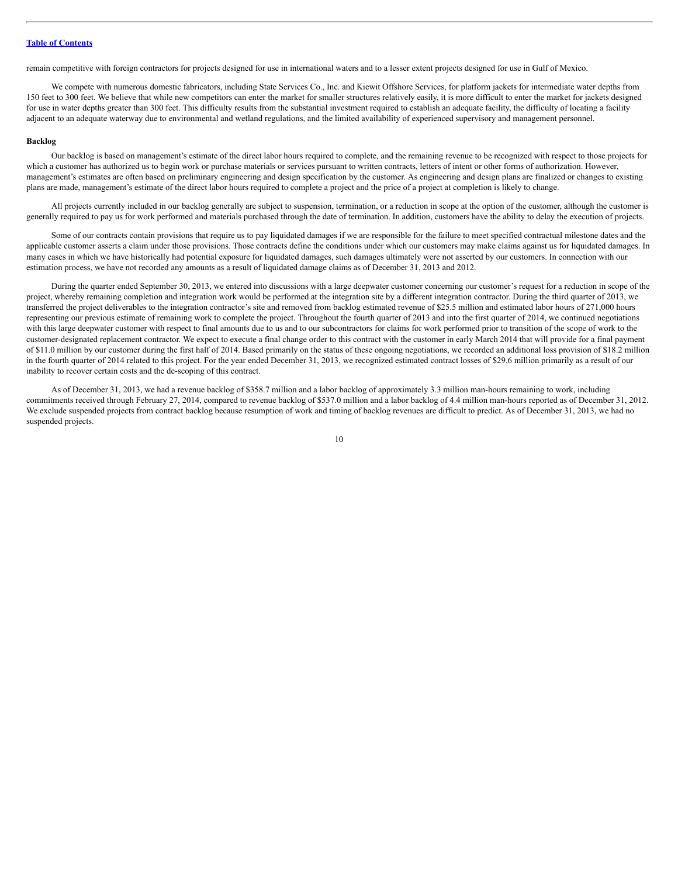remain competitive with foreign contractors for projects designed for use in international waters and to a lesser extent projects designed for use in Gulf of Mexico.

We compete with numerous domestic fabricators, including State Services Co., Inc. and Kiewit Offshore Services, for platform jackets for intermediate water depths from 150 feet to 300 feet. We believe that while new competitors can enter the market for smaller structures relatively easily, it is more difficult to enter the market for jackets designed for use in water depths greater than 300 feet. This difficulty results from the substantial investment required to establish an adequate facility, the difficulty of locating a facility adjacent to an adequate waterway due to environmental and wetland regulations, and the limited availability of experienced supervisory and management personnel.

**Backlog**

Our backlog is based on management's estimate of the direct labor hours required to complete, and the remaining revenue to be recognized with respect to those projects for which a customer has authorized us to begin work or purchase materials or services pursuant to written contracts, letters of intent or other forms of authorization. However, management's estimates are often based on preliminary engineering and design specification by the customer. As engineering and design plans are finalized or changes to existing plans are made, management's estimate of the direct labor hours required to complete a project and the price of a project at completion is likely to change.

All projects currently included in our backlog generally are subject to suspension, termination, or a reduction in scope at the option of the customer, although the customer is generally required to pay us for work performed and materials purchased through the date of termination. In addition, customers have the ability to delay the execution of projects.

Some of our contracts contain provisions that require us to pay liquidated damages if we are responsible for the failure to meet specified contractual milestone dates and the applicable customer asserts a claim under those provisions. Those contracts define the conditions under which our customers may make claims against us for liquidated damages. In many cases in which we have historically had potential exposure for liquidated damages, such damages ultimately were not asserted by our customers. In connection with our estimation process, we have not recorded any amounts as a result of liquidated damage claims as of December 31, 2013 and 2012.

During the quarter ended September 30, 2013, we entered into discussions with a large deepwater customer concerning our customer's request for a reduction in scope of the project, whereby remaining completion and integration work would be performed at the integration site by a different integration contractor. During the third quarter of 2013, we transferred the project deliverables to the integration contractor's site and removed from backlog estimated revenue of $25.5 million and estimated labor hours of 271,000 hours representing our previous estimate of remaining work to complete the project. Throughout the fourth quarter of 2013 and into the first quarter of 2014, we continued negotiations with this large deepwater customer with respect to final amounts due to us and to our subcontractors for claims for work performed prior to transition of the scope of work to the customer-designated replacement contractor. We expect to execute a final change order to this contract with the customer in early March 2014 that will provide for a final payment of $11.0 million by our customer during the first half of 2014. Based primarily on the status of these ongoing negotiations, we recorded an additional loss provision of $18.2 million in the fourth quarter of 2014 related to this project. For the year ended December 31, 2013, we recognized estimated contract losses of $29.6 million primarily as a result of our inability to recover certain costs and the de-scoping of this contract.

As of December 31, 2013, we had a revenue backlog of $358.7 million and a labor backlog of approximately 3.3 million man-hours remaining to work, including commitments received through February 27, 2014, compared to revenue backlog of $537.0 million and a labor backlog of 4.4 million man-hours reported as of December 31, 2012. We exclude suspended projects from contract backlog because resumption of work and timing of backlog revenues are difficult to predict. As of December 31, 2013, we had no suspended projects.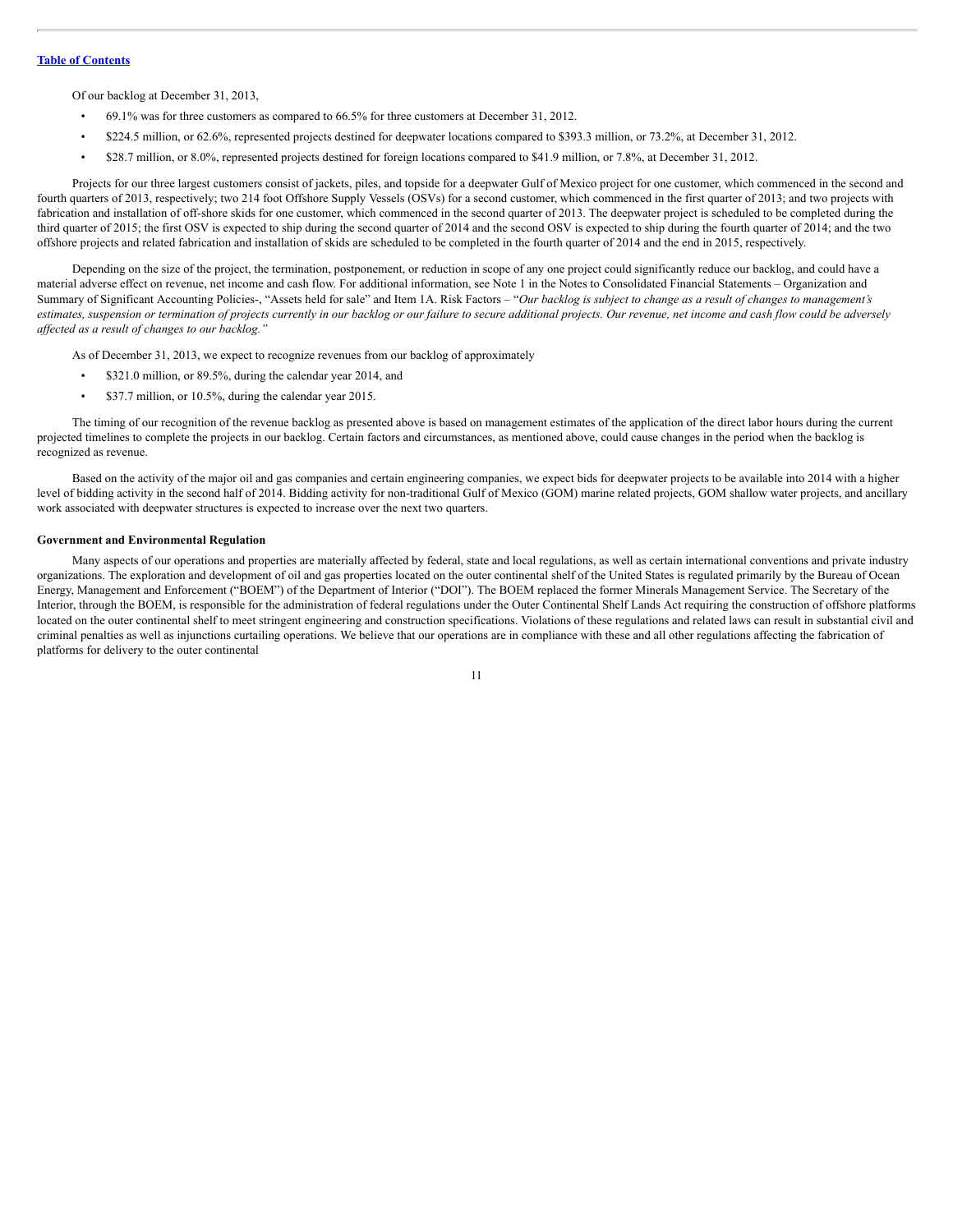[Table of Contents](#)

Of our backlog at December 31, 2013,

- 69.1% was for three customers as compared to 66.5% for three customers at December 31, 2012.
- $224.5 million, or 62.6%, represented projects destined for deepwater locations compared to $393.3 million, or 73.2%, at December 31, 2012.
- $28.7 million, or 8.0%, represented projects destined for foreign locations compared to $41.9 million, or 7.8%, at December 31, 2012.

Projects for our three largest customers consist of jackets, piles, and topside for a deepwater Gulf of Mexico project for one customer, which commenced in the second and fourth quarters of 2013, respectively; two 214 foot Offshore Supply Vessels (OSVs) for a second customer, which commenced in the first quarter of 2013; and two projects with fabrication and installation of off-shore skids for one customer, which commenced in the second quarter of 2013. The deepwater project is scheduled to be completed during the third quarter of 2015; the first OSV is expected to ship during the second quarter of 2014 and the second OSV is expected to ship during the fourth quarter of 2014; and the two offshore projects and related fabrication and installation of skids are scheduled to be completed in the fourth quarter of 2014 and the end in 2015, respectively.

Depending on the size of the project, the termination, postponement, or reduction in scope of any one project could significantly reduce our backlog, and could have a material adverse effect on revenue, net income and cash flow. For additional information, see Note 1 in the Notes to Consolidated Financial Statements – Organization and Summary of Significant Accounting Policies-, "Assets held for sale" and Item 1A. Risk Factors – "*Our backlog is subject to change as a result of changes to management's estimates, suspension or termination of projects currently in our backlog or our failure to secure additional projects. Our revenue, net income and cash flow could be adversely affected as a result of changes to our backlog.*"

As of December 31, 2013, we expect to recognize revenues from our backlog of approximately

- $321.0 million, or 89.5%, during the calendar year 2014, and
- $37.7 million, or 10.5%, during the calendar year 2015.

The timing of our recognition of the revenue backlog as presented above is based on management estimates of the application of the direct labor hours during the current projected timelines to complete the projects in our backlog. Certain factors and circumstances, as mentioned above, could cause changes in the period when the backlog is recognized as revenue.

Based on the activity of the major oil and gas companies and certain engineering companies, we expect bids for deepwater projects to be available into 2014 with a higher level of bidding activity in the second half of 2014. Bidding activity for non-traditional Gulf of Mexico (GOM) marine related projects, GOM shallow water projects, and ancillary work associated with deepwater structures is expected to increase over the next two quarters.

**Government and Environmental Regulation**

Many aspects of our operations and properties are materially affected by federal, state and local regulations, as well as certain international conventions and private industry organizations. The exploration and development of oil and gas properties located on the outer continental shelf of the United States is regulated primarily by the Bureau of Ocean Energy, Management and Enforcement ("BOEM") of the Department of Interior ("DOI"). The BOEM replaced the former Minerals Management Service. The Secretary of the Interior, through the BOEM, is responsible for the administration of federal regulations under the Outer Continental Shelf Lands Act requiring the construction of offshore platforms located on the outer continental shelf to meet stringent engineering and construction specifications. Violations of these regulations and related laws can result in substantial civil and criminal penalties as well as injunctions curtailing operations. We believe that our operations are in compliance with these and all other regulations affecting the fabrication of platforms for delivery to the outer continental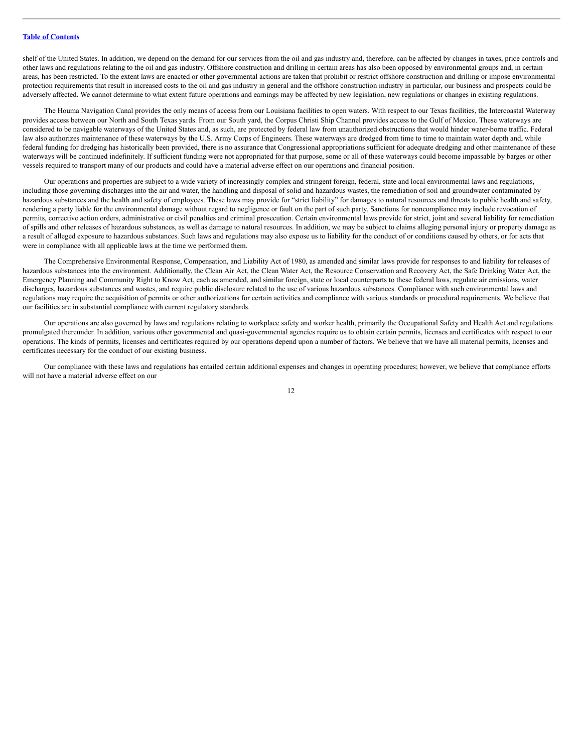shelf of the United States. In addition, we depend on the demand for our services from the oil and gas industry and, therefore, can be affected by changes in taxes, price controls and other laws and regulations relating to the oil and gas industry. Offshore construction and drilling in certain areas has also been opposed by environmental groups and, in certain areas, has been restricted. To the extent laws are enacted or other governmental actions are taken that prohibit or restrict offshore construction and drilling or impose environmental protection requirements that result in increased costs to the oil and gas industry in general and the offshore construction industry in particular, our business and prospects could be adversely affected. We cannot determine to what extent future operations and earnings may be affected by new legislation, new regulations or changes in existing regulations.

The Houma Navigation Canal provides the only means of access from our Louisiana facilities to open waters. With respect to our Texas facilities, the Intercoastal Waterway provides access between our North and South Texas yards. From our South yard, the Corpus Christi Ship Channel provides access to the Gulf of Mexico. These waterways are considered to be navigable waterways of the United States and, as such, are protected by federal law from unauthorized obstructions that would hinder water-borne traffic. Federal law also authorizes maintenance of these waterways by the U.S. Army Corps of Engineers. These waterways are dredged from time to time to maintain water depth and, while federal funding for dredging has historically been provided, there is no assurance that Congressional appropriations sufficient for adequate dredging and other maintenance of these waterways will be continued indefinitely. If sufficient funding were not appropriated for that purpose, some or all of these waterways could become impassable by barges or other vessels required to transport many of our products and could have a material adverse effect on our operations and financial position.

Our operations and properties are subject to a wide variety of increasingly complex and stringent foreign, federal, state and local environmental laws and regulations, including those governing discharges into the air and water, the handling and disposal of solid and hazardous wastes, the remediation of soil and groundwater contaminated by hazardous substances and the health and safety of employees. These laws may provide for "strict liability" for damages to natural resources and threats to public health and safety, rendering a party liable for the environmental damage without regard to negligence or fault on the part of such party. Sanctions for noncompliance may include revocation of permits, corrective action orders, administrative or civil penalties and criminal prosecution. Certain environmental laws provide for strict, joint and several liability for remediation of spills and other releases of hazardous substances, as well as damage to natural resources. In addition, we may be subject to claims alleging personal injury or property damage as a result of alleged exposure to hazardous substances. Such laws and regulations may also expose us to liability for the conduct of or conditions caused by others, or for acts that were in compliance with all applicable laws at the time we performed them.

The Comprehensive Environmental Response, Compensation, and Liability Act of 1980, as amended and similar laws provide for responses to and liability for releases of hazardous substances into the environment. Additionally, the Clean Air Act, the Clean Water Act, the Resource Conservation and Recovery Act, the Safe Drinking Water Act, the Emergency Planning and Community Right to Know Act, each as amended, and similar foreign, state or local counterparts to these federal laws, regulate air emissions, water discharges, hazardous substances and wastes, and require public disclosure related to the use of various hazardous substances. Compliance with such environmental laws and regulations may require the acquisition of permits or other authorizations for certain activities and compliance with various standards or procedural requirements. We believe that our facilities are in substantial compliance with current regulatory standards.

Our operations are also governed by laws and regulations relating to workplace safety and worker health, primarily the Occupational Safety and Health Act and regulations promulgated thereunder. In addition, various other governmental and quasi-governmental agencies require us to obtain certain permits, licenses and certificates with respect to our operations. The kinds of permits, licenses and certificates required by our operations depend upon a number of factors. We believe that we have all material permits, licenses and certificates necessary for the conduct of our existing business.

Our compliance with these laws and regulations has entailed certain additional expenses and changes in operating procedures; however, we believe that compliance efforts will not have a material adverse effect on our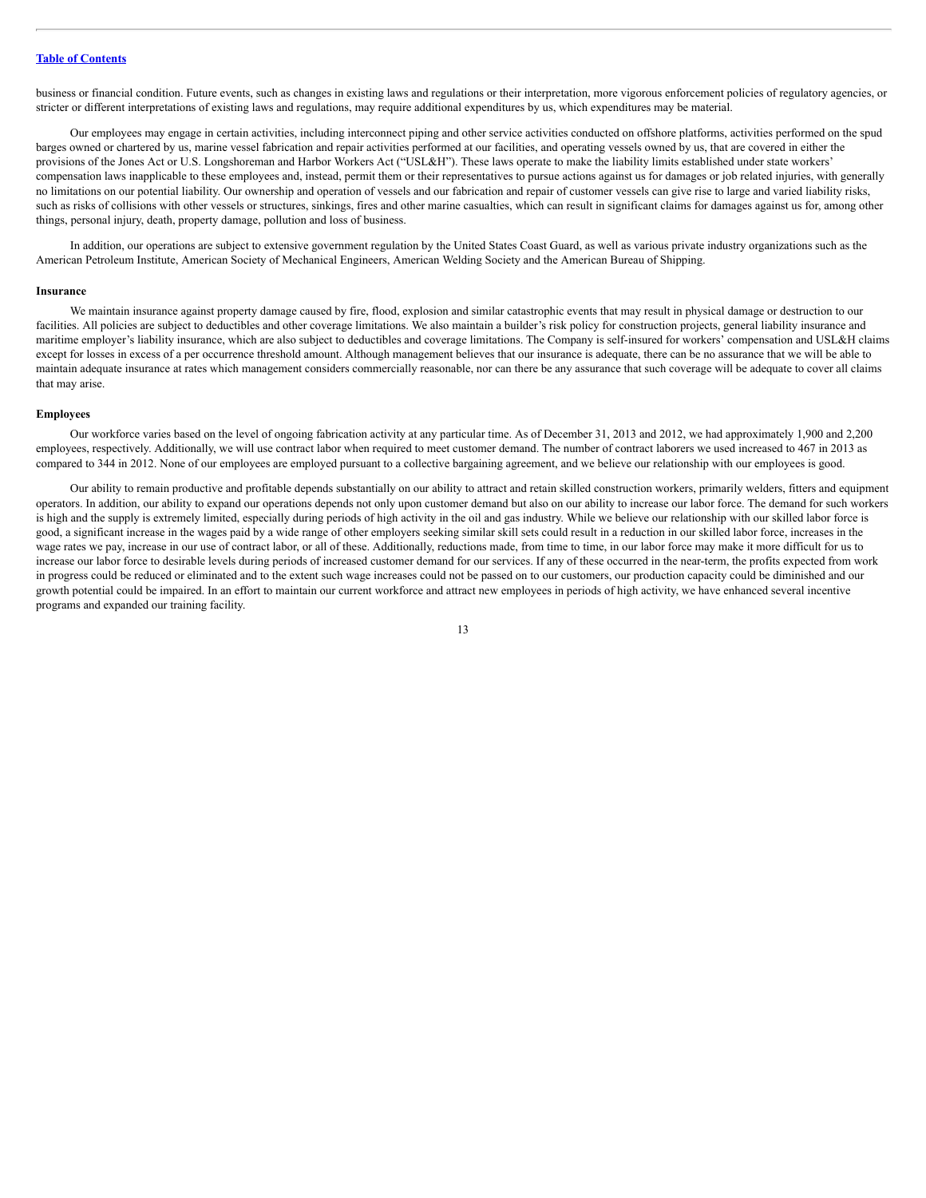business or financial condition. Future events, such as changes in existing laws and regulations or their interpretation, more vigorous enforcement policies of regulatory agencies, or stricter or different interpretations of existing laws and regulations, may require additional expenditures by us, which expenditures may be material.

Our employees may engage in certain activities, including interconnect piping and other service activities conducted on offshore platforms, activities performed on the spud barges owned or chartered by us, marine vessel fabrication and repair activities performed at our facilities, and operating vessels owned by us, that are covered in either the provisions of the Jones Act or U.S. Longshoreman and Harbor Workers Act ("USL&H"). These laws operate to make the liability limits established under state workers' compensation laws inapplicable to these employees and, instead, permit them or their representatives to pursue actions against us for damages or job related injuries, with generally no limitations on our potential liability. Our ownership and operation of vessels and our fabrication and repair of customer vessels can give rise to large and varied liability risks, such as risks of collisions with other vessels or structures, sinkings, fires and other marine casualties, which can result in significant claims for damages against us for, among other things, personal injury, death, property damage, pollution and loss of business.

In addition, our operations are subject to extensive government regulation by the United States Coast Guard, as well as various private industry organizations such as the American Petroleum Institute, American Society of Mechanical Engineers, American Welding Society and the American Bureau of Shipping.

**Insurance**

We maintain insurance against property damage caused by fire, flood, explosion and similar catastrophic events that may result in physical damage or destruction to our facilities. All policies are subject to deductibles and other coverage limitations. We also maintain a builder's risk policy for construction projects, general liability insurance and maritime employer's liability insurance, which are also subject to deductibles and coverage limitations. The Company is self-insured for workers' compensation and USL&H claims except for losses in excess of a per occurrence threshold amount. Although management believes that our insurance is adequate, there can be no assurance that we will be able to maintain adequate insurance at rates which management considers commercially reasonable, nor can there be any assurance that such coverage will be adequate to cover all claims that may arise.

**Employees**

Our workforce varies based on the level of ongoing fabrication activity at any particular time. As of December 31, 2013 and 2012, we had approximately 1,900 and 2,200 employees, respectively. Additionally, we will use contract labor when required to meet customer demand. The number of contract laborers we used increased to 467 in 2013 as compared to 344 in 2012. None of our employees are employed pursuant to a collective bargaining agreement, and we believe our relationship with our employees is good.

Our ability to remain productive and profitable depends substantially on our ability to attract and retain skilled construction workers, primarily welders, fitters and equipment operators. In addition, our ability to expand our operations depends not only upon customer demand but also on our ability to increase our labor force. The demand for such workers is high and the supply is extremely limited, especially during periods of high activity in the oil and gas industry. While we believe our relationship with our skilled labor force is good, a significant increase in the wages paid by a wide range of other employers seeking similar skill sets could result in a reduction in our skilled labor force, increases in the wage rates we pay, increase in our use of contract labor, or all of these. Additionally, reductions made, from time to time, in our labor force may make it more difficult for us to increase our labor force to desirable levels during periods of increased customer demand for our services. If any of these occurred in the near-term, the profits expected from work in progress could be reduced or eliminated and to the extent such wage increases could not be passed on to our customers, our production capacity could be diminished and our growth potential could be impaired. In an effort to maintain our current workforce and attract new employees in periods of high activity, we have enhanced several incentive programs and expanded our training facility.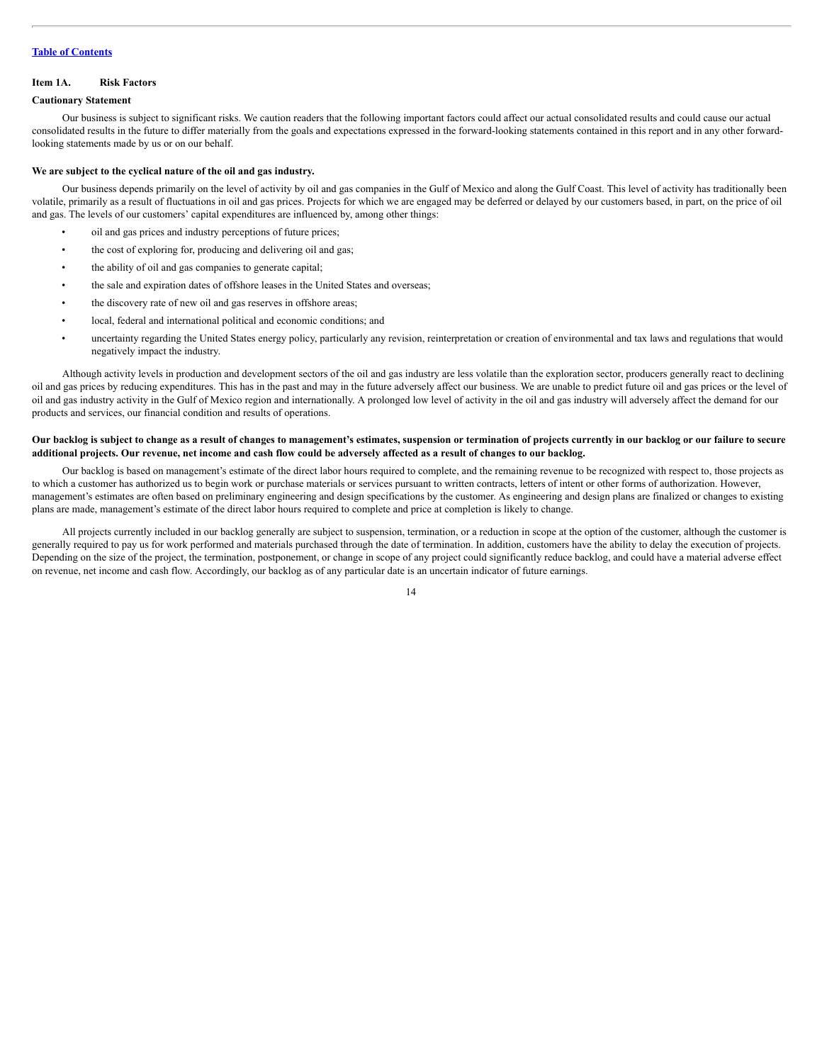[Table of Contents](#)

## Item 1A. Risk Factors

**Cautionary Statement**

Our business is subject to significant risks. We caution readers that the following important factors could affect our actual consolidated results and could cause our actual consolidated results in the future to differ materially from the goals and expectations expressed in the forward-looking statements contained in this report and in any other forward-looking statements made by us or on our behalf.

**We are subject to the cyclical nature of the oil and gas industry.**

Our business depends primarily on the level of activity by oil and gas companies in the Gulf of Mexico and along the Gulf Coast. This level of activity has traditionally been volatile, primarily as a result of fluctuations in oil and gas prices. Projects for which we are engaged may be deferred or delayed by our customers based, in part, on the price of oil and gas. The levels of our customers' capital expenditures are influenced by, among other things:

- oil and gas prices and industry perceptions of future prices;
- the cost of exploring for, producing and delivering oil and gas;
- the ability of oil and gas companies to generate capital;
- the sale and expiration dates of offshore leases in the United States and overseas;
- the discovery rate of new oil and gas reserves in offshore areas;
- local, federal and international political and economic conditions; and
- uncertainty regarding the United States energy policy, particularly any revision, reinterpretation or creation of environmental and tax laws and regulations that would negatively impact the industry.

Although activity levels in production and development sectors of the oil and gas industry are less volatile than the exploration sector, producers generally react to declining oil and gas prices by reducing expenditures. This has in the past and may in the future adversely affect our business. We are unable to predict future oil and gas prices or the level of oil and gas industry activity in the Gulf of Mexico region and internationally. A prolonged low level of activity in the oil and gas industry will adversely affect the demand for our products and services, our financial condition and results of operations.

**Our backlog is subject to change as a result of changes to management's estimates, suspension or termination of projects currently in our backlog or our failure to secure additional projects. Our revenue, net income and cash flow could be adversely affected as a result of changes to our backlog.**

Our backlog is based on management's estimate of the direct labor hours required to complete, and the remaining revenue to be recognized with respect to, those projects as to which a customer has authorized us to begin work or purchase materials or services pursuant to written contracts, letters of intent or other forms of authorization. However, management's estimates are often based on preliminary engineering and design specifications by the customer. As engineering and design plans are finalized or changes to existing plans are made, management's estimate of the direct labor hours required to complete and price at completion is likely to change.

All projects currently included in our backlog generally are subject to suspension, termination, or a reduction in scope at the option of the customer, although the customer is generally required to pay us for work performed and materials purchased through the date of termination. In addition, customers have the ability to delay the execution of projects. Depending on the size of the project, the termination, postponement, or change in scope of any project could significantly reduce backlog, and could have a material adverse effect on revenue, net income and cash flow. Accordingly, our backlog as of any particular date is an uncertain indicator of future earnings.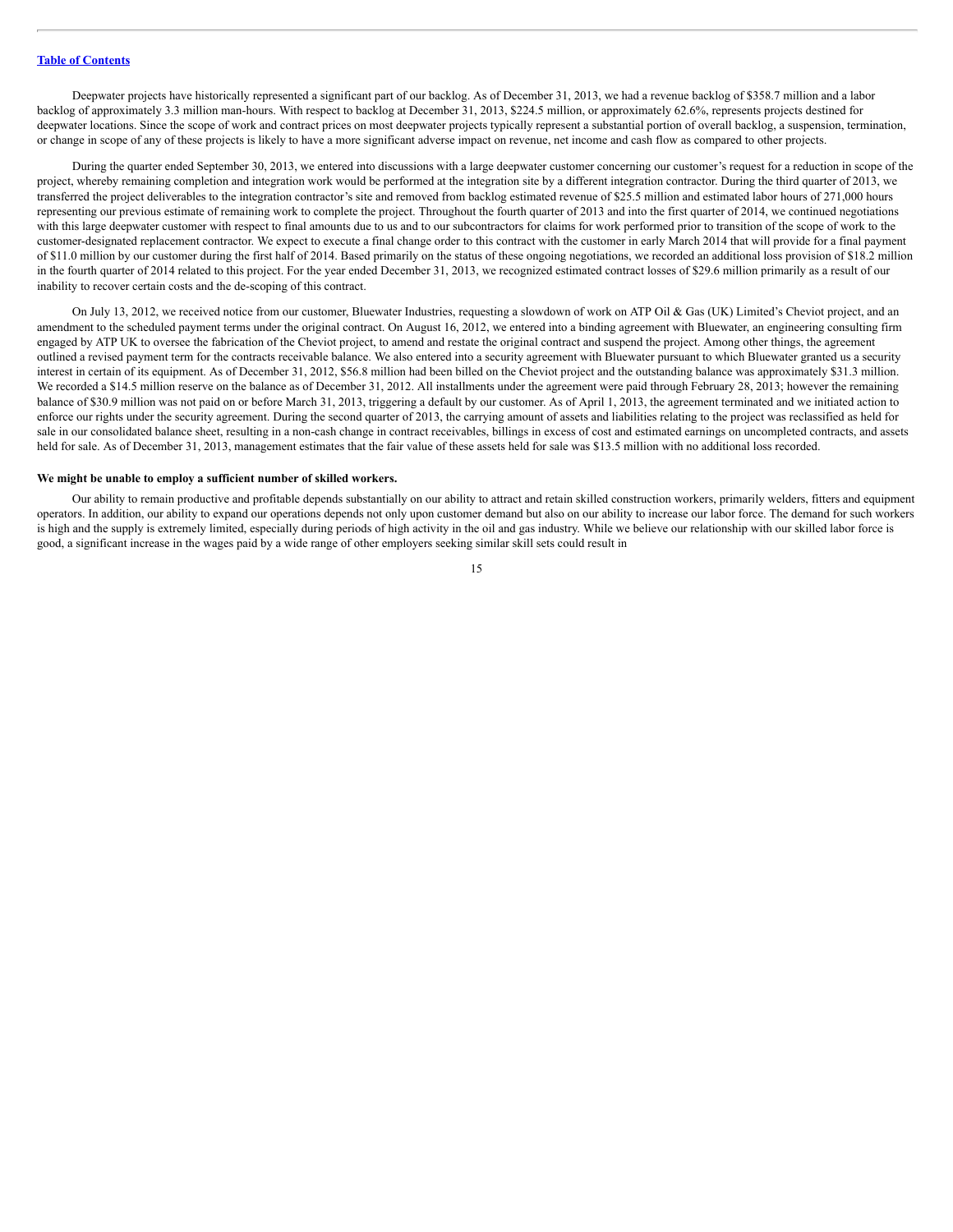Deepwater projects have historically represented a significant part of our backlog. As of December 31, 2013, we had a revenue backlog of $358.7 million and a labor backlog of approximately 3.3 million man-hours. With respect to backlog at December 31, 2013, $224.5 million, or approximately 62.6%, represents projects destined for deepwater locations. Since the scope of work and contract prices on most deepwater projects typically represent a substantial portion of overall backlog, a suspension, termination, or change in scope of any of these projects is likely to have a more significant adverse impact on revenue, net income and cash flow as compared to other projects.

During the quarter ended September 30, 2013, we entered into discussions with a large deepwater customer concerning our customer's request for a reduction in scope of the project, whereby remaining completion and integration work would be performed at the integration site by a different integration contractor. During the third quarter of 2013, we transferred the project deliverables to the integration contractor's site and removed from backlog estimated revenue of $25.5 million and estimated labor hours of 271,000 hours representing our previous estimate of remaining work to complete the project. Throughout the fourth quarter of 2013 and into the first quarter of 2014, we continued negotiations with this large deepwater customer with respect to final amounts due to us and to our subcontractors for claims for work performed prior to transition of the scope of work to the customer-designated replacement contractor. We expect to execute a final change order to this contract with the customer in early March 2014 that will provide for a final payment of $11.0 million by our customer during the first half of 2014. Based primarily on the status of these ongoing negotiations, we recorded an additional loss provision of $18.2 million in the fourth quarter of 2014 related to this project. For the year ended December 31, 2013, we recognized estimated contract losses of $29.6 million primarily as a result of our inability to recover certain costs and the de-scoping of this contract.

On July 13, 2012, we received notice from our customer, Bluewater Industries, requesting a slowdown of work on ATP Oil & Gas (UK) Limited's Cheviot project, and an amendment to the scheduled payment terms under the original contract. On August 16, 2012, we entered into a binding agreement with Bluewater, an engineering consulting firm engaged by ATP UK to oversee the fabrication of the Cheviot project, to amend and restate the original contract and suspend the project. Among other things, the agreement outlined a revised payment term for the contracts receivable balance. We also entered into a security agreement with Bluewater pursuant to which Bluewater granted us a security interest in certain of its equipment. As of December 31, 2012, $56.8 million had been billed on the Cheviot project and the outstanding balance was approximately $31.3 million. We recorded a $14.5 million reserve on the balance as of December 31, 2012. All installments under the agreement were paid through February 28, 2013; however the remaining balance of $30.9 million was not paid on or before March 31, 2013, triggering a default by our customer. As of April 1, 2013, the agreement terminated and we initiated action to enforce our rights under the security agreement. During the second quarter of 2013, the carrying amount of assets and liabilities relating to the project was reclassified as held for sale in our consolidated balance sheet, resulting in a non-cash change in contract receivables, billings in excess of cost and estimated earnings on uncompleted contracts, and assets held for sale. As of December 31, 2013, management estimates that the fair value of these assets held for sale was $13.5 million with no additional loss recorded.

**We might be unable to employ a sufficient number of skilled workers.**

Our ability to remain productive and profitable depends substantially on our ability to attract and retain skilled construction workers, primarily welders, fitters and equipment operators. In addition, our ability to expand our operations depends not only upon customer demand but also on our ability to increase our labor force. The demand for such workers is high and the supply is extremely limited, especially during periods of high activity in the oil and gas industry. While we believe our relationship with our skilled labor force is good, a significant increase in the wages paid by a wide range of other employers seeking similar skill sets could result in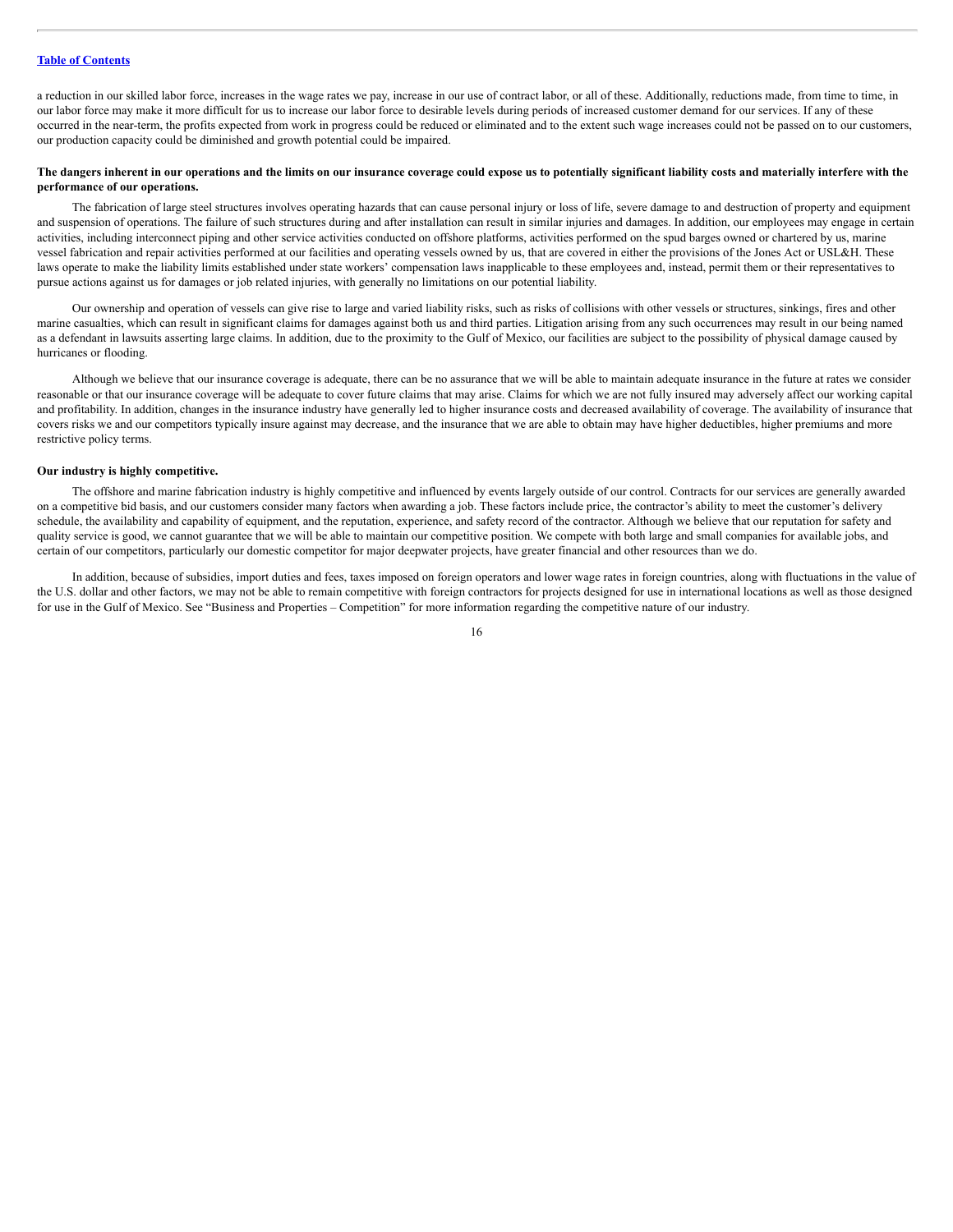a reduction in our skilled labor force, increases in the wage rates we pay, increase in our use of contract labor, or all of these. Additionally, reductions made, from time to time, in our labor force may make it more difficult for us to increase our labor force to desirable levels during periods of increased customer demand for our services. If any of these occurred in the near-term, the profits expected from work in progress could be reduced or eliminated and to the extent such wage increases could not be passed on to our customers, our production capacity could be diminished and growth potential could be impaired.

**The dangers inherent in our operations and the limits on our insurance coverage could expose us to potentially significant liability costs and materially interfere with the performance of our operations.**

The fabrication of large steel structures involves operating hazards that can cause personal injury or loss of life, severe damage to and destruction of property and equipment and suspension of operations. The failure of such structures during and after installation can result in similar injuries and damages. In addition, our employees may engage in certain activities, including interconnect piping and other service activities conducted on offshore platforms, activities performed on the spud barges owned or chartered by us, marine vessel fabrication and repair activities performed at our facilities and operating vessels owned by us, that are covered in either the provisions of the Jones Act or USL&H. These laws operate to make the liability limits established under state workers' compensation laws inapplicable to these employees and, instead, permit them or their representatives to pursue actions against us for damages or job related injuries, with generally no limitations on our potential liability.

Our ownership and operation of vessels can give rise to large and varied liability risks, such as risks of collisions with other vessels or structures, sinkings, fires and other marine casualties, which can result in significant claims for damages against both us and third parties. Litigation arising from any such occurrences may result in our being named as a defendant in lawsuits asserting large claims. In addition, due to the proximity to the Gulf of Mexico, our facilities are subject to the possibility of physical damage caused by hurricanes or flooding.

Although we believe that our insurance coverage is adequate, there can be no assurance that we will be able to maintain adequate insurance in the future at rates we consider reasonable or that our insurance coverage will be adequate to cover future claims that may arise. Claims for which we are not fully insured may adversely affect our working capital and profitability. In addition, changes in the insurance industry have generally led to higher insurance costs and decreased availability of coverage. The availability of insurance that covers risks we and our competitors typically insure against may decrease, and the insurance that we are able to obtain may have higher deductibles, higher premiums and more restrictive policy terms.

**Our industry is highly competitive.**

The offshore and marine fabrication industry is highly competitive and influenced by events largely outside of our control. Contracts for our services are generally awarded on a competitive bid basis, and our customers consider many factors when awarding a job. These factors include price, the contractor's ability to meet the customer's delivery schedule, the availability and capability of equipment, and the reputation, experience, and safety record of the contractor. Although we believe that our reputation for safety and quality service is good, we cannot guarantee that we will be able to maintain our competitive position. We compete with both large and small companies for available jobs, and certain of our competitors, particularly our domestic competitor for major deepwater projects, have greater financial and other resources than we do.

In addition, because of subsidies, import duties and fees, taxes imposed on foreign operators and lower wage rates in foreign countries, along with fluctuations in the value of the U.S. dollar and other factors, we may not be able to remain competitive with foreign contractors for projects designed for use in international locations as well as those designed for use in the Gulf of Mexico. See "Business and Properties – Competition" for more information regarding the competitive nature of our industry.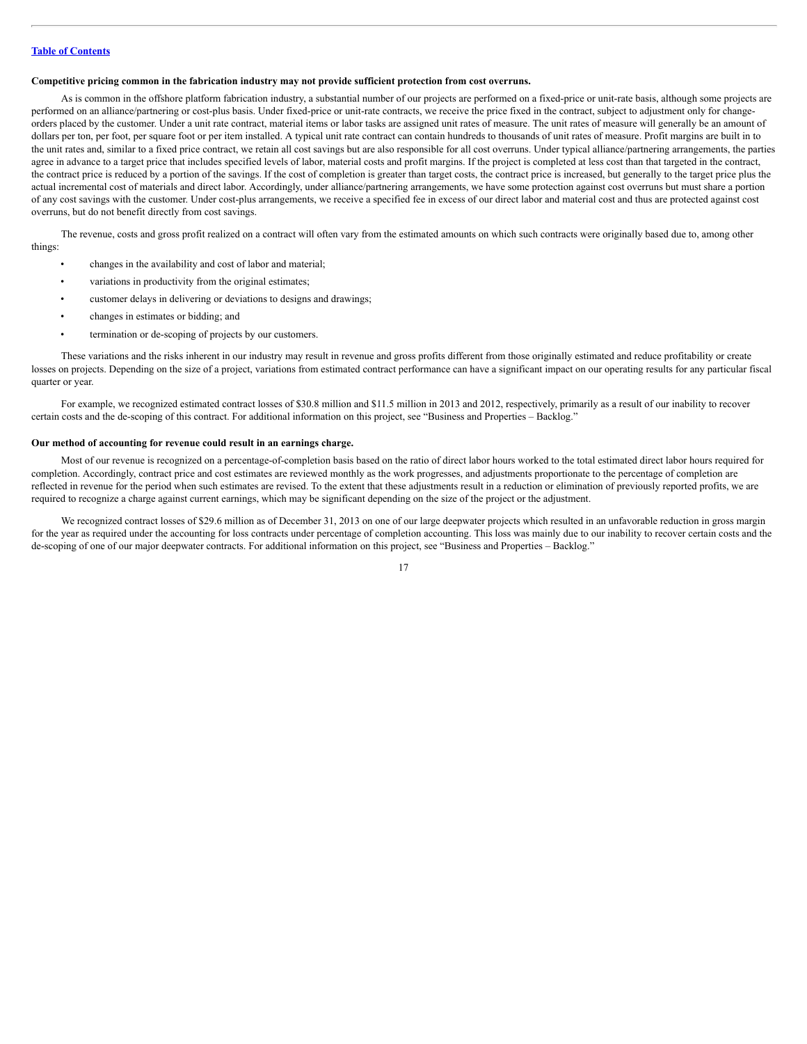**Competitive pricing common in the fabrication industry may not provide sufficient protection from cost overruns.**

As is common in the offshore platform fabrication industry, a substantial number of our projects are performed on a fixed-price or unit-rate basis, although some projects are performed on an alliance/partnering or cost-plus basis. Under fixed-price or unit-rate contracts, we receive the price fixed in the contract, subject to adjustment only for change-orders placed by the customer. Under a unit rate contract, material items or labor tasks are assigned unit rates of measure. The unit rates of measure will generally be an amount of dollars per ton, per foot, per square foot or per item installed. A typical unit rate contract can contain hundreds to thousands of unit rates of measure. Profit margins are built in to the unit rates and, similar to a fixed price contract, we retain all cost savings but are also responsible for all cost overruns. Under typical alliance/partnering arrangements, the parties agree in advance to a target price that includes specified levels of labor, material costs and profit margins. If the project is completed at less cost than that targeted in the contract, the contract price is reduced by a portion of the savings. If the cost of completion is greater than target costs, the contract price is increased, but generally to the target price plus the actual incremental cost of materials and direct labor. Accordingly, under alliance/partnering arrangements, we have some protection against cost overruns but must share a portion of any cost savings with the customer. Under cost-plus arrangements, we receive a specified fee in excess of our direct labor and material cost and thus are protected against cost overruns, but do not benefit directly from cost savings.

The revenue, costs and gross profit realized on a contract will often vary from the estimated amounts on which such contracts were originally based due to, among other things:

- changes in the availability and cost of labor and material;
- variations in productivity from the original estimates;
- customer delays in delivering or deviations to designs and drawings;
- changes in estimates or bidding; and
- termination or de-scoping of projects by our customers.

These variations and the risks inherent in our industry may result in revenue and gross profits different from those originally estimated and reduce profitability or create losses on projects. Depending on the size of a project, variations from estimated contract performance can have a significant impact on our operating results for any particular fiscal quarter or year.

For example, we recognized estimated contract losses of $30.8 million and $11.5 million in 2013 and 2012, respectively, primarily as a result of our inability to recover certain costs and the de-scoping of this contract. For additional information on this project, see "Business and Properties – Backlog."

**Our method of accounting for revenue could result in an earnings charge.**

Most of our revenue is recognized on a percentage-of-completion basis based on the ratio of direct labor hours worked to the total estimated direct labor hours required for completion. Accordingly, contract price and cost estimates are reviewed monthly as the work progresses, and adjustments proportionate to the percentage of completion are reflected in revenue for the period when such estimates are revised. To the extent that these adjustments result in a reduction or elimination of previously reported profits, we are required to recognize a charge against current earnings, which may be significant depending on the size of the project or the adjustment.

We recognized contract losses of $29.6 million as of December 31, 2013 on one of our large deepwater projects which resulted in an unfavorable reduction in gross margin for the year as required under the accounting for loss contracts under percentage of completion accounting. This loss was mainly due to our inability to recover certain costs and the de-scoping of one of our major deepwater contracts. For additional information on this project, see "Business and Properties – Backlog."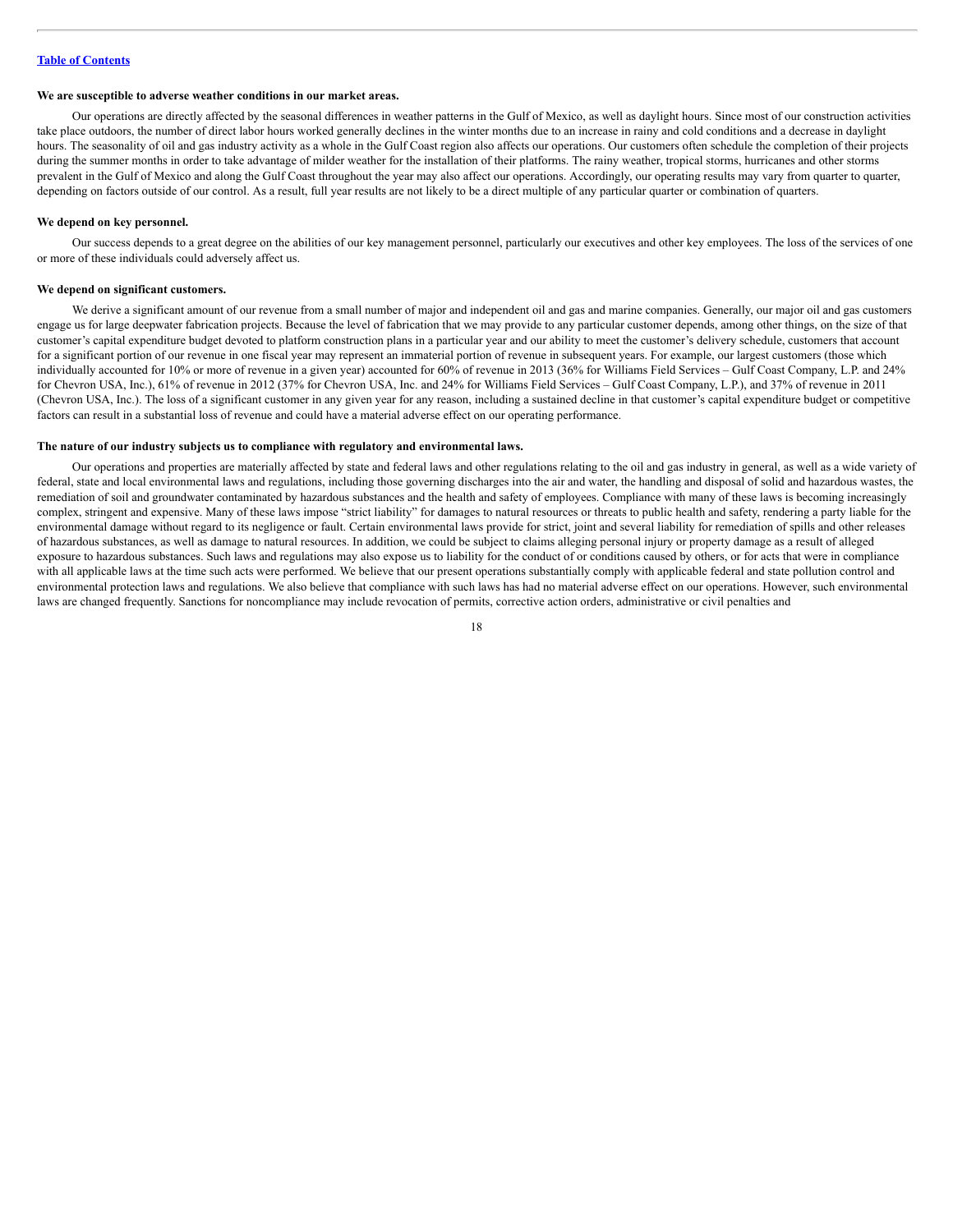**We are susceptible to adverse weather conditions in our market areas.**

Our operations are directly affected by the seasonal differences in weather patterns in the Gulf of Mexico, as well as daylight hours. Since most of our construction activities take place outdoors, the number of direct labor hours worked generally declines in the winter months due to an increase in rainy and cold conditions and a decrease in daylight hours. The seasonality of oil and gas industry activity as a whole in the Gulf Coast region also affects our operations. Our customers often schedule the completion of their projects during the summer months in order to take advantage of milder weather for the installation of their platforms. The rainy weather, tropical storms, hurricanes and other storms prevalent in the Gulf of Mexico and along the Gulf Coast throughout the year may also affect our operations. Accordingly, our operating results may vary from quarter to quarter, depending on factors outside of our control. As a result, full year results are not likely to be a direct multiple of any particular quarter or combination of quarters.

**We depend on key personnel.**

Our success depends to a great degree on the abilities of our key management personnel, particularly our executives and other key employees. The loss of the services of one or more of these individuals could adversely affect us.

**We depend on significant customers.**

We derive a significant amount of our revenue from a small number of major and independent oil and gas and marine companies. Generally, our major oil and gas customers engage us for large deepwater fabrication projects. Because the level of fabrication that we may provide to any particular customer depends, among other things, on the size of that customer's capital expenditure budget devoted to platform construction plans in a particular year and our ability to meet the customer's delivery schedule, customers that account for a significant portion of our revenue in one fiscal year may represent an immaterial portion of revenue in subsequent years. For example, our largest customers (those which individually accounted for 10% or more of revenue in a given year) accounted for 60% of revenue in 2013 (36% for Williams Field Services – Gulf Coast Company, L.P. and 24% for Chevron USA, Inc.), 61% of revenue in 2012 (37% for Chevron USA, Inc. and 24% for Williams Field Services – Gulf Coast Company, L.P.), and 37% of revenue in 2011 (Chevron USA, Inc.). The loss of a significant customer in any given year for any reason, including a sustained decline in that customer's capital expenditure budget or competitive factors can result in a substantial loss of revenue and could have a material adverse effect on our operating performance.

**The nature of our industry subjects us to compliance with regulatory and environmental laws.**

Our operations and properties are materially affected by state and federal laws and other regulations relating to the oil and gas industry in general, as well as a wide variety of federal, state and local environmental laws and regulations, including those governing discharges into the air and water, the handling and disposal of solid and hazardous wastes, the remediation of soil and groundwater contaminated by hazardous substances and the health and safety of employees. Compliance with many of these laws is becoming increasingly complex, stringent and expensive. Many of these laws impose "strict liability" for damages to natural resources or threats to public health and safety, rendering a party liable for the environmental damage without regard to its negligence or fault. Certain environmental laws provide for strict, joint and several liability for remediation of spills and other releases of hazardous substances, as well as damage to natural resources. In addition, we could be subject to claims alleging personal injury or property damage as a result of alleged exposure to hazardous substances. Such laws and regulations may also expose us to liability for the conduct of or conditions caused by others, or for acts that were in compliance with all applicable laws at the time such acts were performed. We believe that our present operations substantially comply with applicable federal and state pollution control and environmental protection laws and regulations. We also believe that compliance with such laws has had no material adverse effect on our operations. However, such environmental laws are changed frequently. Sanctions for noncompliance may include revocation of permits, corrective action orders, administrative or civil penalties and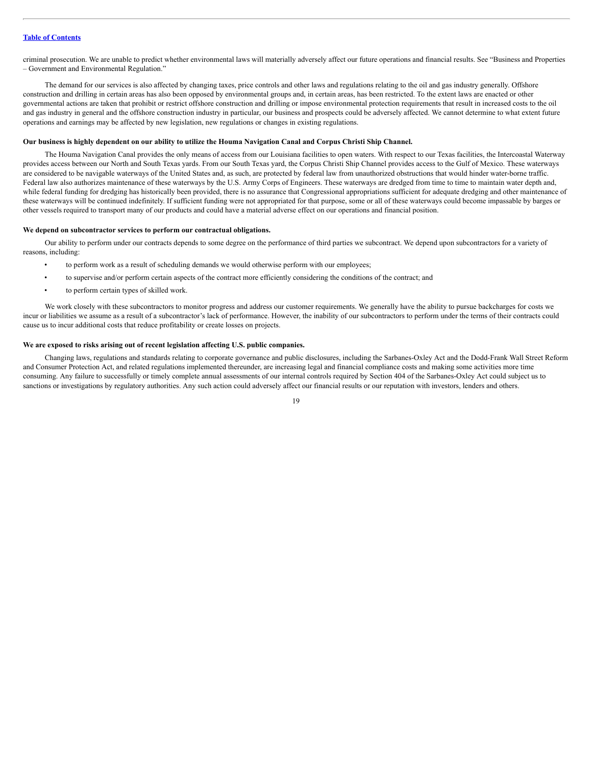criminal prosecution. We are unable to predict whether environmental laws will materially adversely affect our future operations and financial results. See "Business and Properties – Government and Environmental Regulation."

The demand for our services is also affected by changing taxes, price controls and other laws and regulations relating to the oil and gas industry generally. Offshore construction and drilling in certain areas has also been opposed by environmental groups and, in certain areas, has been restricted. To the extent laws are enacted or other governmental actions are taken that prohibit or restrict offshore construction and drilling or impose environmental protection requirements that result in increased costs to the oil and gas industry in general and the offshore construction industry in particular, our business and prospects could be adversely affected. We cannot determine to what extent future operations and earnings may be affected by new legislation, new regulations or changes in existing regulations.

**Our business is highly dependent on our ability to utilize the Houma Navigation Canal and Corpus Christi Ship Channel.**

The Houma Navigation Canal provides the only means of access from our Louisiana facilities to open waters. With respect to our Texas facilities, the Intercoastal Waterway provides access between our North and South Texas yards. From our South Texas yard, the Corpus Christi Ship Channel provides access to the Gulf of Mexico. These waterways are considered to be navigable waterways of the United States and, as such, are protected by federal law from unauthorized obstructions that would hinder water-borne traffic. Federal law also authorizes maintenance of these waterways by the U.S. Army Corps of Engineers. These waterways are dredged from time to time to maintain water depth and, while federal funding for dredging has historically been provided, there is no assurance that Congressional appropriations sufficient for adequate dredging and other maintenance of these waterways will be continued indefinitely. If sufficient funding were not appropriated for that purpose, some or all of these waterways could become impassable by barges or other vessels required to transport many of our products and could have a material adverse effect on our operations and financial position.

**We depend on subcontractor services to perform our contractual obligations.**

Our ability to perform under our contracts depends to some degree on the performance of third parties we subcontract. We depend upon subcontractors for a variety of reasons, including:

- to perform work as a result of scheduling demands we would otherwise perform with our employees;
- to supervise and/or perform certain aspects of the contract more efficiently considering the conditions of the contract; and
- to perform certain types of skilled work.

We work closely with these subcontractors to monitor progress and address our customer requirements. We generally have the ability to pursue backcharges for costs we incur or liabilities we assume as a result of a subcontractor's lack of performance. However, the inability of our subcontractors to perform under the terms of their contracts could cause us to incur additional costs that reduce profitability or create losses on projects.

**We are exposed to risks arising out of recent legislation affecting U.S. public companies.**

Changing laws, regulations and standards relating to corporate governance and public disclosures, including the Sarbanes-Oxley Act and the Dodd-Frank Wall Street Reform and Consumer Protection Act, and related regulations implemented thereunder, are increasing legal and financial compliance costs and making some activities more time consuming. Any failure to successfully or timely complete annual assessments of our internal controls required by Section 404 of the Sarbanes-Oxley Act could subject us to sanctions or investigations by regulatory authorities. Any such action could adversely affect our financial results or our reputation with investors, lenders and others.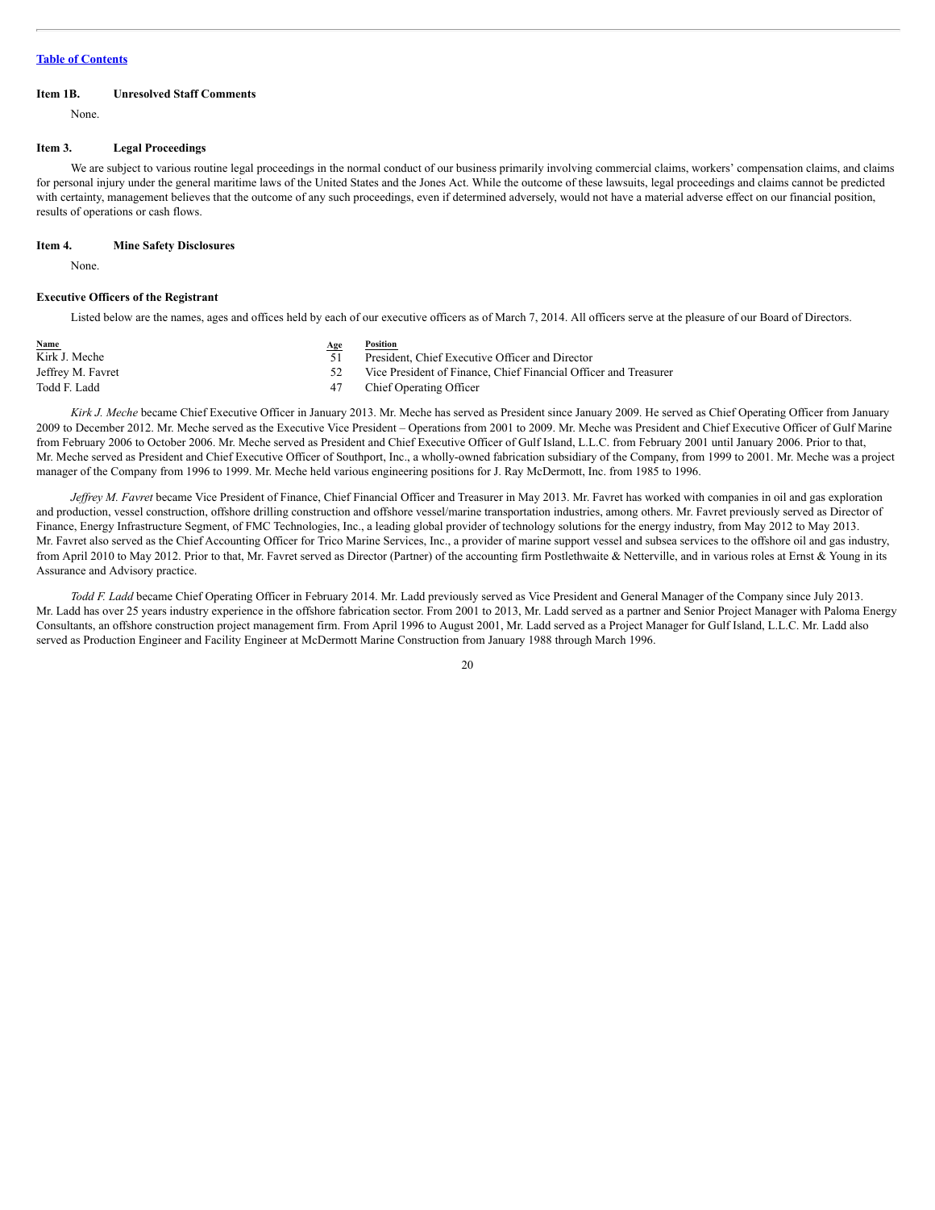[Table of Contents](#)

**Item 1B. Unresolved Staff Comments**

None.

**Item 3. Legal Proceedings**

We are subject to various routine legal proceedings in the normal conduct of our business primarily involving commercial claims, workers' compensation claims, and claims for personal injury under the general maritime laws of the United States and the Jones Act. While the outcome of these lawsuits, legal proceedings and claims cannot be predicted with certainty, management believes that the outcome of any such proceedings, even if determined adversely, would not have a material adverse effect on our financial position, results of operations or cash flows.

**Item 4. Mine Safety Disclosures**

None.

**Executive Officers of the Registrant**

Listed below are the names, ages and offices held by each of our executive officers as of March 7, 2014. All officers serve at the pleasure of our Board of Directors.

| Name | Age | Position |
|---|---|---|
| Kirk J. Meche | 51 | President, Chief Executive Officer and Director |
| Jeffrey M. Favret | 52 | Vice President of Finance, Chief Financial Officer and Treasurer |
| Todd F. Ladd | 47 | Chief Operating Officer |

*Kirk J. Meche* became Chief Executive Officer in January 2013. Mr. Meche has served as President since January 2009. He served as Chief Operating Officer from January 2009 to December 2012. Mr. Meche served as the Executive Vice President – Operations from 2001 to 2009. Mr. Meche was President and Chief Executive Officer of Gulf Marine from February 2006 to October 2006. Mr. Meche served as President and Chief Executive Officer of Gulf Island, L.L.C. from February 2001 until January 2006. Prior to that, Mr. Meche served as President and Chief Executive Officer of Southport, Inc., a wholly-owned fabrication subsidiary of the Company, from 1999 to 2001. Mr. Meche was a project manager of the Company from 1996 to 1999. Mr. Meche held various engineering positions for J. Ray McDermott, Inc. from 1985 to 1996.

*Jeffrey M. Favret* became Vice President of Finance, Chief Financial Officer and Treasurer in May 2013. Mr. Favret has worked with companies in oil and gas exploration and production, vessel construction, offshore drilling construction and offshore vessel/marine transportation industries, among others. Mr. Favret previously served as Director of Finance, Energy Infrastructure Segment, of FMC Technologies, Inc., a leading global provider of technology solutions for the energy industry, from May 2012 to May 2013. Mr. Favret also served as the Chief Accounting Officer for Trico Marine Services, Inc., a provider of marine support vessel and subsea services to the offshore oil and gas industry, from April 2010 to May 2012. Prior to that, Mr. Favret served as Director (Partner) of the accounting firm Postlethwaite & Netterville, and in various roles at Ernst & Young in its Assurance and Advisory practice.

*Todd F. Ladd* became Chief Operating Officer in February 2014. Mr. Ladd previously served as Vice President and General Manager of the Company since July 2013. Mr. Ladd has over 25 years industry experience in the offshore fabrication sector. From 2001 to 2013, Mr. Ladd served as a partner and Senior Project Manager with Paloma Energy Consultants, an offshore construction project management firm. From April 1996 to August 2001, Mr. Ladd served as a Project Manager for Gulf Island, L.L.C. Mr. Ladd also served as Production Engineer and Facility Engineer at McDermott Marine Construction from January 1988 through March 1996.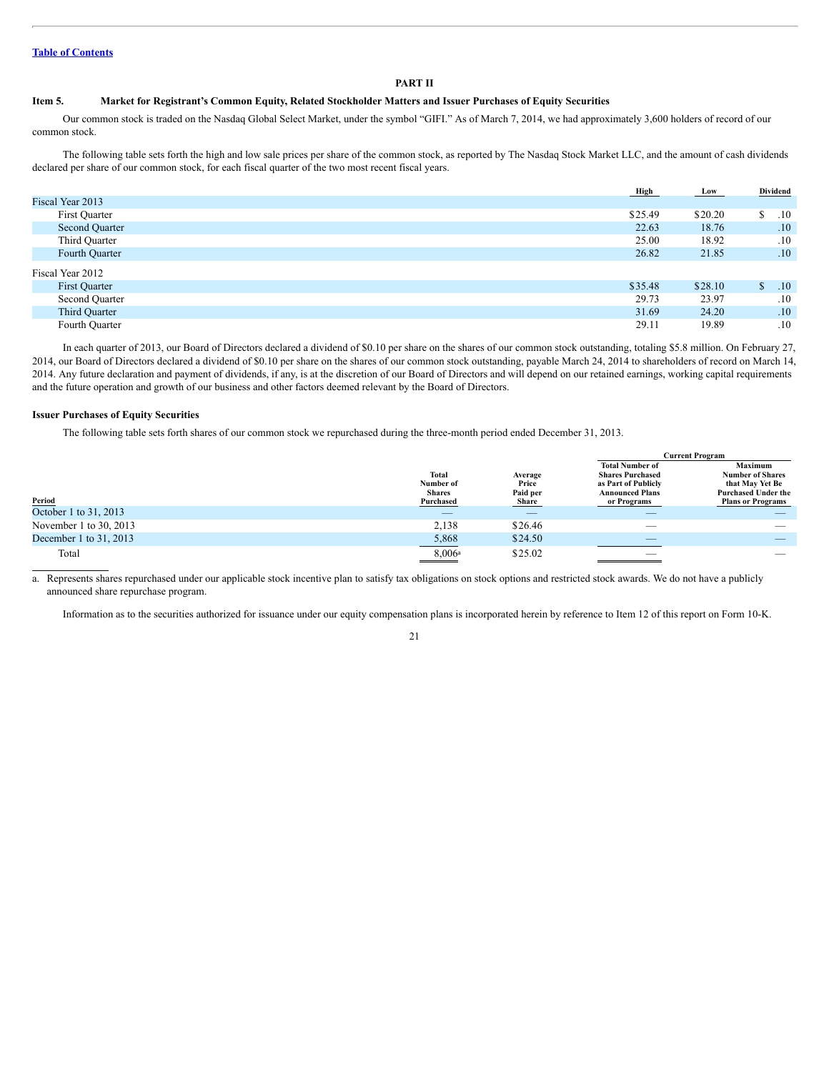[Table of Contents](#)

## PART II

### Item 5. Market for Registrant's Common Equity, Related Stockholder Matters and Issuer Purchases of Equity Securities

Our common stock is traded on the Nasdaq Global Select Market, under the symbol "GIFI." As of March 7, 2014, we had approximately 3,600 holders of record of our common stock.

The following table sets forth the high and low sale prices per share of the common stock, as reported by The Nasdaq Stock Market LLC, and the amount of cash dividends declared per share of our common stock, for each fiscal quarter of the two most recent fiscal years.

| | High | Low | Dividend |
|---|---|---|---|
| Fiscal Year 2013 | | | |
| First Quarter | $25.49 | $20.20 | $ .10 |
| Second Quarter | 22.63 | 18.76 | .10 |
| Third Quarter | 25.00 | 18.92 | .10 |
| Fourth Quarter | 26.82 | 21.85 | .10 |
| Fiscal Year 2012 | | | |
| First Quarter | $35.48 | $28.10 | $ .10 |
| Second Quarter | 29.73 | 23.97 | .10 |
| Third Quarter | 31.69 | 24.20 | .10 |
| Fourth Quarter | 29.11 | 19.89 | .10 |

In each quarter of 2013, our Board of Directors declared a dividend of $0.10 per share on the shares of our common stock outstanding, totaling $5.8 million. On February 27, 2014, our Board of Directors declared a dividend of $0.10 per share on the shares of our common stock outstanding, payable March 24, 2014 to shareholders of record on March 14, 2014. Any future declaration and payment of dividends, if any, is at the discretion of our Board of Directors and will depend on our retained earnings, working capital requirements and the future operation and growth of our business and other factors deemed relevant by the Board of Directors.

**Issuer Purchases of Equity Securities**

The following table sets forth shares of our common stock we repurchased during the three-month period ended December 31, 2013.

| | | | Current Program | |
|---|---|---|---|---|
| Period | Total Number of Shares Purchased | Average Price Paid per Share | Total Number of Shares Purchased as Part of Publicly Announced Plans or Programs | Maximum Number of Shares that May Yet Be Purchased Under the Plans or Programs |
| October 1 to 31, 2013 | — | — | — | — |
| November 1 to 30, 2013 | 2,138 | $26.46 | — | — |
| December 1 to 31, 2013 | 5,868 | $24.50 | — | — |
| Total | 8,006[a] | $25.02 | — | — |

a. Represents shares repurchased under our applicable stock incentive plan to satisfy tax obligations on stock options and restricted stock awards. We do not have a publicly announced share repurchase program.

Information as to the securities authorized for issuance under our equity compensation plans is incorporated herein by reference to Item 12 of this report on Form 10-K.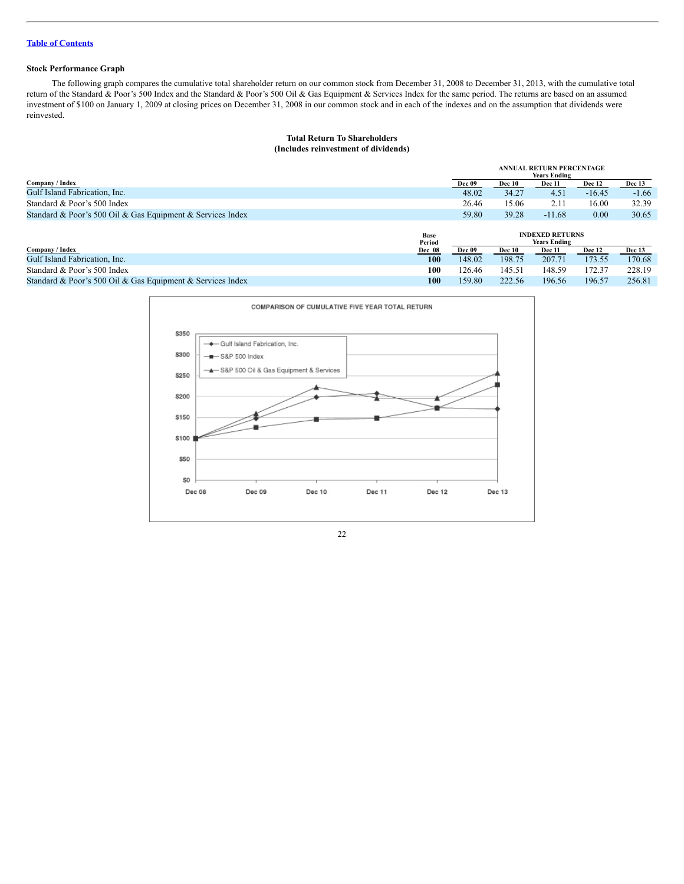[Table of Contents](#)

**Stock Performance Graph**

The following graph compares the cumulative total shareholder return on our common stock from December 31, 2008 to December 31, 2013, with the cumulative total return of the Standard & Poor's 500 Index and the Standard & Poor's 500 Oil & Gas Equipment & Services Index for the same period. The returns are based on an assumed investment of $100 on January 1, 2009 at closing prices on December 31, 2008 in our common stock and in each of the indexes and on the assumption that dividends were reinvested.

**Total Return To Shareholders**
**(Includes reinvestment of dividends)**

| | ANNUAL RETURN PERCENTAGE Years Ending | | | | |
|---|---|---|---|---|---|
| Company / Index | Dec 09 | Dec 10 | Dec 11 | Dec 12 | Dec 13 |
| Gulf Island Fabrication, Inc. | 48.02 | 34.27 | 4.51 | -16.45 | -1.66 |
| Standard & Poor's 500 Index | 26.46 | 15.06 | 2.11 | 16.00 | 32.39 |
| Standard & Poor's 500 Oil & Gas Equipment & Services Index | 59.80 | 39.28 | -11.68 | 0.00 | 30.65 |

| | Base Period | INDEXED RETURNS Years Ending | | | | |
|---|---|---|---|---|---|---|
| Company / Index | Dec 08 | Dec 09 | Dec 10 | Dec 11 | Dec 12 | Dec 13 |
| Gulf Island Fabrication, Inc. | **100** | 148.02 | 198.75 | 207.71 | 173.55 | 170.68 |
| Standard & Poor's 500 Index | **100** | 126.46 | 145.51 | 148.59 | 172.37 | 228.19 |
| Standard & Poor's 500 Oil & Gas Equipment & Services Index | **100** | 159.80 | 222.56 | 196.56 | 196.57 | 256.81 |

COMPARISON OF CUMULATIVE FIVE YEAR TOTAL RETURN

| | Dec 08 | Dec 09 | Dec 10 | Dec 11 | Dec 12 | Dec 13 |
|---|---|---|---|---|---|---|
| Gulf Island Fabrication, Inc. | $100 | $148 | $199 | $208 | $174 | $171 |
| S&P 500 Index | $100 | $126 | $146 | $149 | $172 | $228 |
| S&P 500 Oil & Gas Equipment & Services | $100 | $160 | $223 | $197 | $197 | $257 |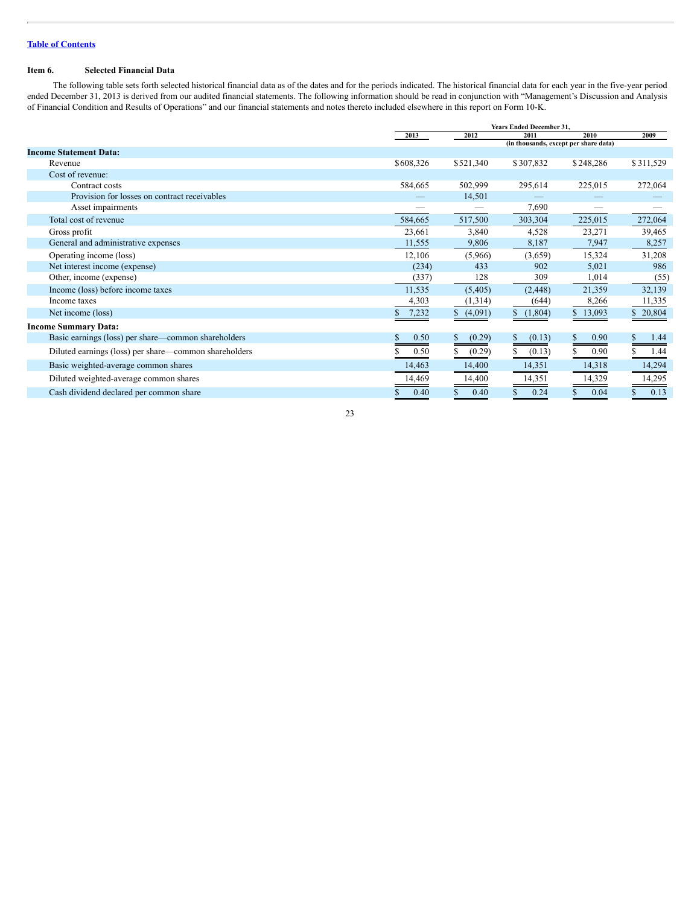[Table of Contents](#)

### Item 6. Selected Financial Data

The following table sets forth selected historical financial data as of the dates and for the periods indicated. The historical financial data for each year in the five-year period ended December 31, 2013 is derived from our audited financial statements. The following information should be read in conjunction with "Management's Discussion and Analysis of Financial Condition and Results of Operations" and our financial statements and notes thereto included elsewhere in this report on Form 10-K.

| | Years Ended December 31, | | | | |
|---|---|---|---|---|---|
| | 2013 | 2012 | 2011 | 2010 | 2009 |
| | (in thousands, except per share data) | | | | |
| **Income Statement Data:** | | | | | |
| Revenue | $608,326 | $521,340 | $307,832 | $248,286 | $311,529 |
| Cost of revenue: | | | | | |
| Contract costs | 584,665 | 502,999 | 295,614 | 225,015 | 272,064 |
| Provision for losses on contract receivables | — | 14,501 | — | — | — |
| Asset impairments | — | — | 7,690 | — | — |
| Total cost of revenue | 584,665 | 517,500 | 303,304 | 225,015 | 272,064 |
| Gross profit | 23,661 | 3,840 | 4,528 | 23,271 | 39,465 |
| General and administrative expenses | 11,555 | 9,806 | 8,187 | 7,947 | 8,257 |
| Operating income (loss) | 12,106 | (5,966) | (3,659) | 15,324 | 31,208 |
| Net interest income (expense) | (234) | 433 | 902 | 5,021 | 986 |
| Other, income (expense) | (337) | 128 | 309 | 1,014 | (55) |
| Income (loss) before income taxes | 11,535 | (5,405) | (2,448) | 21,359 | 32,139 |
| Income taxes | 4,303 | (1,314) | (644) | 8,266 | 11,335 |
| Net income (loss) | $ 7,232 | $ (4,091) | $ (1,804) | $ 13,093 | $ 20,804 |
| **Income Summary Data:** | | | | | |
| Basic earnings (loss) per share—common shareholders | $ 0.50 | $ (0.29) | $ (0.13) | $ 0.90 | $ 1.44 |
| Diluted earnings (loss) per share—common shareholders | $ 0.50 | $ (0.29) | $ (0.13) | $ 0.90 | $ 1.44 |
| Basic weighted-average common shares | 14,463 | 14,400 | 14,351 | 14,318 | 14,294 |
| Diluted weighted-average common shares | 14,469 | 14,400 | 14,351 | 14,329 | 14,295 |
| Cash dividend declared per common share | $ 0.40 | $ 0.40 | $ 0.24 | $ 0.04 | $ 0.13 |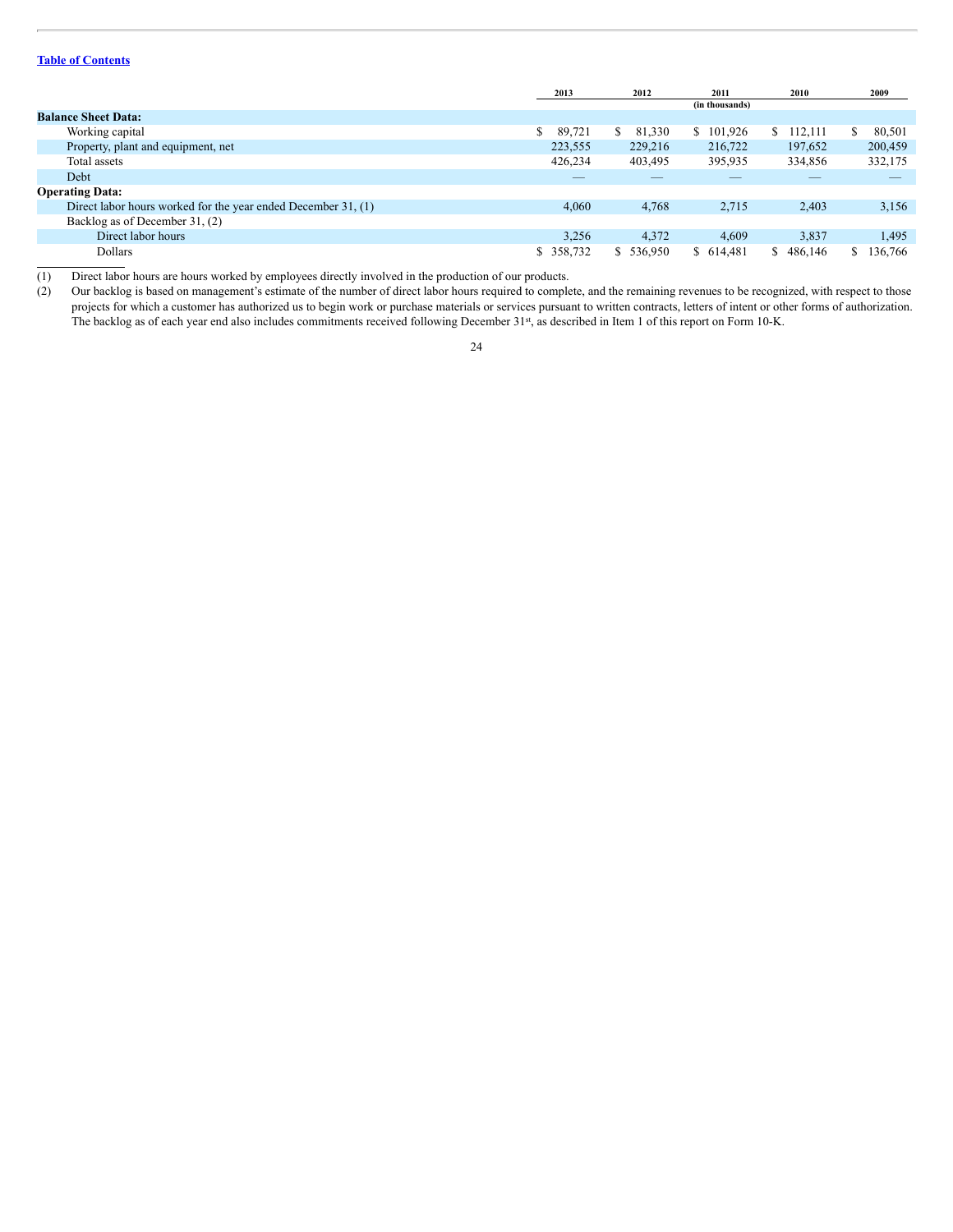[Table of Contents](#)

| | 2013 | 2012 | 2011 | 2010 | 2009 |
|---|---|---|---|---|---|
| | | | (in thousands) | | |
| **Balance Sheet Data:** | | | | | |
| Working capital | $ 89,721 | $ 81,330 | $ 101,926 | $ 112,111 | $ 80,501 |
| Property, plant and equipment, net | 223,555 | 229,216 | 216,722 | 197,652 | 200,459 |
| Total assets | 426,234 | 403,495 | 395,935 | 334,856 | 332,175 |
| Debt | — | — | — | — | — |
| **Operating Data:** | | | | | |
| Direct labor hours worked for the year ended December 31, (1) | 4,060 | 4,768 | 2,715 | 2,403 | 3,156 |
| Backlog as of December 31, (2) | | | | | |
| Direct labor hours | 3,256 | 4,372 | 4,609 | 3,837 | 1,495 |
| Dollars | $ 358,732 | $ 536,950 | $ 614,481 | $ 486,146 | $ 136,766 |

(1) Direct labor hours are hours worked by employees directly involved in the production of our products.

(2) Our backlog is based on management's estimate of the number of direct labor hours required to complete, and the remaining revenues to be recognized, with respect to those projects for which a customer has authorized us to begin work or purchase materials or services pursuant to written contracts, letters of intent or other forms of authorization. The backlog as of each year end also includes commitments received following December 31st, as described in Item 1 of this report on Form 10-K.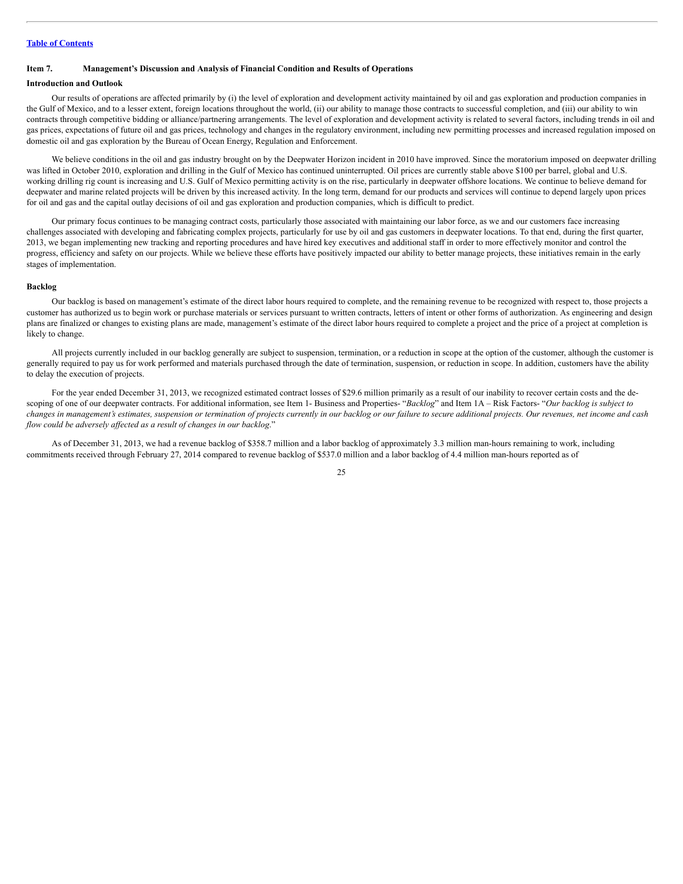[Table of Contents](#)

## Item 7. Management's Discussion and Analysis of Financial Condition and Results of Operations

### Introduction and Outlook

Our results of operations are affected primarily by (i) the level of exploration and development activity maintained by oil and gas exploration and production companies in the Gulf of Mexico, and to a lesser extent, foreign locations throughout the world, (ii) our ability to manage those contracts to successful completion, and (iii) our ability to win contracts through competitive bidding or alliance/partnering arrangements. The level of exploration and development activity is related to several factors, including trends in oil and gas prices, expectations of future oil and gas prices, technology and changes in the regulatory environment, including new permitting processes and increased regulation imposed on domestic oil and gas exploration by the Bureau of Ocean Energy, Regulation and Enforcement.

We believe conditions in the oil and gas industry brought on by the Deepwater Horizon incident in 2010 have improved. Since the moratorium imposed on deepwater drilling was lifted in October 2010, exploration and drilling in the Gulf of Mexico has continued uninterrupted. Oil prices are currently stable above $100 per barrel, global and U.S. working drilling rig count is increasing and U.S. Gulf of Mexico permitting activity is on the rise, particularly in deepwater offshore locations. We continue to believe demand for deepwater and marine related projects will be driven by this increased activity. In the long term, demand for our products and services will continue to depend largely upon prices for oil and gas and the capital outlay decisions of oil and gas exploration and production companies, which is difficult to predict.

Our primary focus continues to be managing contract costs, particularly those associated with maintaining our labor force, as we and our customers face increasing challenges associated with developing and fabricating complex projects, particularly for use by oil and gas customers in deepwater locations. To that end, during the first quarter, 2013, we began implementing new tracking and reporting procedures and have hired key executives and additional staff in order to more effectively monitor and control the progress, efficiency and safety on our projects. While we believe these efforts have positively impacted our ability to better manage projects, these initiatives remain in the early stages of implementation.

### Backlog

Our backlog is based on management's estimate of the direct labor hours required to complete, and the remaining revenue to be recognized with respect to, those projects a customer has authorized us to begin work or purchase materials or services pursuant to written contracts, letters of intent or other forms of authorization. As engineering and design plans are finalized or changes to existing plans are made, management's estimate of the direct labor hours required to complete a project and the price of a project at completion is likely to change.

All projects currently included in our backlog generally are subject to suspension, termination, or a reduction in scope at the option of the customer, although the customer is generally required to pay us for work performed and materials purchased through the date of termination, suspension, or reduction in scope. In addition, customers have the ability to delay the execution of projects.

For the year ended December 31, 2013, we recognized estimated contract losses of $29.6 million primarily as a result of our inability to recover certain costs and the de-scoping of one of our deepwater contracts. For additional information, see Item 1- Business and Properties- "*Backlog*" and Item 1A – Risk Factors- "*Our backlog is subject to changes in management's estimates, suspension or termination of projects currently in our backlog or our failure to secure additional projects. Our revenues, net income and cash flow could be adversely affected as a result of changes in our backlog*."

As of December 31, 2013, we had a revenue backlog of $358.7 million and a labor backlog of approximately 3.3 million man-hours remaining to work, including commitments received through February 27, 2014 compared to revenue backlog of $537.0 million and a labor backlog of 4.4 million man-hours reported as of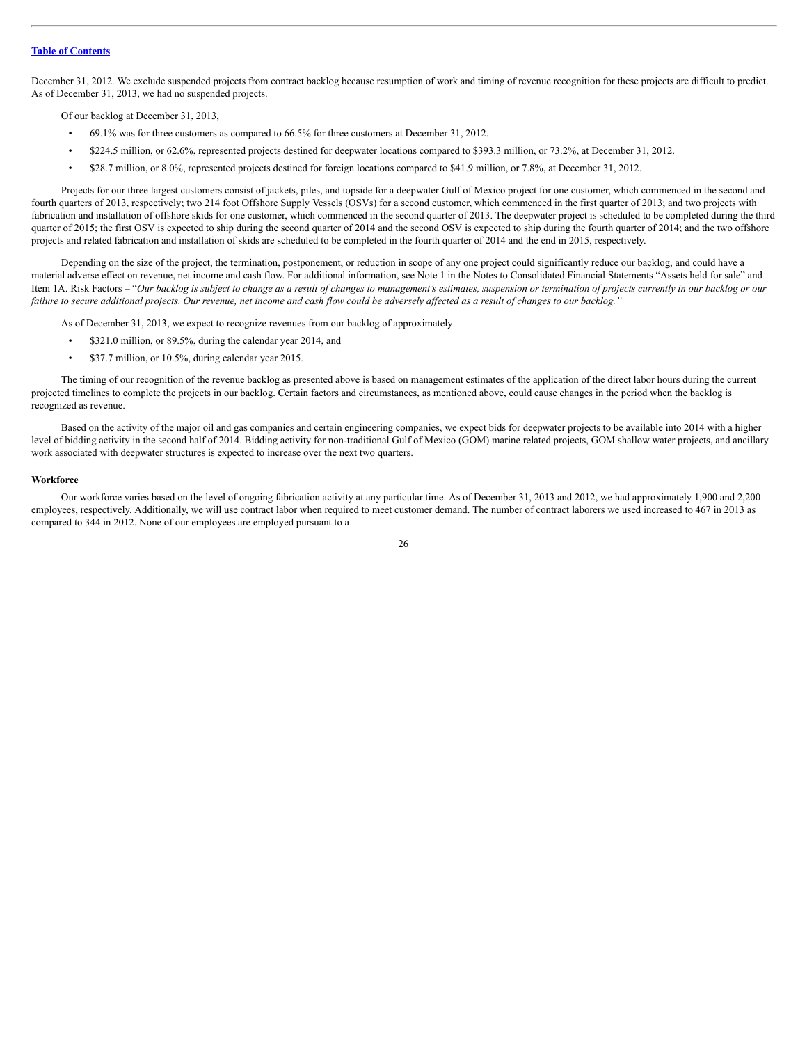December 31, 2012. We exclude suspended projects from contract backlog because resumption of work and timing of revenue recognition for these projects are difficult to predict. As of December 31, 2013, we had no suspended projects.

Of our backlog at December 31, 2013,

- 69.1% was for three customers as compared to 66.5% for three customers at December 31, 2012.
- $224.5 million, or 62.6%, represented projects destined for deepwater locations compared to $393.3 million, or 73.2%, at December 31, 2012.
- $28.7 million, or 8.0%, represented projects destined for foreign locations compared to $41.9 million, or 7.8%, at December 31, 2012.

Projects for our three largest customers consist of jackets, piles, and topside for a deepwater Gulf of Mexico project for one customer, which commenced in the second and fourth quarters of 2013, respectively; two 214 foot Offshore Supply Vessels (OSVs) for a second customer, which commenced in the first quarter of 2013; and two projects with fabrication and installation of offshore skids for one customer, which commenced in the second quarter of 2013. The deepwater project is scheduled to be completed during the third quarter of 2015; the first OSV is expected to ship during the second quarter of 2014 and the second OSV is expected to ship during the fourth quarter of 2014; and the two offshore projects and related fabrication and installation of skids are scheduled to be completed in the fourth quarter of 2014 and the end in 2015, respectively.

Depending on the size of the project, the termination, postponement, or reduction in scope of any one project could significantly reduce our backlog, and could have a material adverse effect on revenue, net income and cash flow. For additional information, see Note 1 in the Notes to Consolidated Financial Statements "Assets held for sale" and Item 1A. Risk Factors – "*Our backlog is subject to change as a result of changes to management's estimates, suspension or termination of projects currently in our backlog or our failure to secure additional projects. Our revenue, net income and cash flow could be adversely affected as a result of changes to our backlog.*"

As of December 31, 2013, we expect to recognize revenues from our backlog of approximately

- $321.0 million, or 89.5%, during the calendar year 2014, and
- $37.7 million, or 10.5%, during calendar year 2015.

The timing of our recognition of the revenue backlog as presented above is based on management estimates of the application of the direct labor hours during the current projected timelines to complete the projects in our backlog. Certain factors and circumstances, as mentioned above, could cause changes in the period when the backlog is recognized as revenue.

Based on the activity of the major oil and gas companies and certain engineering companies, we expect bids for deepwater projects to be available into 2014 with a higher level of bidding activity in the second half of 2014. Bidding activity for non-traditional Gulf of Mexico (GOM) marine related projects, GOM shallow water projects, and ancillary work associated with deepwater structures is expected to increase over the next two quarters.

**Workforce**

Our workforce varies based on the level of ongoing fabrication activity at any particular time. As of December 31, 2013 and 2012, we had approximately 1,900 and 2,200 employees, respectively. Additionally, we will use contract labor when required to meet customer demand. The number of contract laborers we used increased to 467 in 2013 as compared to 344 in 2012. None of our employees are employed pursuant to a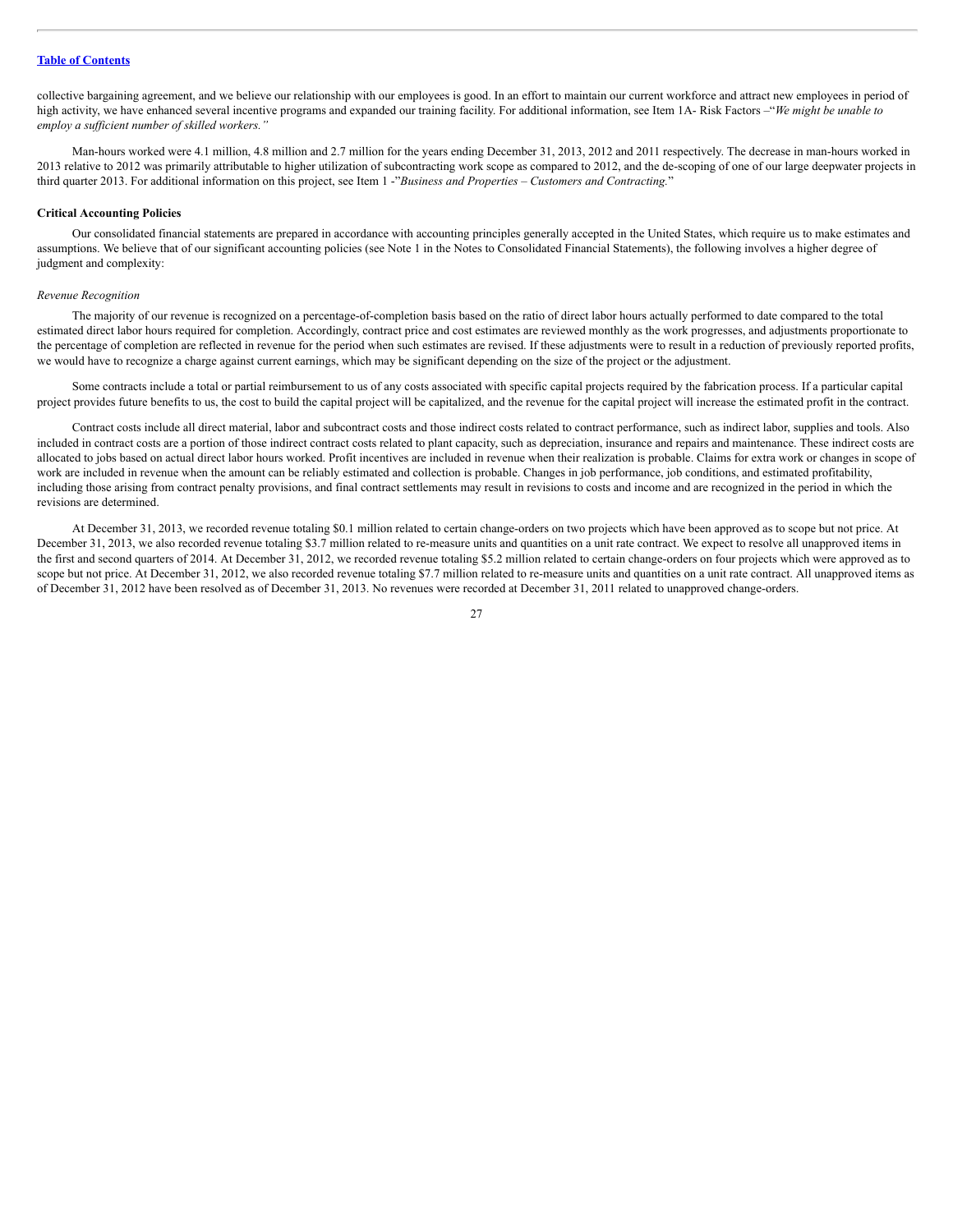collective bargaining agreement, and we believe our relationship with our employees is good. In an effort to maintain our current workforce and attract new employees in period of high activity, we have enhanced several incentive programs and expanded our training facility. For additional information, see Item 1A- Risk Factors –"*We might be unable to employ a sufficient number of skilled workers."*

Man-hours worked were 4.1 million, 4.8 million and 2.7 million for the years ending December 31, 2013, 2012 and 2011 respectively. The decrease in man-hours worked in 2013 relative to 2012 was primarily attributable to higher utilization of subcontracting work scope as compared to 2012, and the de-scoping of one of our large deepwater projects in third quarter 2013. For additional information on this project, see Item 1 -"*Business and Properties – Customers and Contracting.*"

**Critical Accounting Policies**

Our consolidated financial statements are prepared in accordance with accounting principles generally accepted in the United States, which require us to make estimates and assumptions. We believe that of our significant accounting policies (see Note 1 in the Notes to Consolidated Financial Statements), the following involves a higher degree of judgment and complexity:

*Revenue Recognition*

The majority of our revenue is recognized on a percentage-of-completion basis based on the ratio of direct labor hours actually performed to date compared to the total estimated direct labor hours required for completion. Accordingly, contract price and cost estimates are reviewed monthly as the work progresses, and adjustments proportionate to the percentage of completion are reflected in revenue for the period when such estimates are revised. If these adjustments were to result in a reduction of previously reported profits, we would have to recognize a charge against current earnings, which may be significant depending on the size of the project or the adjustment.

Some contracts include a total or partial reimbursement to us of any costs associated with specific capital projects required by the fabrication process. If a particular capital project provides future benefits to us, the cost to build the capital project will be capitalized, and the revenue for the capital project will increase the estimated profit in the contract.

Contract costs include all direct material, labor and subcontract costs and those indirect costs related to contract performance, such as indirect labor, supplies and tools. Also included in contract costs are a portion of those indirect contract costs related to plant capacity, such as depreciation, insurance and repairs and maintenance. These indirect costs are allocated to jobs based on actual direct labor hours worked. Profit incentives are included in revenue when their realization is probable. Claims for extra work or changes in scope of work are included in revenue when the amount can be reliably estimated and collection is probable. Changes in job performance, job conditions, and estimated profitability, including those arising from contract penalty provisions, and final contract settlements may result in revisions to costs and income and are recognized in the period in which the revisions are determined.

At December 31, 2013, we recorded revenue totaling $0.1 million related to certain change-orders on two projects which have been approved as to scope but not price. At December 31, 2013, we also recorded revenue totaling $3.7 million related to re-measure units and quantities on a unit rate contract. We expect to resolve all unapproved items in the first and second quarters of 2014. At December 31, 2012, we recorded revenue totaling $5.2 million related to certain change-orders on four projects which were approved as to scope but not price. At December 31, 2012, we also recorded revenue totaling $7.7 million related to re-measure units and quantities on a unit rate contract. All unapproved items as of December 31, 2012 have been resolved as of December 31, 2013. No revenues were recorded at December 31, 2011 related to unapproved change-orders.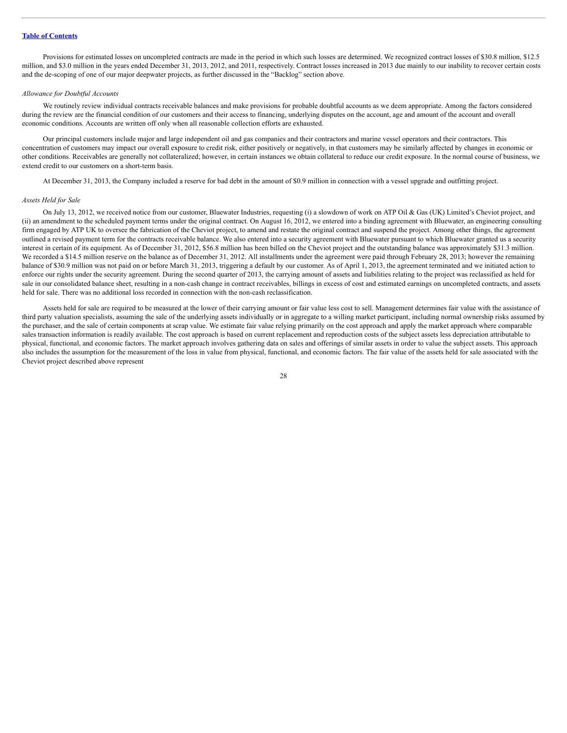Provisions for estimated losses on uncompleted contracts are made in the period in which such losses are determined. We recognized contract losses of $30.8 million, $12.5 million, and $3.0 million in the years ended December 31, 2013, 2012, and 2011, respectively. Contract losses increased in 2013 due mainly to our inability to recover certain costs and the de-scoping of one of our major deepwater projects, as further discussed in the "Backlog" section above.

*Allowance for Doubtful Accounts*

We routinely review individual contracts receivable balances and make provisions for probable doubtful accounts as we deem appropriate. Among the factors considered during the review are the financial condition of our customers and their access to financing, underlying disputes on the account, age and amount of the account and overall economic conditions. Accounts are written off only when all reasonable collection efforts are exhausted.

Our principal customers include major and large independent oil and gas companies and their contractors and marine vessel operators and their contractors. This concentration of customers may impact our overall exposure to credit risk, either positively or negatively, in that customers may be similarly affected by changes in economic or other conditions. Receivables are generally not collateralized; however, in certain instances we obtain collateral to reduce our credit exposure. In the normal course of business, we extend credit to our customers on a short-term basis.

At December 31, 2013, the Company included a reserve for bad debt in the amount of $0.9 million in connection with a vessel upgrade and outfitting project.

*Assets Held for Sale*

On July 13, 2012, we received notice from our customer, Bluewater Industries, requesting (i) a slowdown of work on ATP Oil & Gas (UK) Limited's Cheviot project, and (ii) an amendment to the scheduled payment terms under the original contract. On August 16, 2012, we entered into a binding agreement with Bluewater, an engineering consulting firm engaged by ATP UK to oversee the fabrication of the Cheviot project, to amend and restate the original contract and suspend the project. Among other things, the agreement outlined a revised payment term for the contracts receivable balance. We also entered into a security agreement with Bluewater pursuant to which Bluewater granted us a security interest in certain of its equipment. As of December 31, 2012, $56.8 million has been billed on the Cheviot project and the outstanding balance was approximately $31.3 million. We recorded a $14.5 million reserve on the balance as of December 31, 2012. All installments under the agreement were paid through February 28, 2013; however the remaining balance of $30.9 million was not paid on or before March 31, 2013, triggering a default by our customer. As of April 1, 2013, the agreement terminated and we initiated action to enforce our rights under the security agreement. During the second quarter of 2013, the carrying amount of assets and liabilities relating to the project was reclassified as held for sale in our consolidated balance sheet, resulting in a non-cash change in contract receivables, billings in excess of cost and estimated earnings on uncompleted contracts, and assets held for sale. There was no additional loss recorded in connection with the non-cash reclassification.

Assets held for sale are required to be measured at the lower of their carrying amount or fair value less cost to sell. Management determines fair value with the assistance of third party valuation specialists, assuming the sale of the underlying assets individually or in aggregate to a willing market participant, including normal ownership risks assumed by the purchaser, and the sale of certain components at scrap value. We estimate fair value relying primarily on the cost approach and apply the market approach where comparable sales transaction information is readily available. The cost approach is based on current replacement and reproduction costs of the subject assets less depreciation attributable to physical, functional, and economic factors. The market approach involves gathering data on sales and offerings of similar assets in order to value the subject assets. This approach also includes the assumption for the measurement of the loss in value from physical, functional, and economic factors. The fair value of the assets held for sale associated with the Cheviot project described above represent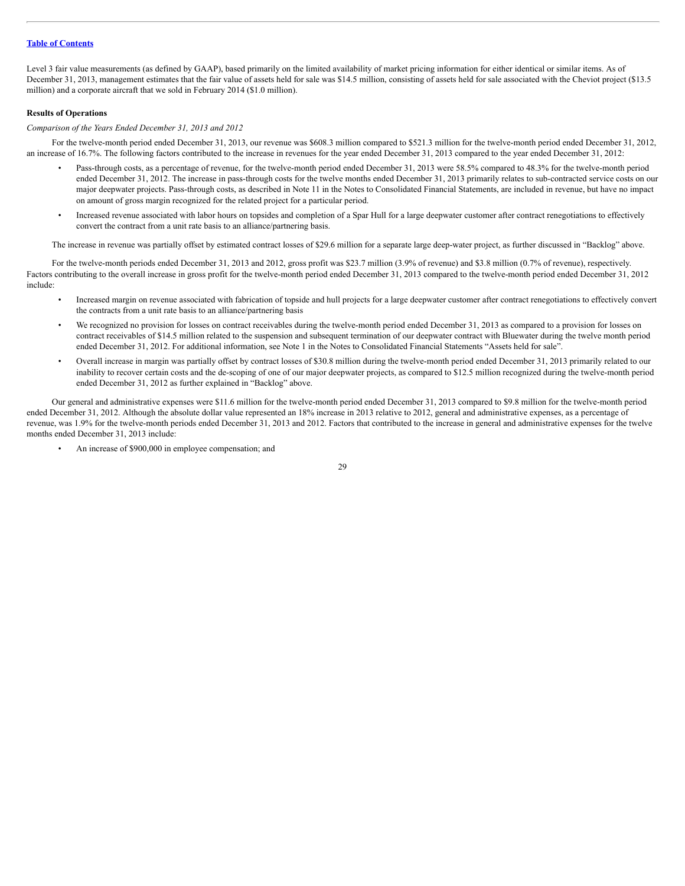Level 3 fair value measurements (as defined by GAAP), based primarily on the limited availability of market pricing information for either identical or similar items. As of December 31, 2013, management estimates that the fair value of assets held for sale was $14.5 million, consisting of assets held for sale associated with the Cheviot project ($13.5 million) and a corporate aircraft that we sold in February 2014 ($1.0 million).

**Results of Operations**

*Comparison of the Years Ended December 31, 2013 and 2012*

For the twelve-month period ended December 31, 2013, our revenue was $608.3 million compared to $521.3 million for the twelve-month period ended December 31, 2012, an increase of 16.7%. The following factors contributed to the increase in revenues for the year ended December 31, 2013 compared to the year ended December 31, 2012:

- Pass-through costs, as a percentage of revenue, for the twelve-month period ended December 31, 2013 were 58.5% compared to 48.3% for the twelve-month period ended December 31, 2012. The increase in pass-through costs for the twelve months ended December 31, 2013 primarily relates to sub-contracted service costs on our major deepwater projects. Pass-through costs, as described in Note 11 in the Notes to Consolidated Financial Statements, are included in revenue, but have no impact on amount of gross margin recognized for the related project for a particular period.
- Increased revenue associated with labor hours on topsides and completion of a Spar Hull for a large deepwater customer after contract renegotiations to effectively convert the contract from a unit rate basis to an alliance/partnering basis.

The increase in revenue was partially offset by estimated contract losses of $29.6 million for a separate large deep-water project, as further discussed in "Backlog" above.

For the twelve-month periods ended December 31, 2013 and 2012, gross profit was $23.7 million (3.9% of revenue) and $3.8 million (0.7% of revenue), respectively. Factors contributing to the overall increase in gross profit for the twelve-month period ended December 31, 2013 compared to the twelve-month period ended December 31, 2012 include:

- Increased margin on revenue associated with fabrication of topside and hull projects for a large deepwater customer after contract renegotiations to effectively convert the contracts from a unit rate basis to an alliance/partnering basis
- We recognized no provision for losses on contract receivables during the twelve-month period ended December 31, 2013 as compared to a provision for losses on contract receivables of $14.5 million related to the suspension and subsequent termination of our deepwater contract with Bluewater during the twelve month period ended December 31, 2012. For additional information, see Note 1 in the Notes to Consolidated Financial Statements "Assets held for sale".
- Overall increase in margin was partially offset by contract losses of $30.8 million during the twelve-month period ended December 31, 2013 primarily related to our inability to recover certain costs and the de-scoping of one of our major deepwater projects, as compared to $12.5 million recognized during the twelve-month period ended December 31, 2012 as further explained in "Backlog" above.

Our general and administrative expenses were $11.6 million for the twelve-month period ended December 31, 2013 compared to $9.8 million for the twelve-month period ended December 31, 2012. Although the absolute dollar value represented an 18% increase in 2013 relative to 2012, general and administrative expenses, as a percentage of revenue, was 1.9% for the twelve-month periods ended December 31, 2013 and 2012. Factors that contributed to the increase in general and administrative expenses for the twelve months ended December 31, 2013 include:

- An increase of $900,000 in employee compensation; and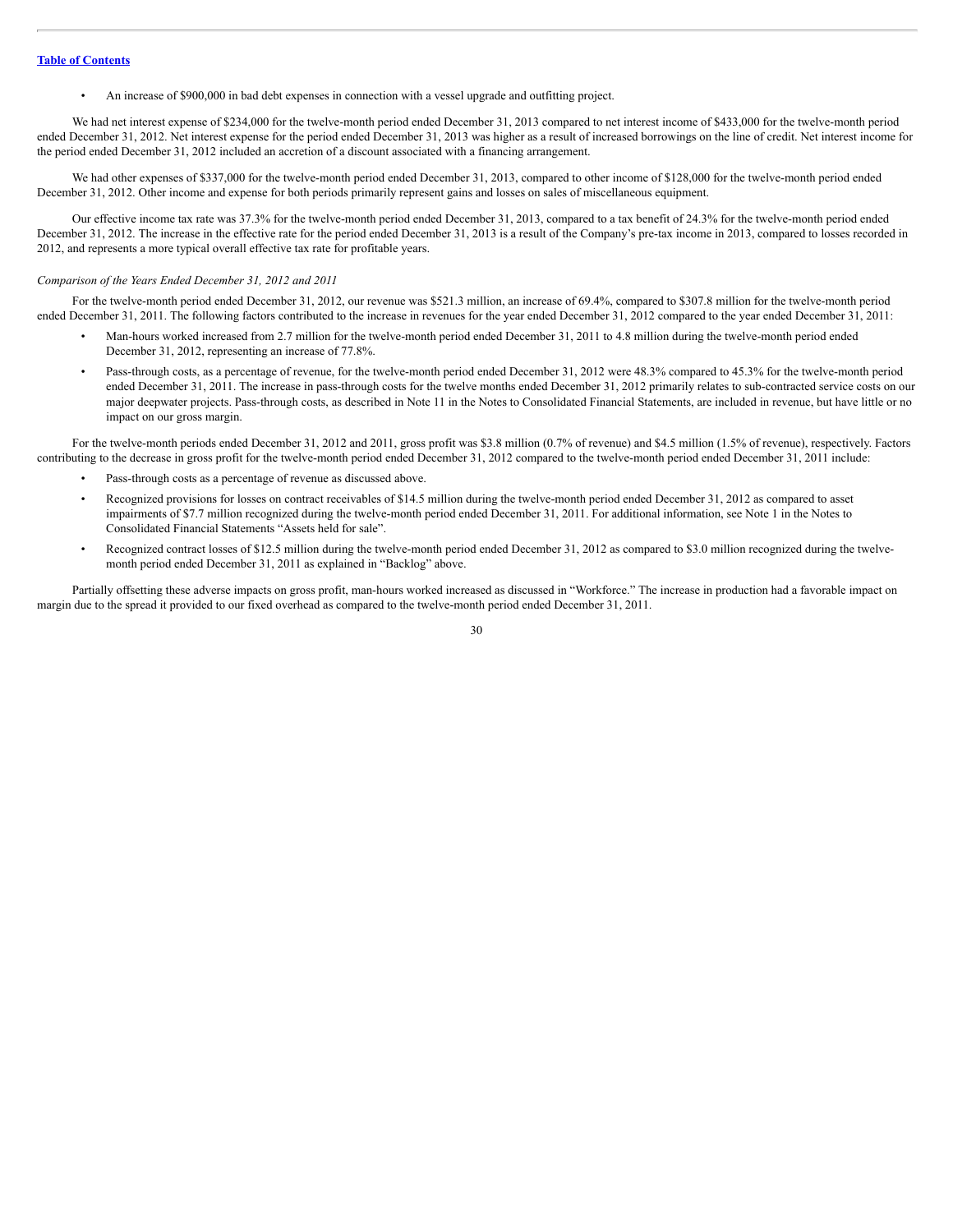- An increase of $900,000 in bad debt expenses in connection with a vessel upgrade and outfitting project.

We had net interest expense of $234,000 for the twelve-month period ended December 31, 2013 compared to net interest income of $433,000 for the twelve-month period ended December 31, 2012. Net interest expense for the period ended December 31, 2013 was higher as a result of increased borrowings on the line of credit. Net interest income for the period ended December 31, 2012 included an accretion of a discount associated with a financing arrangement.

We had other expenses of $337,000 for the twelve-month period ended December 31, 2013, compared to other income of $128,000 for the twelve-month period ended December 31, 2012. Other income and expense for both periods primarily represent gains and losses on sales of miscellaneous equipment.

Our effective income tax rate was 37.3% for the twelve-month period ended December 31, 2013, compared to a tax benefit of 24.3% for the twelve-month period ended December 31, 2012. The increase in the effective rate for the period ended December 31, 2013 is a result of the Company's pre-tax income in 2013, compared to losses recorded in 2012, and represents a more typical overall effective tax rate for profitable years.

*Comparison of the Years Ended December 31, 2012 and 2011*

For the twelve-month period ended December 31, 2012, our revenue was $521.3 million, an increase of 69.4%, compared to $307.8 million for the twelve-month period ended December 31, 2011. The following factors contributed to the increase in revenues for the year ended December 31, 2012 compared to the year ended December 31, 2011:

- Man-hours worked increased from 2.7 million for the twelve-month period ended December 31, 2011 to 4.8 million during the twelve-month period ended December 31, 2012, representing an increase of 77.8%.
- Pass-through costs, as a percentage of revenue, for the twelve-month period ended December 31, 2012 were 48.3% compared to 45.3% for the twelve-month period ended December 31, 2011. The increase in pass-through costs for the twelve months ended December 31, 2012 primarily relates to sub-contracted service costs on our major deepwater projects. Pass-through costs, as described in Note 11 in the Notes to Consolidated Financial Statements, are included in revenue, but have little or no impact on our gross margin.

For the twelve-month periods ended December 31, 2012 and 2011, gross profit was $3.8 million (0.7% of revenue) and $4.5 million (1.5% of revenue), respectively. Factors contributing to the decrease in gross profit for the twelve-month period ended December 31, 2012 compared to the twelve-month period ended December 31, 2011 include:

- Pass-through costs as a percentage of revenue as discussed above.
- Recognized provisions for losses on contract receivables of $14.5 million during the twelve-month period ended December 31, 2012 as compared to asset impairments of $7.7 million recognized during the twelve-month period ended December 31, 2011. For additional information, see Note 1 in the Notes to Consolidated Financial Statements "Assets held for sale".
- Recognized contract losses of $12.5 million during the twelve-month period ended December 31, 2012 as compared to $3.0 million recognized during the twelve-month period ended December 31, 2011 as explained in "Backlog" above.

Partially offsetting these adverse impacts on gross profit, man-hours worked increased as discussed in "Workforce." The increase in production had a favorable impact on margin due to the spread it provided to our fixed overhead as compared to the twelve-month period ended December 31, 2011.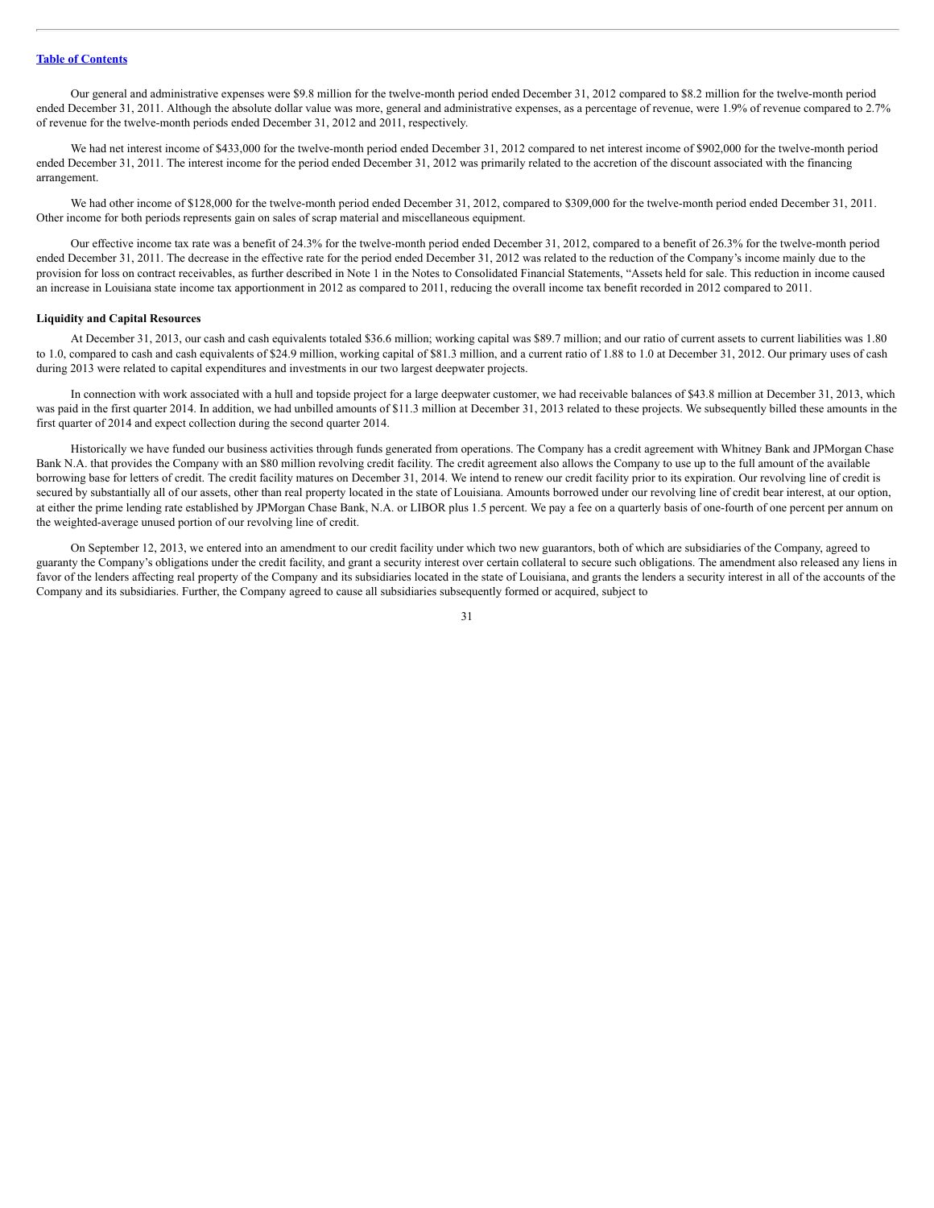Our general and administrative expenses were $9.8 million for the twelve-month period ended December 31, 2012 compared to $8.2 million for the twelve-month period ended December 31, 2011. Although the absolute dollar value was more, general and administrative expenses, as a percentage of revenue, were 1.9% of revenue compared to 2.7% of revenue for the twelve-month periods ended December 31, 2012 and 2011, respectively.

We had net interest income of $433,000 for the twelve-month period ended December 31, 2012 compared to net interest income of $902,000 for the twelve-month period ended December 31, 2011. The interest income for the period ended December 31, 2012 was primarily related to the accretion of the discount associated with the financing arrangement.

We had other income of $128,000 for the twelve-month period ended December 31, 2012, compared to $309,000 for the twelve-month period ended December 31, 2011. Other income for both periods represents gain on sales of scrap material and miscellaneous equipment.

Our effective income tax rate was a benefit of 24.3% for the twelve-month period ended December 31, 2012, compared to a benefit of 26.3% for the twelve-month period ended December 31, 2011. The decrease in the effective rate for the period ended December 31, 2012 was related to the reduction of the Company's income mainly due to the provision for loss on contract receivables, as further described in Note 1 in the Notes to Consolidated Financial Statements, "Assets held for sale. This reduction in income caused an increase in Louisiana state income tax apportionment in 2012 as compared to 2011, reducing the overall income tax benefit recorded in 2012 compared to 2011.

**Liquidity and Capital Resources**

At December 31, 2013, our cash and cash equivalents totaled $36.6 million; working capital was $89.7 million; and our ratio of current assets to current liabilities was 1.80 to 1.0, compared to cash and cash equivalents of $24.9 million, working capital of $81.3 million, and a current ratio of 1.88 to 1.0 at December 31, 2012. Our primary uses of cash during 2013 were related to capital expenditures and investments in our two largest deepwater projects.

In connection with work associated with a hull and topside project for a large deepwater customer, we had receivable balances of $43.8 million at December 31, 2013, which was paid in the first quarter 2014. In addition, we had unbilled amounts of $11.3 million at December 31, 2013 related to these projects. We subsequently billed these amounts in the first quarter of 2014 and expect collection during the second quarter 2014.

Historically we have funded our business activities through funds generated from operations. The Company has a credit agreement with Whitney Bank and JPMorgan Chase Bank N.A. that provides the Company with an $80 million revolving credit facility. The credit agreement also allows the Company to use up to the full amount of the available borrowing base for letters of credit. The credit facility matures on December 31, 2014. We intend to renew our credit facility prior to its expiration. Our revolving line of credit is secured by substantially all of our assets, other than real property located in the state of Louisiana. Amounts borrowed under our revolving line of credit bear interest, at our option, at either the prime lending rate established by JPMorgan Chase Bank, N.A. or LIBOR plus 1.5 percent. We pay a fee on a quarterly basis of one-fourth of one percent per annum on the weighted-average unused portion of our revolving line of credit.

On September 12, 2013, we entered into an amendment to our credit facility under which two new guarantors, both of which are subsidiaries of the Company, agreed to guaranty the Company's obligations under the credit facility, and grant a security interest over certain collateral to secure such obligations. The amendment also released any liens in favor of the lenders affecting real property of the Company and its subsidiaries located in the state of Louisiana, and grants the lenders a security interest in all of the accounts of the Company and its subsidiaries. Further, the Company agreed to cause all subsidiaries subsequently formed or acquired, subject to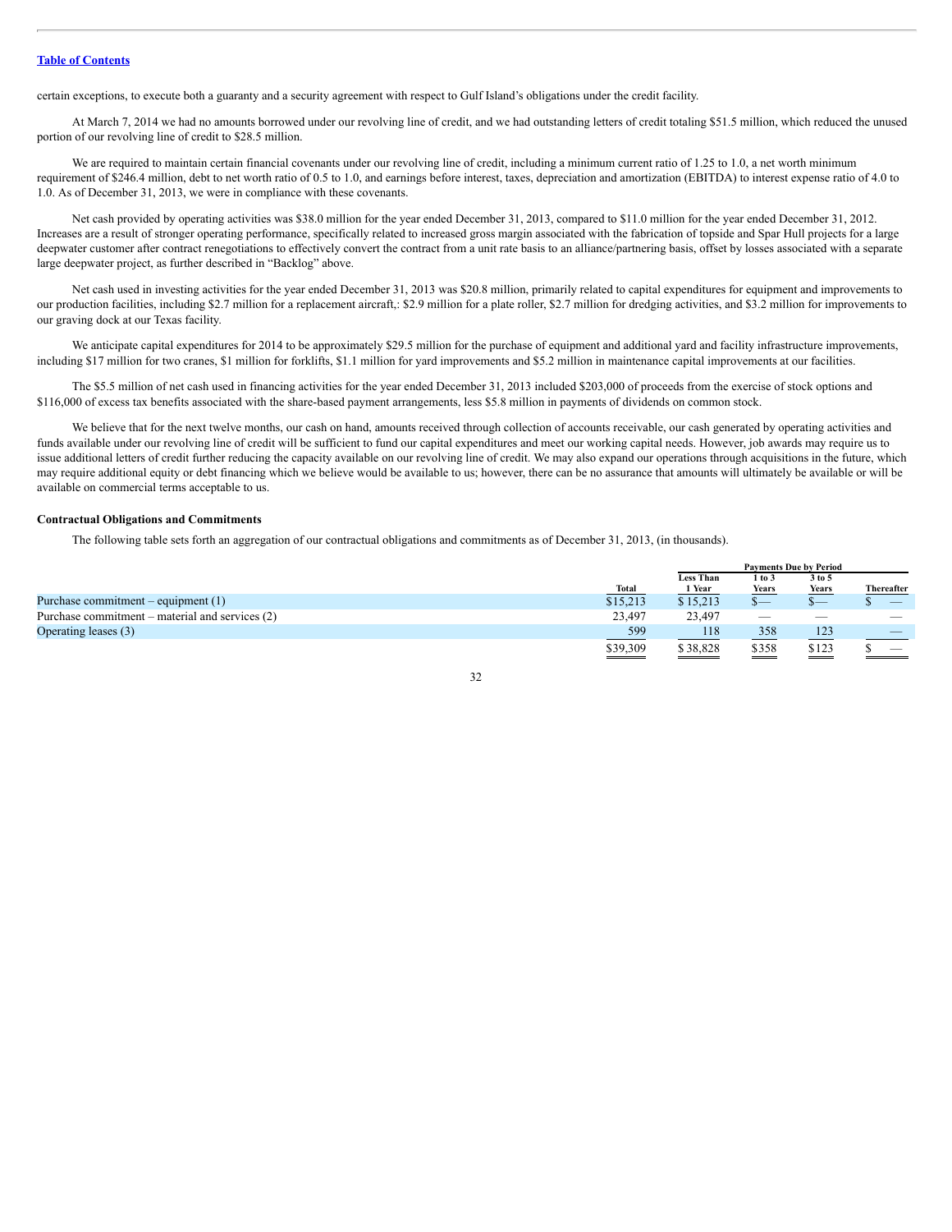certain exceptions, to execute both a guaranty and a security agreement with respect to Gulf Island's obligations under the credit facility.

At March 7, 2014 we had no amounts borrowed under our revolving line of credit, and we had outstanding letters of credit totaling $51.5 million, which reduced the unused portion of our revolving line of credit to $28.5 million.

We are required to maintain certain financial covenants under our revolving line of credit, including a minimum current ratio of 1.25 to 1.0, a net worth minimum requirement of $246.4 million, debt to net worth ratio of 0.5 to 1.0, and earnings before interest, taxes, depreciation and amortization (EBITDA) to interest expense ratio of 4.0 to 1.0. As of December 31, 2013, we were in compliance with these covenants.

Net cash provided by operating activities was $38.0 million for the year ended December 31, 2013, compared to $11.0 million for the year ended December 31, 2012. Increases are a result of stronger operating performance, specifically related to increased gross margin associated with the fabrication of topside and Spar Hull projects for a large deepwater customer after contract renegotiations to effectively convert the contract from a unit rate basis to an alliance/partnering basis, offset by losses associated with a separate large deepwater project, as further described in "Backlog" above.

Net cash used in investing activities for the year ended December 31, 2013 was $20.8 million, primarily related to capital expenditures for equipment and improvements to our production facilities, including $2.7 million for a replacement aircraft,: $2.9 million for a plate roller, $2.7 million for dredging activities, and $3.2 million for improvements to our graving dock at our Texas facility.

We anticipate capital expenditures for 2014 to be approximately $29.5 million for the purchase of equipment and additional yard and facility infrastructure improvements, including $17 million for two cranes, $1 million for forklifts, $1.1 million for yard improvements and $5.2 million in maintenance capital improvements at our facilities.

The $5.5 million of net cash used in financing activities for the year ended December 31, 2013 included $203,000 of proceeds from the exercise of stock options and $116,000 of excess tax benefits associated with the share-based payment arrangements, less $5.8 million in payments of dividends on common stock.

We believe that for the next twelve months, our cash on hand, amounts received through collection of accounts receivable, our cash generated by operating activities and funds available under our revolving line of credit will be sufficient to fund our capital expenditures and meet our working capital needs. However, job awards may require us to issue additional letters of credit further reducing the capacity available on our revolving line of credit. We may also expand our operations through acquisitions in the future, which may require additional equity or debt financing which we believe would be available to us; however, there can be no assurance that amounts will ultimately be available or will be available on commercial terms acceptable to us.

**Contractual Obligations and Commitments**

The following table sets forth an aggregation of our contractual obligations and commitments as of December 31, 2013, (in thousands).

| | | Payments Due by Period | | | |
|---|---|---|---|---|---|
| | Total | Less Than 1 Year | 1 to 3 Years | 3 to 5 Years | Thereafter |
| Purchase commitment – equipment (1) | $15,213 | $ 15,213 | $— | $— | $ — |
| Purchase commitment – material and services (2) | 23,497 | 23,497 | — | — | — |
| Operating leases (3) | 599 | 118 | 358 | 123 | — |
| | $39,309 | $ 38,828 | $358 | $123 | $ — |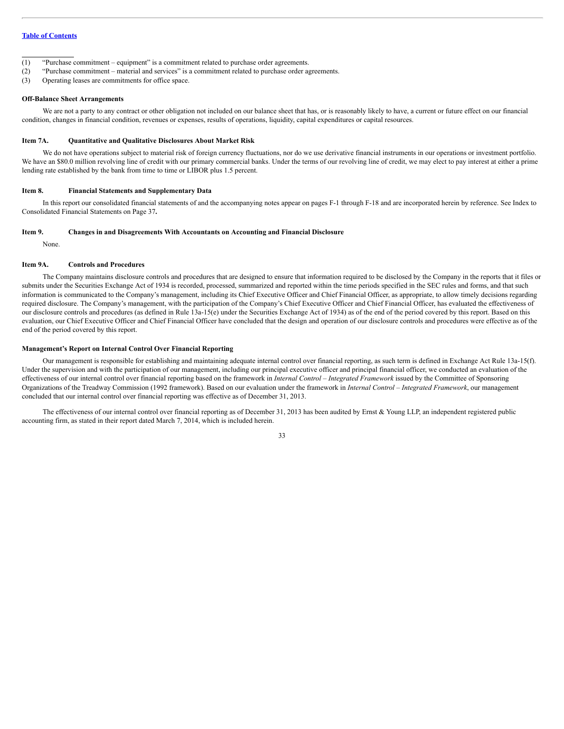(1) "Purchase commitment – equipment" is a commitment related to purchase order agreements.
(2) "Purchase commitment – material and services" is a commitment related to purchase order agreements.
(3) Operating leases are commitments for office space.

**Off-Balance Sheet Arrangements**

We are not a party to any contract or other obligation not included on our balance sheet that has, or is reasonably likely to have, a current or future effect on our financial condition, changes in financial condition, revenues or expenses, results of operations, liquidity, capital expenditures or capital resources.

**Item 7A. Quantitative and Qualitative Disclosures About Market Risk**

We do not have operations subject to material risk of foreign currency fluctuations, nor do we use derivative financial instruments in our operations or investment portfolio. We have an $80.0 million revolving line of credit with our primary commercial banks. Under the terms of our revolving line of credit, we may elect to pay interest at either a prime lending rate established by the bank from time to time or LIBOR plus 1.5 percent.

**Item 8. Financial Statements and Supplementary Data**

In this report our consolidated financial statements of and the accompanying notes appear on pages F-1 through F-18 and are incorporated herein by reference. See Index to Consolidated Financial Statements on Page 37**.**

**Item 9. Changes in and Disagreements With Accountants on Accounting and Financial Disclosure**

None.

**Item 9A. Controls and Procedures**

The Company maintains disclosure controls and procedures that are designed to ensure that information required to be disclosed by the Company in the reports that it files or submits under the Securities Exchange Act of 1934 is recorded, processed, summarized and reported within the time periods specified in the SEC rules and forms, and that such information is communicated to the Company's management, including its Chief Executive Officer and Chief Financial Officer, as appropriate, to allow timely decisions regarding required disclosure. The Company's management, with the participation of the Company's Chief Executive Officer and Chief Financial Officer, has evaluated the effectiveness of our disclosure controls and procedures (as defined in Rule 13a-15(e) under the Securities Exchange Act of 1934) as of the end of the period covered by this report. Based on this evaluation, our Chief Executive Officer and Chief Financial Officer have concluded that the design and operation of our disclosure controls and procedures were effective as of the end of the period covered by this report.

**Management's Report on Internal Control Over Financial Reporting**

Our management is responsible for establishing and maintaining adequate internal control over financial reporting, as such term is defined in Exchange Act Rule 13a-15(f). Under the supervision and with the participation of our management, including our principal executive officer and principal financial officer, we conducted an evaluation of the effectiveness of our internal control over financial reporting based on the framework in *Internal Control – Integrated Framework* issued by the Committee of Sponsoring Organizations of the Treadway Commission (1992 framework). Based on our evaluation under the framework in *Internal Control – Integrated Framework*, our management concluded that our internal control over financial reporting was effective as of December 31, 2013.

The effectiveness of our internal control over financial reporting as of December 31, 2013 has been audited by Ernst & Young LLP, an independent registered public accounting firm, as stated in their report dated March 7, 2014, which is included herein.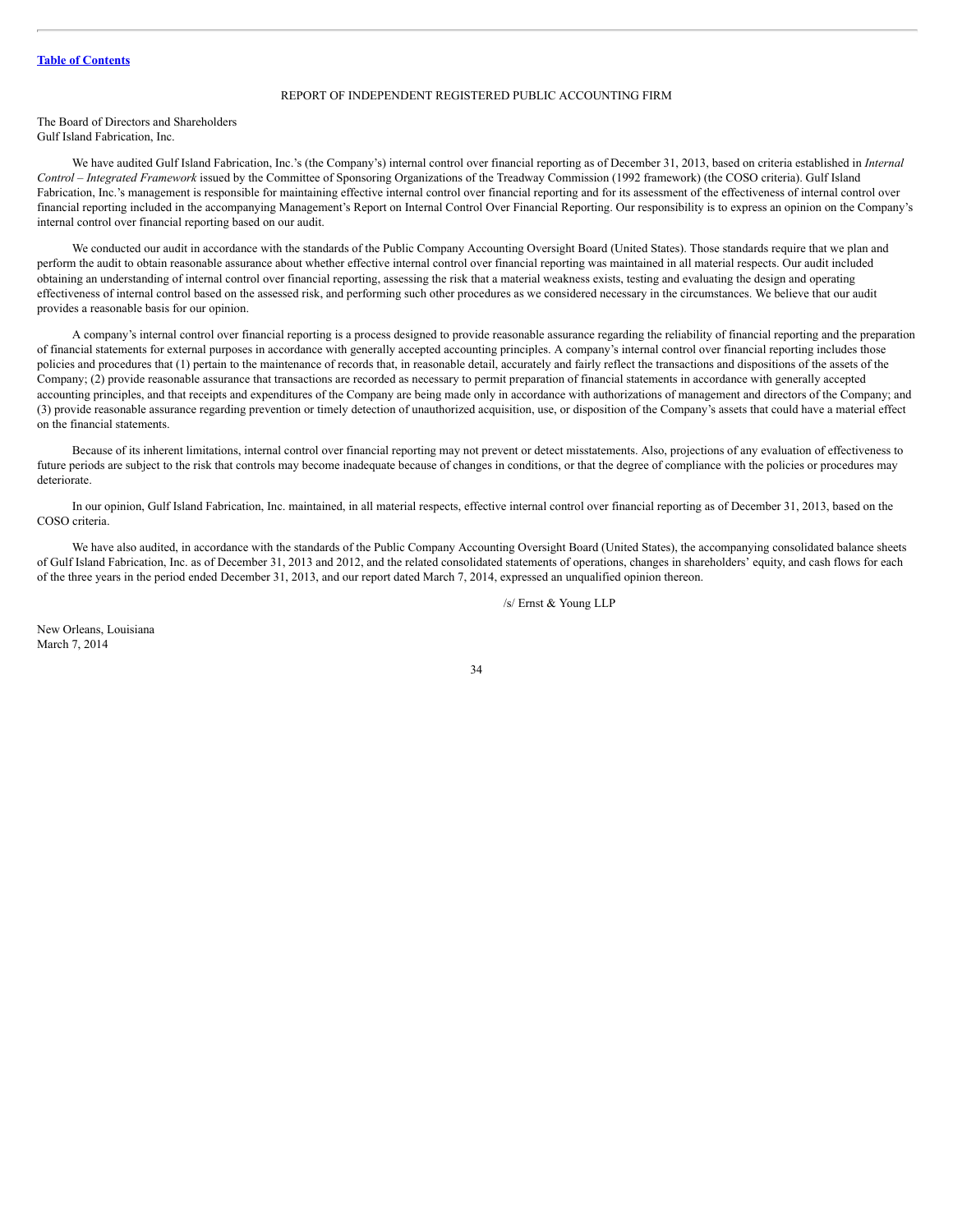[Table of Contents](#)

## REPORT OF INDEPENDENT REGISTERED PUBLIC ACCOUNTING FIRM

The Board of Directors and Shareholders
Gulf Island Fabrication, Inc.

We have audited Gulf Island Fabrication, Inc.'s (the Company's) internal control over financial reporting as of December 31, 2013, based on criteria established in *Internal Control – Integrated Framework* issued by the Committee of Sponsoring Organizations of the Treadway Commission (1992 framework) (the COSO criteria). Gulf Island Fabrication, Inc.'s management is responsible for maintaining effective internal control over financial reporting and for its assessment of the effectiveness of internal control over financial reporting included in the accompanying Management's Report on Internal Control Over Financial Reporting. Our responsibility is to express an opinion on the Company's internal control over financial reporting based on our audit.

We conducted our audit in accordance with the standards of the Public Company Accounting Oversight Board (United States). Those standards require that we plan and perform the audit to obtain reasonable assurance about whether effective internal control over financial reporting was maintained in all material respects. Our audit included obtaining an understanding of internal control over financial reporting, assessing the risk that a material weakness exists, testing and evaluating the design and operating effectiveness of internal control based on the assessed risk, and performing such other procedures as we considered necessary in the circumstances. We believe that our audit provides a reasonable basis for our opinion.

A company's internal control over financial reporting is a process designed to provide reasonable assurance regarding the reliability of financial reporting and the preparation of financial statements for external purposes in accordance with generally accepted accounting principles. A company's internal control over financial reporting includes those policies and procedures that (1) pertain to the maintenance of records that, in reasonable detail, accurately and fairly reflect the transactions and dispositions of the assets of the Company; (2) provide reasonable assurance that transactions are recorded as necessary to permit preparation of financial statements in accordance with generally accepted accounting principles, and that receipts and expenditures of the Company are being made only in accordance with authorizations of management and directors of the Company; and (3) provide reasonable assurance regarding prevention or timely detection of unauthorized acquisition, use, or disposition of the Company's assets that could have a material effect on the financial statements.

Because of its inherent limitations, internal control over financial reporting may not prevent or detect misstatements. Also, projections of any evaluation of effectiveness to future periods are subject to the risk that controls may become inadequate because of changes in conditions, or that the degree of compliance with the policies or procedures may deteriorate.

In our opinion, Gulf Island Fabrication, Inc. maintained, in all material respects, effective internal control over financial reporting as of December 31, 2013, based on the COSO criteria.

We have also audited, in accordance with the standards of the Public Company Accounting Oversight Board (United States), the accompanying consolidated balance sheets of Gulf Island Fabrication, Inc. as of December 31, 2013 and 2012, and the related consolidated statements of operations, changes in shareholders' equity, and cash flows for each of the three years in the period ended December 31, 2013, and our report dated March 7, 2014, expressed an unqualified opinion thereon.

/s/ Ernst & Young LLP

New Orleans, Louisiana
March 7, 2014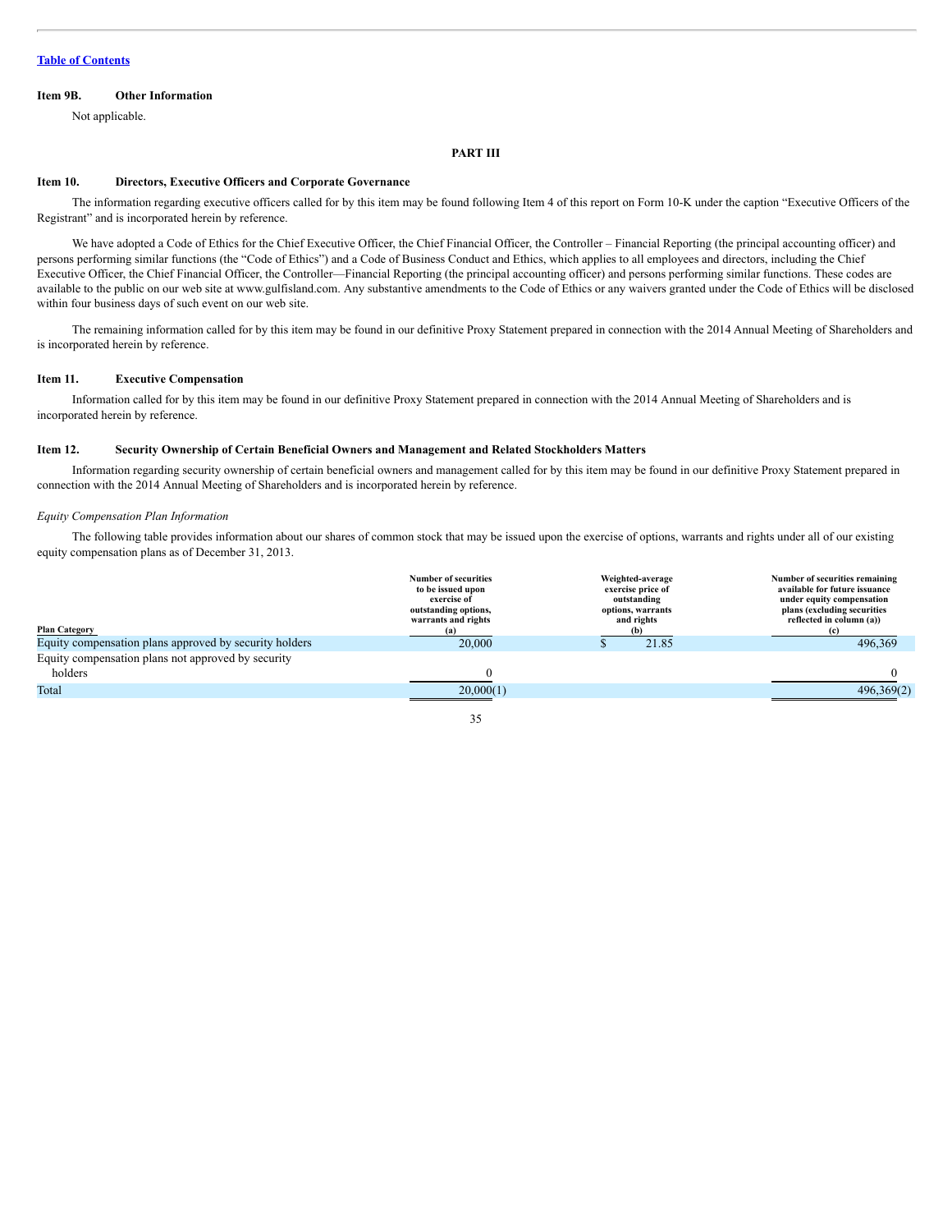[Table of Contents](#)

**Item 9B. Other Information**

Not applicable.

## PART III

**Item 10. Directors, Executive Officers and Corporate Governance**

The information regarding executive officers called for by this item may be found following Item 4 of this report on Form 10-K under the caption "Executive Officers of the Registrant" and is incorporated herein by reference.

We have adopted a Code of Ethics for the Chief Executive Officer, the Chief Financial Officer, the Controller – Financial Reporting (the principal accounting officer) and persons performing similar functions (the "Code of Ethics") and a Code of Business Conduct and Ethics, which applies to all employees and directors, including the Chief Executive Officer, the Chief Financial Officer, the Controller—Financial Reporting (the principal accounting officer) and persons performing similar functions. These codes are available to the public on our web site at www.gulfisland.com. Any substantive amendments to the Code of Ethics or any waivers granted under the Code of Ethics will be disclosed within four business days of such event on our web site.

The remaining information called for by this item may be found in our definitive Proxy Statement prepared in connection with the 2014 Annual Meeting of Shareholders and is incorporated herein by reference.

**Item 11. Executive Compensation**

Information called for by this item may be found in our definitive Proxy Statement prepared in connection with the 2014 Annual Meeting of Shareholders and is incorporated herein by reference.

**Item 12. Security Ownership of Certain Beneficial Owners and Management and Related Stockholders Matters**

Information regarding security ownership of certain beneficial owners and management called for by this item may be found in our definitive Proxy Statement prepared in connection with the 2014 Annual Meeting of Shareholders and is incorporated herein by reference.

*Equity Compensation Plan Information*

The following table provides information about our shares of common stock that may be issued upon the exercise of options, warrants and rights under all of our existing equity compensation plans as of December 31, 2013.

| Plan Category | Number of securities to be issued upon exercise of outstanding options, warrants and rights (a) | Weighted-average exercise price of outstanding options, warrants and rights (b) | Number of securities remaining available for future issuance under equity compensation plans (excluding securities reflected in column (a)) (c) |
|---|---|---|---|
| Equity compensation plans approved by security holders | 20,000 | $ 21.85 | 496,369 |
| Equity compensation plans not approved by security holders | 0 | | 0 |
| Total | 20,000(1) | | 496,369(2) |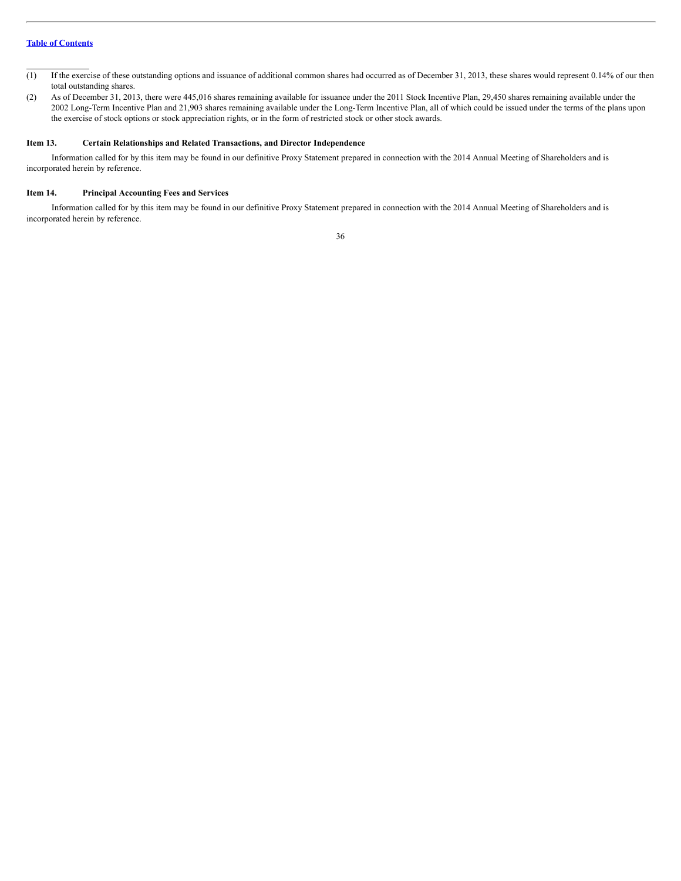(1) If the exercise of these outstanding options and issuance of additional common shares had occurred as of December 31, 2013, these shares would represent 0.14% of our then total outstanding shares.

(2) As of December 31, 2013, there were 445,016 shares remaining available for issuance under the 2011 Stock Incentive Plan, 29,450 shares remaining available under the 2002 Long-Term Incentive Plan and 21,903 shares remaining available under the Long-Term Incentive Plan, all of which could be issued under the terms of the plans upon the exercise of stock options or stock appreciation rights, or in the form of restricted stock or other stock awards.

## Item 13. Certain Relationships and Related Transactions, and Director Independence

Information called for by this item may be found in our definitive Proxy Statement prepared in connection with the 2014 Annual Meeting of Shareholders and is incorporated herein by reference.

## Item 14. Principal Accounting Fees and Services

Information called for by this item may be found in our definitive Proxy Statement prepared in connection with the 2014 Annual Meeting of Shareholders and is incorporated herein by reference.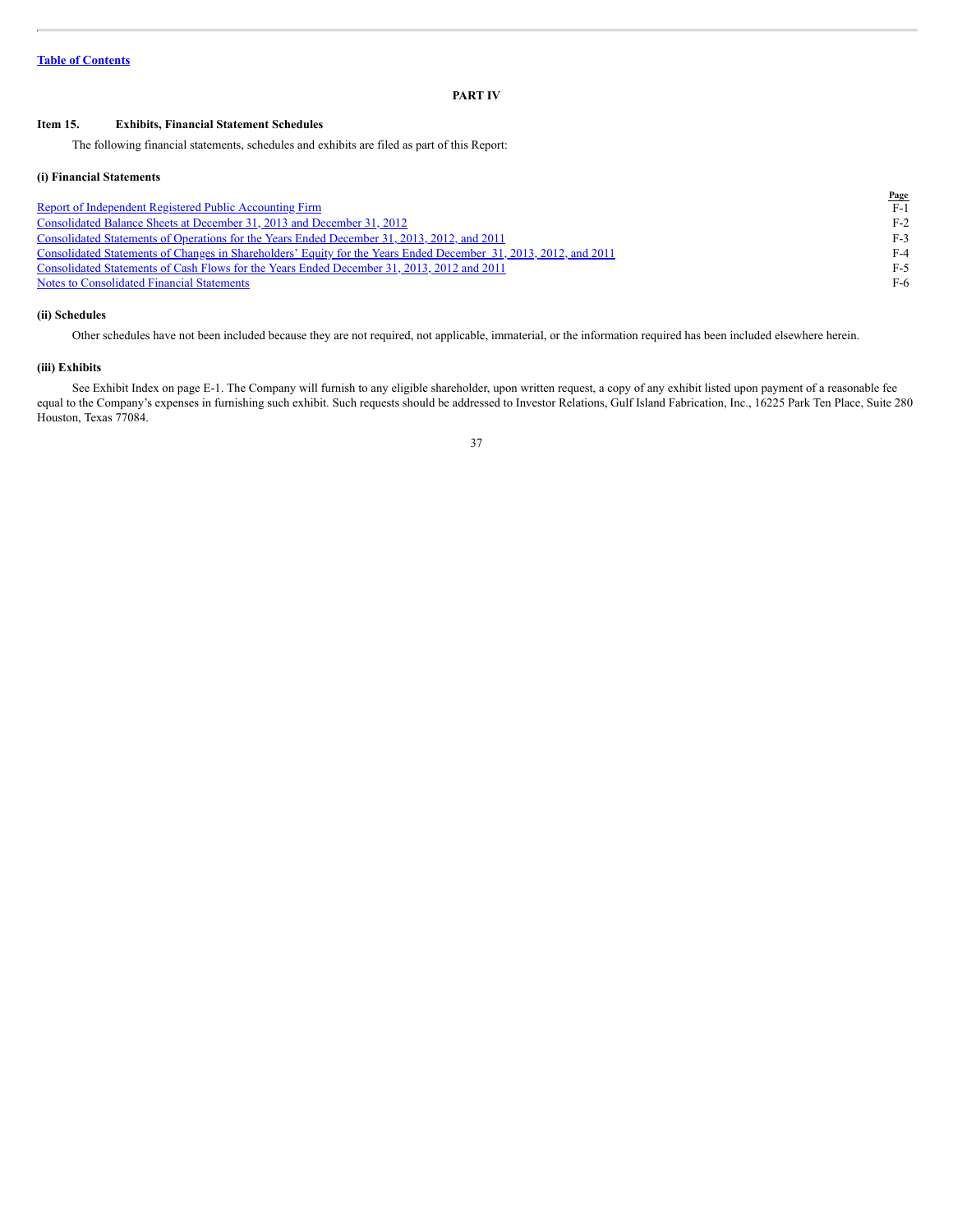Table of Contents

# PART IV

## Item 15. Exhibits, Financial Statement Schedules

The following financial statements, schedules and exhibits are filed as part of this Report:

### (i) Financial Statements

| | Page |
|---|---|
| Report of Independent Registered Public Accounting Firm | F-1 |
| Consolidated Balance Sheets at December 31, 2013 and December 31, 2012 | F-2 |
| Consolidated Statements of Operations for the Years Ended December 31, 2013, 2012, and 2011 | F-3 |
| Consolidated Statements of Changes in Shareholders' Equity for the Years Ended December 31, 2013, 2012, and 2011 | F-4 |
| Consolidated Statements of Cash Flows for the Years Ended December 31, 2013, 2012 and 2011 | F-5 |
| Notes to Consolidated Financial Statements | F-6 |

### (ii) Schedules

Other schedules have not been included because they are not required, not applicable, immaterial, or the information required has been included elsewhere herein.

### (iii) Exhibits

See Exhibit Index on page E-1. The Company will furnish to any eligible shareholder, upon written request, a copy of any exhibit listed upon payment of a reasonable fee equal to the Company's expenses in furnishing such exhibit. Such requests should be addressed to Investor Relations, Gulf Island Fabrication, Inc., 16225 Park Ten Place, Suite 280 Houston, Texas 77084.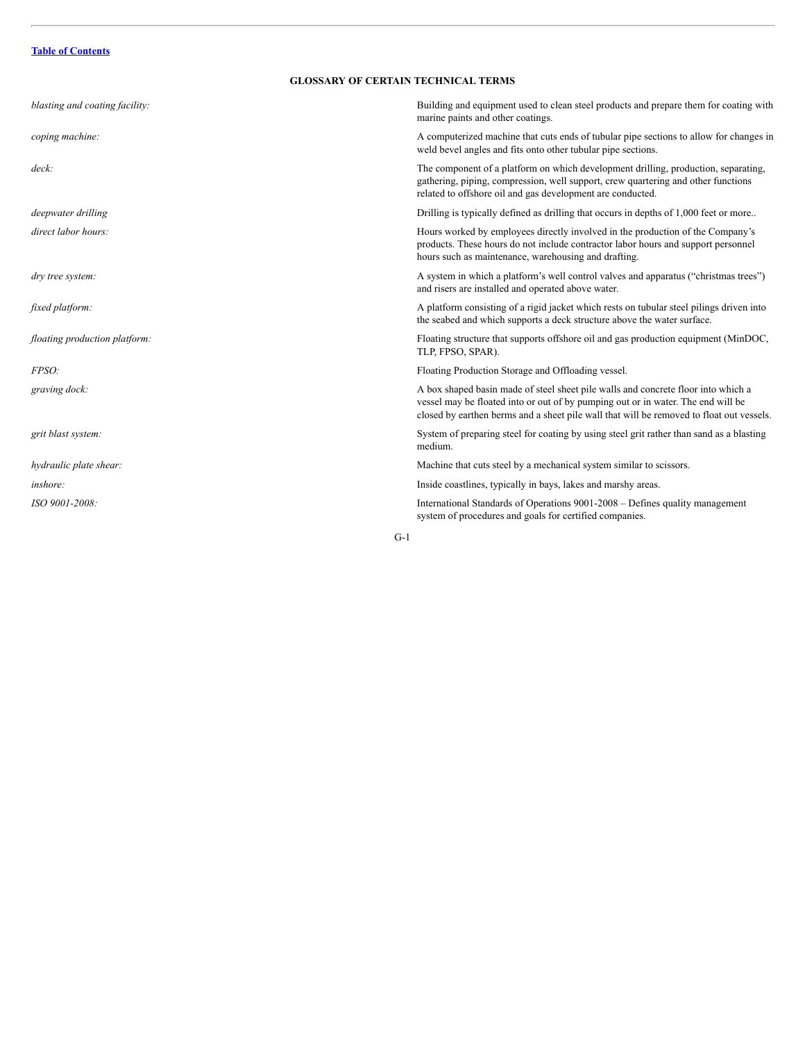Table of Contents

## GLOSSARY OF CERTAIN TECHNICAL TERMS

| | |
|---|---|
| *blasting and coating facility:* | Building and equipment used to clean steel products and prepare them for coating with marine paints and other coatings. |
| *coping machine:* | A computerized machine that cuts ends of tubular pipe sections to allow for changes in weld bevel angles and fits onto other tubular pipe sections. |
| *deck:* | The component of a platform on which development drilling, production, separating, gathering, piping, compression, well support, crew quartering and other functions related to offshore oil and gas development are conducted. |
| *deepwater drilling* | Drilling is typically defined as drilling that occurs in depths of 1,000 feet or more.. |
| *direct labor hours:* | Hours worked by employees directly involved in the production of the Company's products. These hours do not include contractor labor hours and support personnel hours such as maintenance, warehousing and drafting. |
| *dry tree system:* | A system in which a platform's well control valves and apparatus ("christmas trees") and risers are installed and operated above water. |
| *fixed platform:* | A platform consisting of a rigid jacket which rests on tubular steel pilings driven into the seabed and which supports a deck structure above the water surface. |
| *floating production platform:* | Floating structure that supports offshore oil and gas production equipment (MinDOC, TLP, FPSO, SPAR). |
| *FPSO:* | Floating Production Storage and Offloading vessel. |
| *graving dock:* | A box shaped basin made of steel sheet pile walls and concrete floor into which a vessel may be floated into or out of by pumping out or in water. The end will be closed by earthen berms and a sheet pile wall that will be removed to float out vessels. |
| *grit blast system:* | System of preparing steel for coating by using steel grit rather than sand as a blasting medium. |
| *hydraulic plate shear:* | Machine that cuts steel by a mechanical system similar to scissors. |
| *inshore:* | Inside coastlines, typically in bays, lakes and marshy areas. |
| *ISO 9001-2008:* | International Standards of Operations 9001-2008 – Defines quality management system of procedures and goals for certified companies. |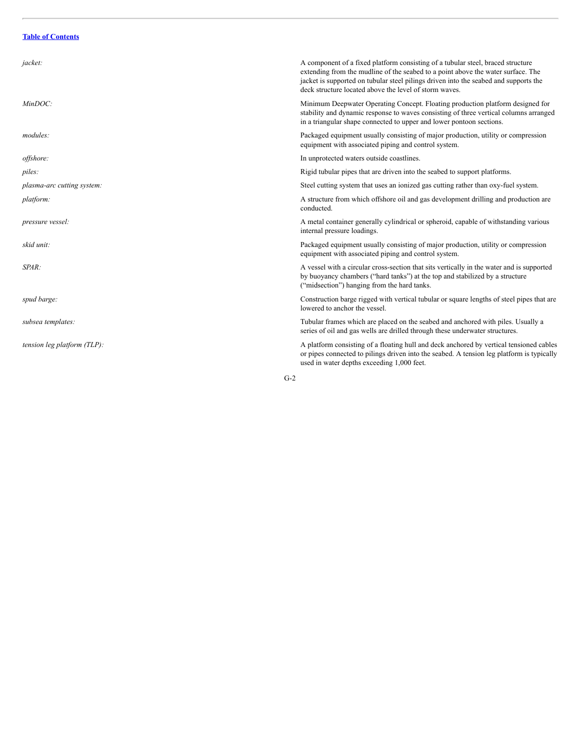[Table of Contents](#)

| | |
|---|---|
| *jacket:* | A component of a fixed platform consisting of a tubular steel, braced structure extending from the mudline of the seabed to a point above the water surface. The jacket is supported on tubular steel pilings driven into the seabed and supports the deck structure located above the level of storm waves. |
| *MinDOC:* | Minimum Deepwater Operating Concept. Floating production platform designed for stability and dynamic response to waves consisting of three vertical columns arranged in a triangular shape connected to upper and lower pontoon sections. |
| *modules:* | Packaged equipment usually consisting of major production, utility or compression equipment with associated piping and control system. |
| *offshore:* | In unprotected waters outside coastlines. |
| *piles:* | Rigid tubular pipes that are driven into the seabed to support platforms. |
| *plasma-arc cutting system:* | Steel cutting system that uses an ionized gas cutting rather than oxy-fuel system. |
| *platform:* | A structure from which offshore oil and gas development drilling and production are conducted. |
| *pressure vessel:* | A metal container generally cylindrical or spheroid, capable of withstanding various internal pressure loadings. |
| *skid unit:* | Packaged equipment usually consisting of major production, utility or compression equipment with associated piping and control system. |
| *SPAR:* | A vessel with a circular cross-section that sits vertically in the water and is supported by buoyancy chambers ("hard tanks") at the top and stabilized by a structure ("midsection") hanging from the hard tanks. |
| *spud barge:* | Construction barge rigged with vertical tubular or square lengths of steel pipes that are lowered to anchor the vessel. |
| *subsea templates:* | Tubular frames which are placed on the seabed and anchored with piles. Usually a series of oil and gas wells are drilled through these underwater structures. |
| *tension leg platform (TLP):* | A platform consisting of a floating hull and deck anchored by vertical tensioned cables or pipes connected to pilings driven into the seabed. A tension leg platform is typically used in water depths exceeding 1,000 feet. |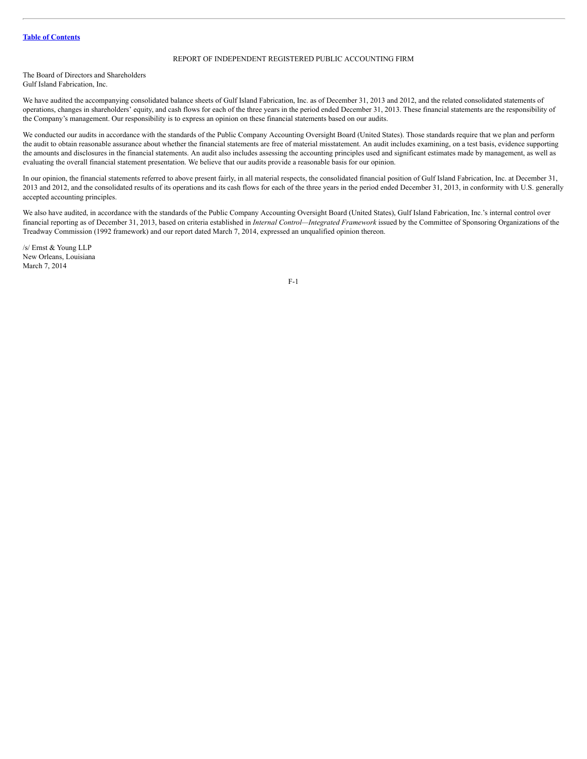[Table of Contents](#)

## REPORT OF INDEPENDENT REGISTERED PUBLIC ACCOUNTING FIRM

The Board of Directors and Shareholders
Gulf Island Fabrication, Inc.

We have audited the accompanying consolidated balance sheets of Gulf Island Fabrication, Inc. as of December 31, 2013 and 2012, and the related consolidated statements of operations, changes in shareholders' equity, and cash flows for each of the three years in the period ended December 31, 2013. These financial statements are the responsibility of the Company's management. Our responsibility is to express an opinion on these financial statements based on our audits.

We conducted our audits in accordance with the standards of the Public Company Accounting Oversight Board (United States). Those standards require that we plan and perform the audit to obtain reasonable assurance about whether the financial statements are free of material misstatement. An audit includes examining, on a test basis, evidence supporting the amounts and disclosures in the financial statements. An audit also includes assessing the accounting principles used and significant estimates made by management, as well as evaluating the overall financial statement presentation. We believe that our audits provide a reasonable basis for our opinion.

In our opinion, the financial statements referred to above present fairly, in all material respects, the consolidated financial position of Gulf Island Fabrication, Inc. at December 31, 2013 and 2012, and the consolidated results of its operations and its cash flows for each of the three years in the period ended December 31, 2013, in conformity with U.S. generally accepted accounting principles.

We also have audited, in accordance with the standards of the Public Company Accounting Oversight Board (United States), Gulf Island Fabrication, Inc.'s internal control over financial reporting as of December 31, 2013, based on criteria established in *Internal Control—Integrated Framework* issued by the Committee of Sponsoring Organizations of the Treadway Commission (1992 framework) and our report dated March 7, 2014, expressed an unqualified opinion thereon.

/s/ Ernst & Young LLP
New Orleans, Louisiana
March 7, 2014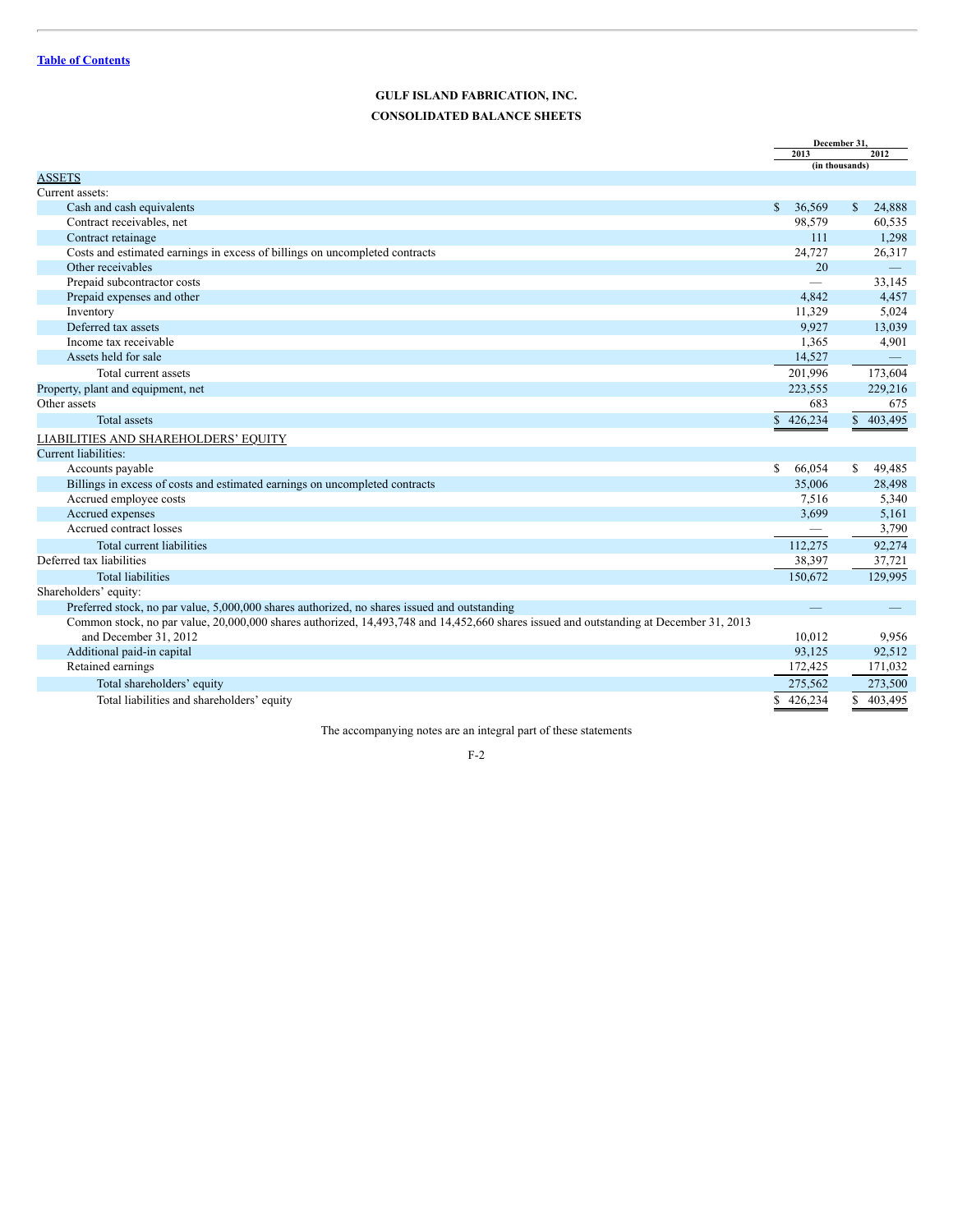[Table of Contents](#)

# GULF ISLAND FABRICATION, INC.

## CONSOLIDATED BALANCE SHEETS

| | December 31, 2013 | December 31, 2012 |
|---|---|---|
| | (in thousands) | |
| ASSETS | | |
| Current assets: | | |
| Cash and cash equivalents | $ 36,569 | $ 24,888 |
| Contract receivables, net | 98,579 | 60,535 |
| Contract retainage | 111 | 1,298 |
| Costs and estimated earnings in excess of billings on uncompleted contracts | 24,727 | 26,317 |
| Other receivables | 20 | — |
| Prepaid subcontractor costs | — | 33,145 |
| Prepaid expenses and other | 4,842 | 4,457 |
| Inventory | 11,329 | 5,024 |
| Deferred tax assets | 9,927 | 13,039 |
| Income tax receivable | 1,365 | 4,901 |
| Assets held for sale | 14,527 | — |
| Total current assets | 201,996 | 173,604 |
| Property, plant and equipment, net | 223,555 | 229,216 |
| Other assets | 683 | 675 |
| Total assets | $ 426,234 | $ 403,495 |
| LIABILITIES AND SHAREHOLDERS' EQUITY | | |
| Current liabilities: | | |
| Accounts payable | $ 66,054 | $ 49,485 |
| Billings in excess of costs and estimated earnings on uncompleted contracts | 35,006 | 28,498 |
| Accrued employee costs | 7,516 | 5,340 |
| Accrued expenses | 3,699 | 5,161 |
| Accrued contract losses | — | 3,790 |
| Total current liabilities | 112,275 | 92,274 |
| Deferred tax liabilities | 38,397 | 37,721 |
| Total liabilities | 150,672 | 129,995 |
| Shareholders' equity: | | |
| Preferred stock, no par value, 5,000,000 shares authorized, no shares issued and outstanding | — | — |
| Common stock, no par value, 20,000,000 shares authorized, 14,493,748 and 14,452,660 shares issued and outstanding at December 31, 2013 and December 31, 2012 | 10,012 | 9,956 |
| Additional paid-in capital | 93,125 | 92,512 |
| Retained earnings | 172,425 | 171,032 |
| Total shareholders' equity | 275,562 | 273,500 |
| Total liabilities and shareholders' equity | $ 426,234 | $ 403,495 |

The accompanying notes are an integral part of these statements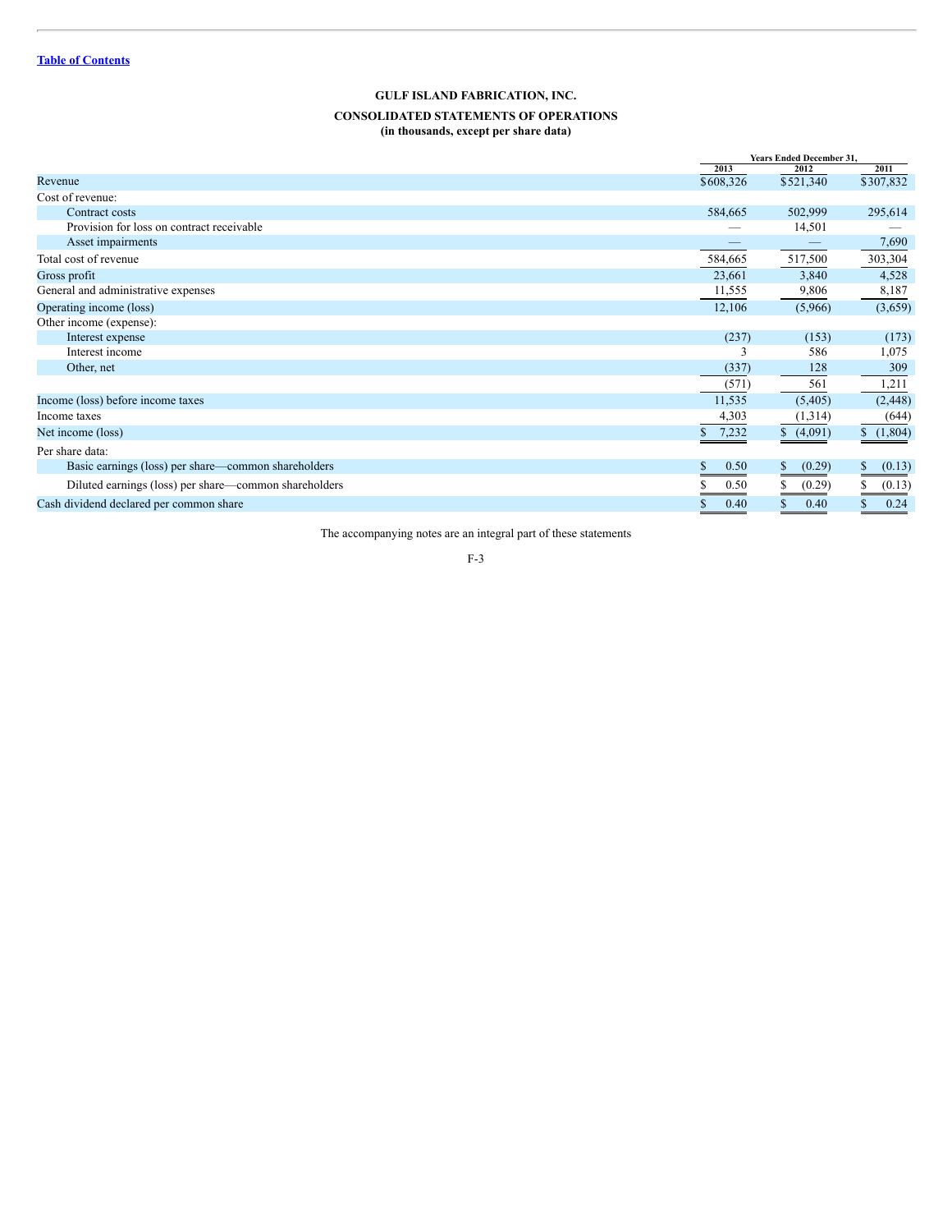[Table of Contents](#)

# GULF ISLAND FABRICATION, INC.

## CONSOLIDATED STATEMENTS OF OPERATIONS
**(in thousands, except per share data)**

| | Years Ended December 31, | | |
|---|---|---|---|
| | 2013 | 2012 | 2011 |
| Revenue | $608,326 | $521,340 | $307,832 |
| Cost of revenue: | | | |
| Contract costs | 584,665 | 502,999 | 295,614 |
| Provision for loss on contract receivable | — | 14,501 | — |
| Asset impairments | — | — | 7,690 |
| Total cost of revenue | 584,665 | 517,500 | 303,304 |
| Gross profit | 23,661 | 3,840 | 4,528 |
| General and administrative expenses | 11,555 | 9,806 | 8,187 |
| Operating income (loss) | 12,106 | (5,966) | (3,659) |
| Other income (expense): | | | |
| Interest expense | (237) | (153) | (173) |
| Interest income | 3 | 586 | 1,075 |
| Other, net | (337) | 128 | 309 |
| | (571) | 561 | 1,211 |
| Income (loss) before income taxes | 11,535 | (5,405) | (2,448) |
| Income taxes | 4,303 | (1,314) | (644) |
| Net income (loss) | $ 7,232 | $ (4,091) | $ (1,804) |
| Per share data: | | | |
| Basic earnings (loss) per share—common shareholders | $ 0.50 | $ (0.29) | $ (0.13) |
| Diluted earnings (loss) per share—common shareholders | $ 0.50 | $ (0.29) | $ (0.13) |
| Cash dividend declared per common share | $ 0.40 | $ 0.40 | $ 0.24 |

The accompanying notes are an integral part of these statements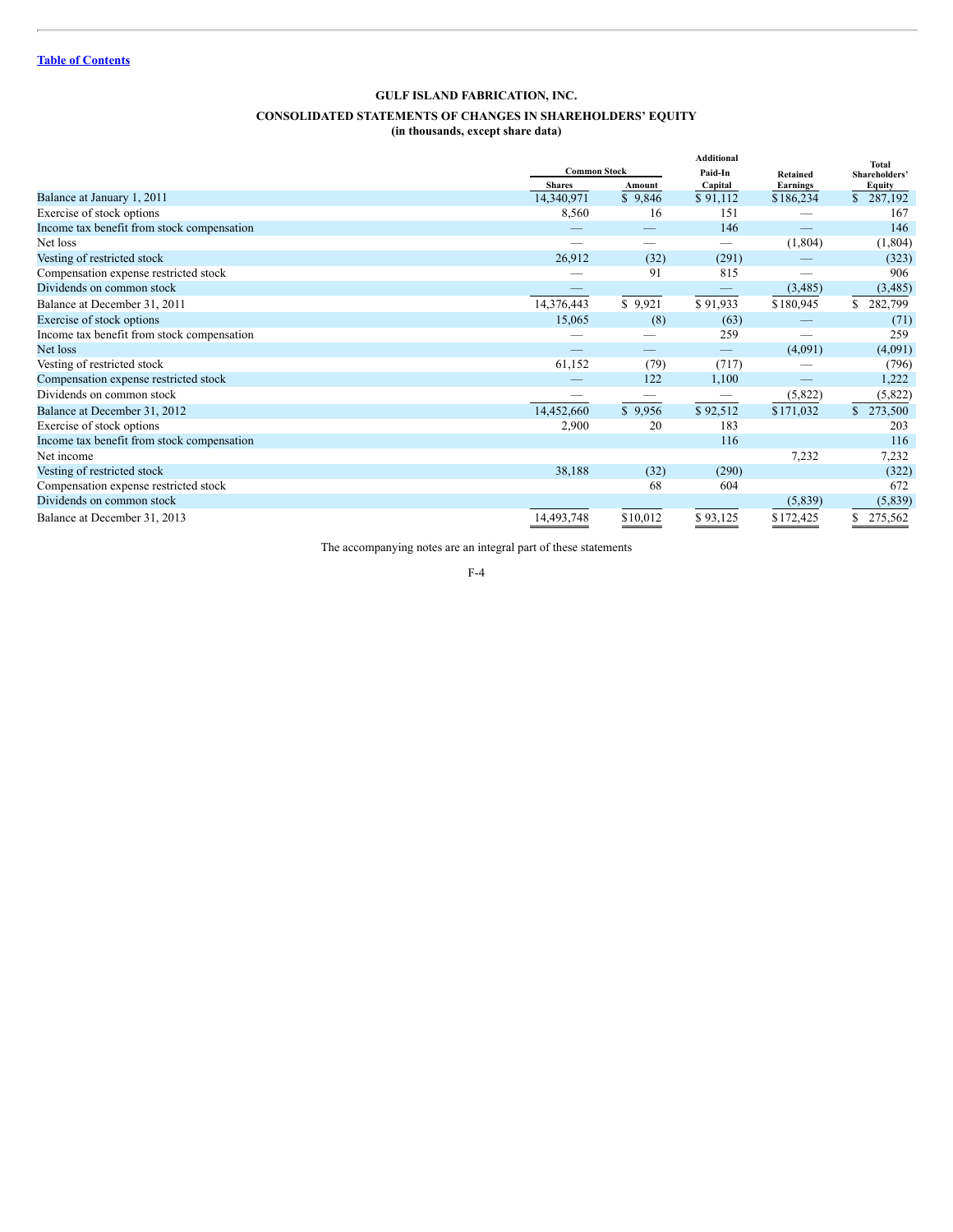[Table of Contents](#)

# GULF ISLAND FABRICATION, INC.

## CONSOLIDATED STATEMENTS OF CHANGES IN SHAREHOLDERS' EQUITY

**(in thousands, except share data)**

| | Common Stock | | Additional Paid-In Capital | Retained Earnings | Total Shareholders' Equity |
|---|---|---|---|---|---|
| | Shares | Amount | | | |
| Balance at January 1, 2011 | 14,340,971 | $ 9,846 | $ 91,112 | $186,234 | $ 287,192 |
| Exercise of stock options | 8,560 | 16 | 151 | — | 167 |
| Income tax benefit from stock compensation | — | — | 146 | — | 146 |
| Net loss | — | — | — | (1,804) | (1,804) |
| Vesting of restricted stock | 26,912 | (32) | (291) | — | (323) |
| Compensation expense restricted stock | — | 91 | 815 | — | 906 |
| Dividends on common stock | — | — | — | (3,485) | (3,485) |
| Balance at December 31, 2011 | 14,376,443 | $ 9,921 | $ 91,933 | $180,945 | $ 282,799 |
| Exercise of stock options | 15,065 | (8) | (63) | — | (71) |
| Income tax benefit from stock compensation | — | — | 259 | — | 259 |
| Net loss | — | — | — | (4,091) | (4,091) |
| Vesting of restricted stock | 61,152 | (79) | (717) | — | (796) |
| Compensation expense restricted stock | — | 122 | 1,100 | — | 1,222 |
| Dividends on common stock | — | — | — | (5,822) | (5,822) |
| Balance at December 31, 2012 | 14,452,660 | $ 9,956 | $ 92,512 | $171,032 | $ 273,500 |
| Exercise of stock options | 2,900 | 20 | 183 | | 203 |
| Income tax benefit from stock compensation | | | 116 | | 116 |
| Net income | | | | 7,232 | 7,232 |
| Vesting of restricted stock | 38,188 | (32) | (290) | | (322) |
| Compensation expense restricted stock | | 68 | 604 | | 672 |
| Dividends on common stock | | | | (5,839) | (5,839) |
| Balance at December 31, 2013 | 14,493,748 | $10,012 | $ 93,125 | $172,425 | $ 275,562 |

The accompanying notes are an integral part of these statements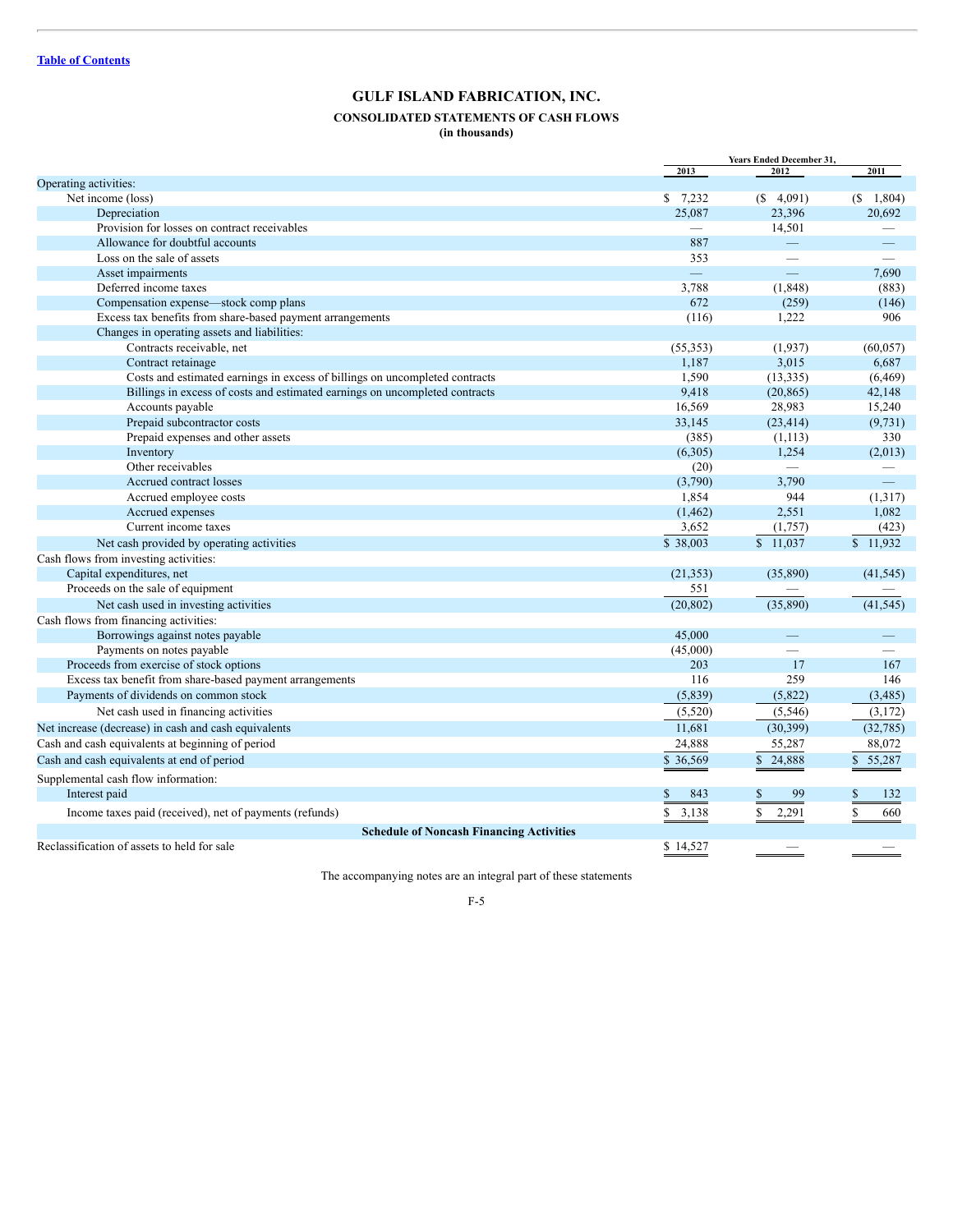[Table of Contents](#)

# GULF ISLAND FABRICATION, INC.

## CONSOLIDATED STATEMENTS OF CASH FLOWS

**(in thousands)**

| | Years Ended December 31, | | |
|---|---|---|---|
| | 2013 | 2012 | 2011 |
| Operating activities: | | | |
| Net income (loss) | $ 7,232 | ($ 4,091) | ($ 1,804) |
| Depreciation | 25,087 | 23,396 | 20,692 |
| Provision for losses on contract receivables | — | 14,501 | — |
| Allowance for doubtful accounts | 887 | — | — |
| Loss on the sale of assets | 353 | — | — |
| Asset impairments | — | — | 7,690 |
| Deferred income taxes | 3,788 | (1,848) | (883) |
| Compensation expense—stock comp plans | 672 | (259) | (146) |
| Excess tax benefits from share-based payment arrangements | (116) | 1,222 | 906 |
| Changes in operating assets and liabilities: | | | |
| Contracts receivable, net | (55,353) | (1,937) | (60,057) |
| Contract retainage | 1,187 | 3,015 | 6,687 |
| Costs and estimated earnings in excess of billings on uncompleted contracts | 1,590 | (13,335) | (6,469) |
| Billings in excess of costs and estimated earnings on uncompleted contracts | 9,418 | (20,865) | 42,148 |
| Accounts payable | 16,569 | 28,983 | 15,240 |
| Prepaid subcontractor costs | 33,145 | (23,414) | (9,731) |
| Prepaid expenses and other assets | (385) | (1,113) | 330 |
| Inventory | (6,305) | 1,254 | (2,013) |
| Other receivables | (20) | — | — |
| Accrued contract losses | (3,790) | 3,790 | — |
| Accrued employee costs | 1,854 | 944 | (1,317) |
| Accrued expenses | (1,462) | 2,551 | 1,082 |
| Current income taxes | 3,652 | (1,757) | (423) |
| Net cash provided by operating activities | $ 38,003 | $ 11,037 | $ 11,932 |
| Cash flows from investing activities: | | | |
| Capital expenditures, net | (21,353) | (35,890) | (41,545) |
| Proceeds on the sale of equipment | 551 | — | — |
| Net cash used in investing activities | (20,802) | (35,890) | (41,545) |
| Cash flows from financing activities: | | | |
| Borrowings against notes payable | 45,000 | — | — |
| Payments on notes payable | (45,000) | — | — |
| Proceeds from exercise of stock options | 203 | 17 | 167 |
| Excess tax benefit from share-based payment arrangements | 116 | 259 | 146 |
| Payments of dividends on common stock | (5,839) | (5,822) | (3,485) |
| Net cash used in financing activities | (5,520) | (5,546) | (3,172) |
| Net increase (decrease) in cash and cash equivalents | 11,681 | (30,399) | (32,785) |
| Cash and cash equivalents at beginning of period | 24,888 | 55,287 | 88,072 |
| Cash and cash equivalents at end of period | $ 36,569 | $ 24,888 | $ 55,287 |
| Supplemental cash flow information: | | | |
| Interest paid | $ 843 | $ 99 | $ 132 |
| Income taxes paid (received), net of payments (refunds) | $ 3,138 | $ 2,291 | $ 660 |
| **Schedule of Noncash Financing Activities** | | | |
| Reclassification of assets to held for sale | $ 14,527 | — | — |

The accompanying notes are an integral part of these statements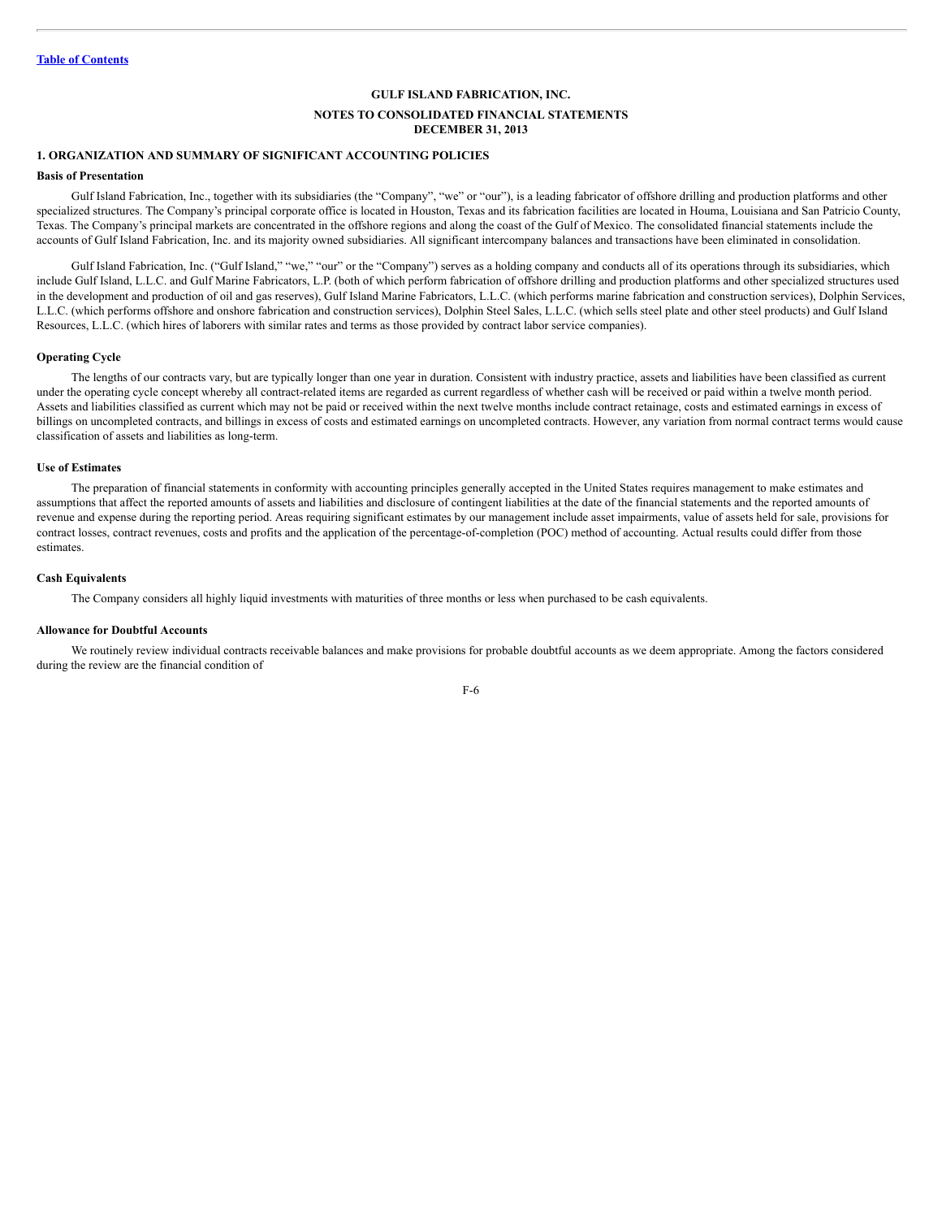**GULF ISLAND FABRICATION, INC.**

**NOTES TO CONSOLIDATED FINANCIAL STATEMENTS**
**DECEMBER 31, 2013**

## 1. ORGANIZATION AND SUMMARY OF SIGNIFICANT ACCOUNTING POLICIES

### Basis of Presentation

Gulf Island Fabrication, Inc., together with its subsidiaries (the "Company", "we" or "our"), is a leading fabricator of offshore drilling and production platforms and other specialized structures. The Company's principal corporate office is located in Houston, Texas and its fabrication facilities are located in Houma, Louisiana and San Patricio County, Texas. The Company's principal markets are concentrated in the offshore regions and along the coast of the Gulf of Mexico. The consolidated financial statements include the accounts of Gulf Island Fabrication, Inc. and its majority owned subsidiaries. All significant intercompany balances and transactions have been eliminated in consolidation.

Gulf Island Fabrication, Inc. ("Gulf Island," "we," "our" or the "Company") serves as a holding company and conducts all of its operations through its subsidiaries, which include Gulf Island, L.L.C. and Gulf Marine Fabricators, L.P. (both of which perform fabrication of offshore drilling and production platforms and other specialized structures used in the development and production of oil and gas reserves), Gulf Island Marine Fabricators, L.L.C. (which performs marine fabrication and construction services), Dolphin Services, L.L.C. (which performs offshore and onshore fabrication and construction services), Dolphin Steel Sales, L.L.C. (which sells steel plate and other steel products) and Gulf Island Resources, L.L.C. (which hires of laborers with similar rates and terms as those provided by contract labor service companies).

### Operating Cycle

The lengths of our contracts vary, but are typically longer than one year in duration. Consistent with industry practice, assets and liabilities have been classified as current under the operating cycle concept whereby all contract-related items are regarded as current regardless of whether cash will be received or paid within a twelve month period. Assets and liabilities classified as current which may not be paid or received within the next twelve months include contract retainage, costs and estimated earnings in excess of billings on uncompleted contracts, and billings in excess of costs and estimated earnings on uncompleted contracts. However, any variation from normal contract terms would cause classification of assets and liabilities as long-term.

### Use of Estimates

The preparation of financial statements in conformity with accounting principles generally accepted in the United States requires management to make estimates and assumptions that affect the reported amounts of assets and liabilities and disclosure of contingent liabilities at the date of the financial statements and the reported amounts of revenue and expense during the reporting period. Areas requiring significant estimates by our management include asset impairments, value of assets held for sale, provisions for contract losses, contract revenues, costs and profits and the application of the percentage-of-completion (POC) method of accounting. Actual results could differ from those estimates.

### Cash Equivalents

The Company considers all highly liquid investments with maturities of three months or less when purchased to be cash equivalents.

### Allowance for Doubtful Accounts

We routinely review individual contracts receivable balances and make provisions for probable doubtful accounts as we deem appropriate. Among the factors considered during the review are the financial condition of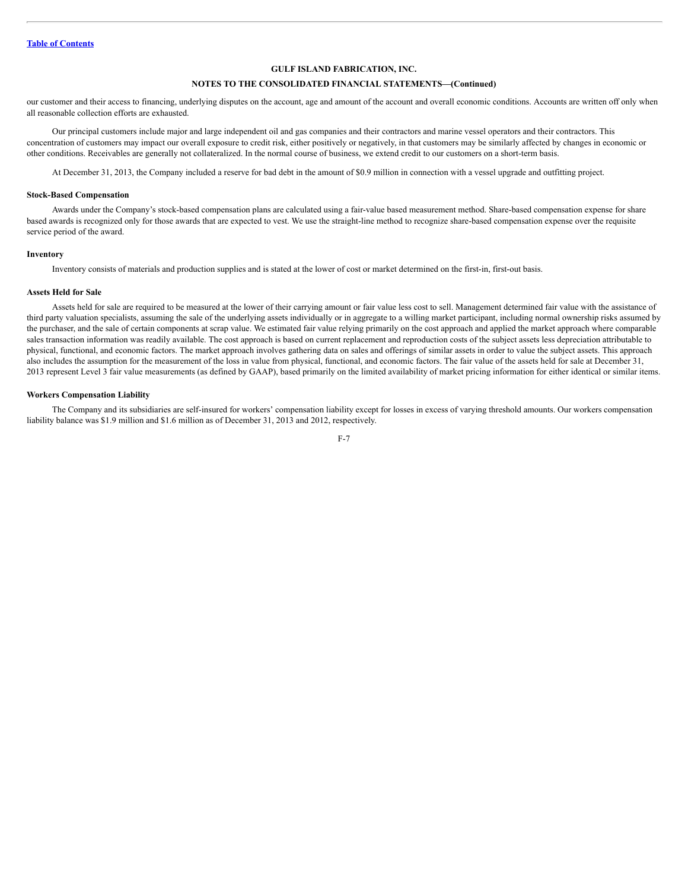our customer and their access to financing, underlying disputes on the account, age and amount of the account and overall economic conditions. Accounts are written off only when all reasonable collection efforts are exhausted.

Our principal customers include major and large independent oil and gas companies and their contractors and marine vessel operators and their contractors. This concentration of customers may impact our overall exposure to credit risk, either positively or negatively, in that customers may be similarly affected by changes in economic or other conditions. Receivables are generally not collateralized. In the normal course of business, we extend credit to our customers on a short-term basis.

At December 31, 2013, the Company included a reserve for bad debt in the amount of $0.9 million in connection with a vessel upgrade and outfitting project.

**Stock-Based Compensation**

Awards under the Company's stock-based compensation plans are calculated using a fair-value based measurement method. Share-based compensation expense for share based awards is recognized only for those awards that are expected to vest. We use the straight-line method to recognize share-based compensation expense over the requisite service period of the award.

**Inventory**

Inventory consists of materials and production supplies and is stated at the lower of cost or market determined on the first-in, first-out basis.

**Assets Held for Sale**

Assets held for sale are required to be measured at the lower of their carrying amount or fair value less cost to sell. Management determined fair value with the assistance of third party valuation specialists, assuming the sale of the underlying assets individually or in aggregate to a willing market participant, including normal ownership risks assumed by the purchaser, and the sale of certain components at scrap value. We estimated fair value relying primarily on the cost approach and applied the market approach where comparable sales transaction information was readily available. The cost approach is based on current replacement and reproduction costs of the subject assets less depreciation attributable to physical, functional, and economic factors. The market approach involves gathering data on sales and offerings of similar assets in order to value the subject assets. This approach also includes the assumption for the measurement of the loss in value from physical, functional, and economic factors. The fair value of the assets held for sale at December 31, 2013 represent Level 3 fair value measurements (as defined by GAAP), based primarily on the limited availability of market pricing information for either identical or similar items.

**Workers Compensation Liability**

The Company and its subsidiaries are self-insured for workers' compensation liability except for losses in excess of varying threshold amounts. Our workers compensation liability balance was $1.9 million and $1.6 million as of December 31, 2013 and 2012, respectively.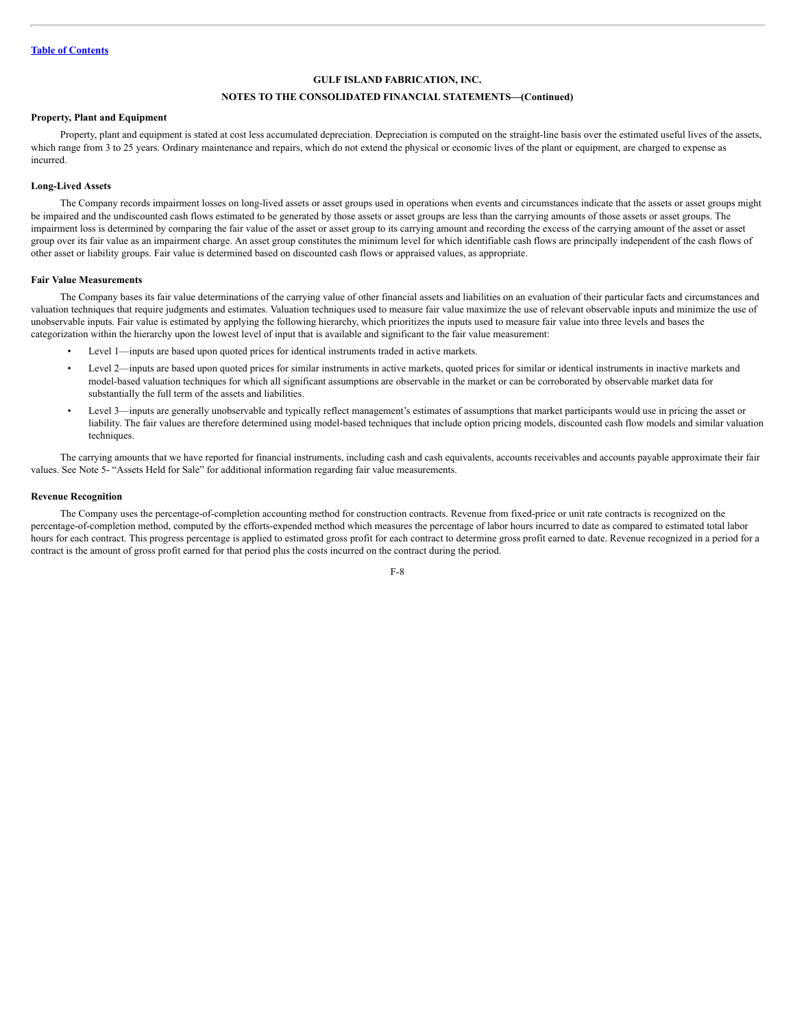**GULF ISLAND FABRICATION, INC.**

**NOTES TO THE CONSOLIDATED FINANCIAL STATEMENTS—(Continued)**

**Property, Plant and Equipment**

Property, plant and equipment is stated at cost less accumulated depreciation. Depreciation is computed on the straight-line basis over the estimated useful lives of the assets, which range from 3 to 25 years. Ordinary maintenance and repairs, which do not extend the physical or economic lives of the plant or equipment, are charged to expense as incurred.

**Long-Lived Assets**

The Company records impairment losses on long-lived assets or asset groups used in operations when events and circumstances indicate that the assets or asset groups might be impaired and the undiscounted cash flows estimated to be generated by those assets or asset groups are less than the carrying amounts of those assets or asset groups. The impairment loss is determined by comparing the fair value of the asset or asset group to its carrying amount and recording the excess of the carrying amount of the asset or asset group over its fair value as an impairment charge. An asset group constitutes the minimum level for which identifiable cash flows are principally independent of the cash flows of other asset or liability groups. Fair value is determined based on discounted cash flows or appraised values, as appropriate.

**Fair Value Measurements**

The Company bases its fair value determinations of the carrying value of other financial assets and liabilities on an evaluation of their particular facts and circumstances and valuation techniques that require judgments and estimates. Valuation techniques used to measure fair value maximize the use of relevant observable inputs and minimize the use of unobservable inputs. Fair value is estimated by applying the following hierarchy, which prioritizes the inputs used to measure fair value into three levels and bases the categorization within the hierarchy upon the lowest level of input that is available and significant to the fair value measurement:

- Level 1—inputs are based upon quoted prices for identical instruments traded in active markets.
- Level 2—inputs are based upon quoted prices for similar instruments in active markets, quoted prices for similar or identical instruments in inactive markets and model-based valuation techniques for which all significant assumptions are observable in the market or can be corroborated by observable market data for substantially the full term of the assets and liabilities.
- Level 3—inputs are generally unobservable and typically reflect management's estimates of assumptions that market participants would use in pricing the asset or liability. The fair values are therefore determined using model-based techniques that include option pricing models, discounted cash flow models and similar valuation techniques.

The carrying amounts that we have reported for financial instruments, including cash and cash equivalents, accounts receivables and accounts payable approximate their fair values. See Note 5- "Assets Held for Sale" for additional information regarding fair value measurements.

**Revenue Recognition**

The Company uses the percentage-of-completion accounting method for construction contracts. Revenue from fixed-price or unit rate contracts is recognized on the percentage-of-completion method, computed by the efforts-expended method which measures the percentage of labor hours incurred to date as compared to estimated total labor hours for each contract. This progress percentage is applied to estimated gross profit for each contract to determine gross profit earned to date. Revenue recognized in a period for a contract is the amount of gross profit earned for that period plus the costs incurred on the contract during the period.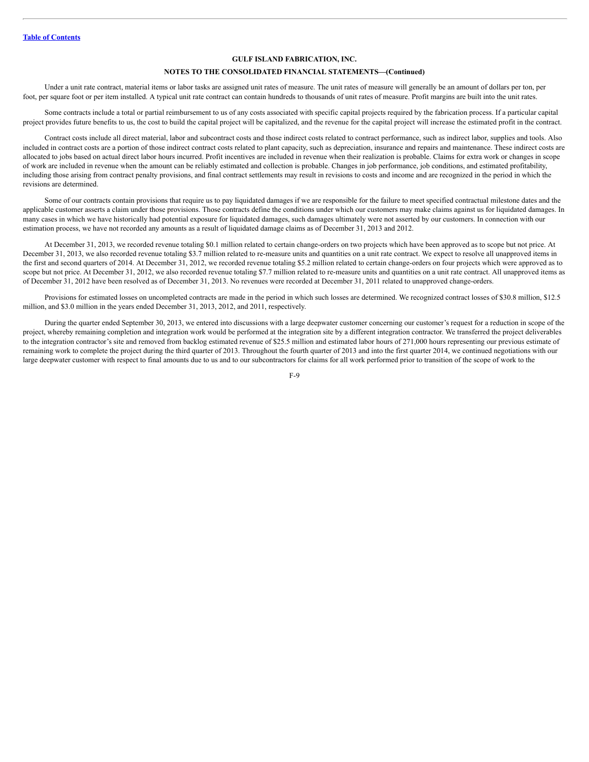**GULF ISLAND FABRICATION, INC.**

**NOTES TO THE CONSOLIDATED FINANCIAL STATEMENTS—(Continued)**

Under a unit rate contract, material items or labor tasks are assigned unit rates of measure. The unit rates of measure will generally be an amount of dollars per ton, per foot, per square foot or per item installed. A typical unit rate contract can contain hundreds to thousands of unit rates of measure. Profit margins are built into the unit rates.

Some contracts include a total or partial reimbursement to us of any costs associated with specific capital projects required by the fabrication process. If a particular capital project provides future benefits to us, the cost to build the capital project will be capitalized, and the revenue for the capital project will increase the estimated profit in the contract.

Contract costs include all direct material, labor and subcontract costs and those indirect costs related to contract performance, such as indirect labor, supplies and tools. Also included in contract costs are a portion of those indirect contract costs related to plant capacity, such as depreciation, insurance and repairs and maintenance. These indirect costs are allocated to jobs based on actual direct labor hours incurred. Profit incentives are included in revenue when their realization is probable. Claims for extra work or changes in scope of work are included in revenue when the amount can be reliably estimated and collection is probable. Changes in job performance, job conditions, and estimated profitability, including those arising from contract penalty provisions, and final contract settlements may result in revisions to costs and income and are recognized in the period in which the revisions are determined.

Some of our contracts contain provisions that require us to pay liquidated damages if we are responsible for the failure to meet specified contractual milestone dates and the applicable customer asserts a claim under those provisions. Those contracts define the conditions under which our customers may make claims against us for liquidated damages. In many cases in which we have historically had potential exposure for liquidated damages, such damages ultimately were not asserted by our customers. In connection with our estimation process, we have not recorded any amounts as a result of liquidated damage claims as of December 31, 2013 and 2012.

At December 31, 2013, we recorded revenue totaling $0.1 million related to certain change-orders on two projects which have been approved as to scope but not price. At December 31, 2013, we also recorded revenue totaling $3.7 million related to re-measure units and quantities on a unit rate contract. We expect to resolve all unapproved items in the first and second quarters of 2014. At December 31, 2012, we recorded revenue totaling $5.2 million related to certain change-orders on four projects which were approved as to scope but not price. At December 31, 2012, we also recorded revenue totaling $7.7 million related to re-measure units and quantities on a unit rate contract. All unapproved items as of December 31, 2012 have been resolved as of December 31, 2013. No revenues were recorded at December 31, 2011 related to unapproved change-orders.

Provisions for estimated losses on uncompleted contracts are made in the period in which such losses are determined. We recognized contract losses of $30.8 million, $12.5 million, and $3.0 million in the years ended December 31, 2013, 2012, and 2011, respectively.

During the quarter ended September 30, 2013, we entered into discussions with a large deepwater customer concerning our customer's request for a reduction in scope of the project, whereby remaining completion and integration work would be performed at the integration site by a different integration contractor. We transferred the project deliverables to the integration contractor's site and removed from backlog estimated revenue of $25.5 million and estimated labor hours of 271,000 hours representing our previous estimate of remaining work to complete the project during the third quarter of 2013. Throughout the fourth quarter of 2013 and into the first quarter 2014, we continued negotiations with our large deepwater customer with respect to final amounts due to us and to our subcontractors for claims for all work performed prior to transition of the scope of work to the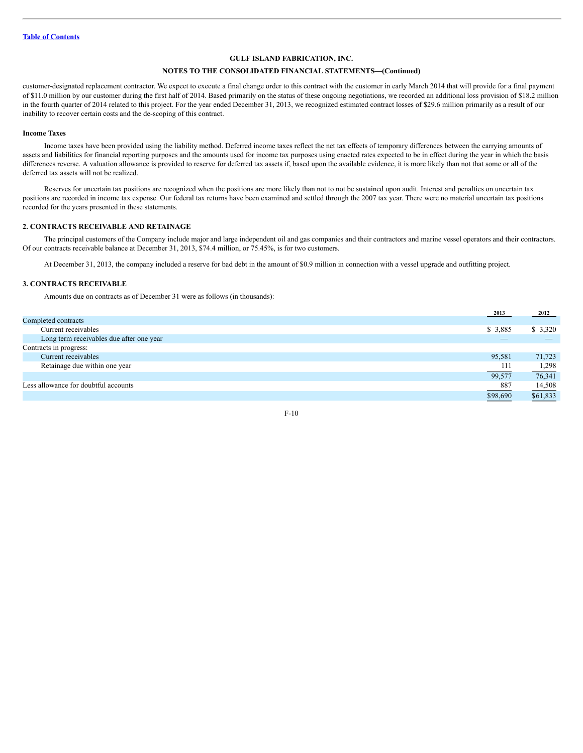customer-designated replacement contractor. We expect to execute a final change order to this contract with the customer in early March 2014 that will provide for a final payment of $11.0 million by our customer during the first half of 2014. Based primarily on the status of these ongoing negotiations, we recorded an additional loss provision of $18.2 million in the fourth quarter of 2014 related to this project. For the year ended December 31, 2013, we recognized estimated contract losses of $29.6 million primarily as a result of our inability to recover certain costs and the de-scoping of this contract.

### Income Taxes

Income taxes have been provided using the liability method. Deferred income taxes reflect the net tax effects of temporary differences between the carrying amounts of assets and liabilities for financial reporting purposes and the amounts used for income tax purposes using enacted rates expected to be in effect during the year in which the basis differences reverse. A valuation allowance is provided to reserve for deferred tax assets if, based upon the available evidence, it is more likely than not that some or all of the deferred tax assets will not be realized.

Reserves for uncertain tax positions are recognized when the positions are more likely than not to not be sustained upon audit. Interest and penalties on uncertain tax positions are recorded in income tax expense. Our federal tax returns have been examined and settled through the 2007 tax year. There were no material uncertain tax positions recorded for the years presented in these statements.

## 2. CONTRACTS RECEIVABLE AND RETAINAGE

The principal customers of the Company include major and large independent oil and gas companies and their contractors and marine vessel operators and their contractors. Of our contracts receivable balance at December 31, 2013, $74.4 million, or 75.45%, is for two customers.

At December 31, 2013, the company included a reserve for bad debt in the amount of $0.9 million in connection with a vessel upgrade and outfitting project.

## 3. CONTRACTS RECEIVABLE

Amounts due on contracts as of December 31 were as follows (in thousands):

| | 2013 | 2012 |
|---|---|---|
| Completed contracts | | |
| Current receivables | $ 3,885 | $ 3,320 |
| Long term receivables due after one year | — | — |
| Contracts in progress: | | |
| Current receivables | 95,581 | 71,723 |
| Retainage due within one year | 111 | 1,298 |
| | 99,577 | 76,341 |
| Less allowance for doubtful accounts | 887 | 14,508 |
| | $98,690 | $61,833 |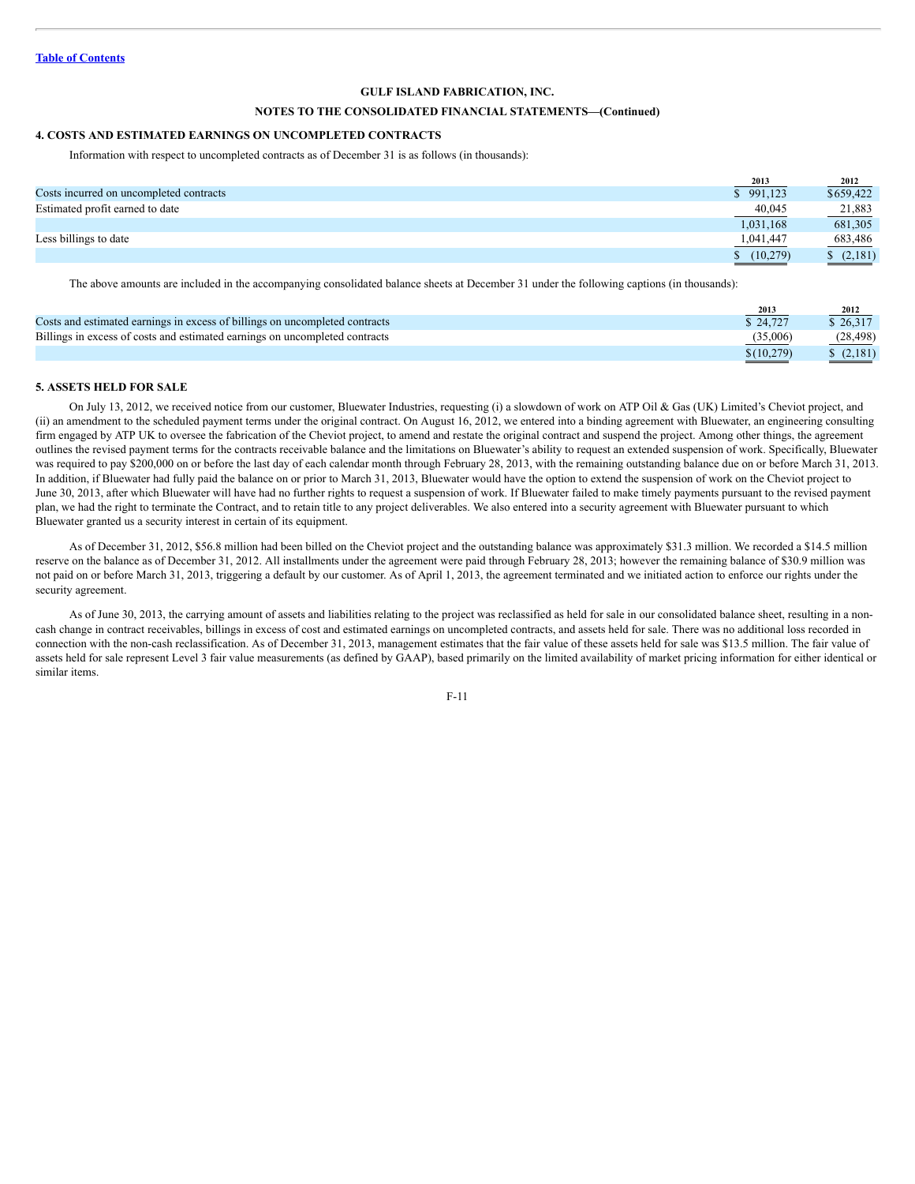[Table of Contents]

**GULF ISLAND FABRICATION, INC.**

**NOTES TO THE CONSOLIDATED FINANCIAL STATEMENTS—(Continued)**

### 4. COSTS AND ESTIMATED EARNINGS ON UNCOMPLETED CONTRACTS

Information with respect to uncompleted contracts as of December 31 is as follows (in thousands):

| | 2013 | 2012 |
|---|---|---|
| Costs incurred on uncompleted contracts | $ 991,123 | $659,422 |
| Estimated profit earned to date | 40,045 | 21,883 |
| | 1,031,168 | 681,305 |
| Less billings to date | 1,041,447 | 683,486 |
| | $ (10,279) | $ (2,181) |

The above amounts are included in the accompanying consolidated balance sheets at December 31 under the following captions (in thousands):

| | 2013 | 2012 |
|---|---|---|
| Costs and estimated earnings in excess of billings on uncompleted contracts | $ 24,727 | $ 26,317 |
| Billings in excess of costs and estimated earnings on uncompleted contracts | (35,006) | (28,498) |
| | $(10,279) | $ (2,181) |

### 5. ASSETS HELD FOR SALE

On July 13, 2012, we received notice from our customer, Bluewater Industries, requesting (i) a slowdown of work on ATP Oil & Gas (UK) Limited's Cheviot project, and (ii) an amendment to the scheduled payment terms under the original contract. On August 16, 2012, we entered into a binding agreement with Bluewater, an engineering consulting firm engaged by ATP UK to oversee the fabrication of the Cheviot project, to amend and restate the original contract and suspend the project. Among other things, the agreement outlines the revised payment terms for the contracts receivable balance and the limitations on Bluewater's ability to request an extended suspension of work. Specifically, Bluewater was required to pay $200,000 on or before the last day of each calendar month through February 28, 2013, with the remaining outstanding balance due on or before March 31, 2013. In addition, if Bluewater had fully paid the balance on or prior to March 31, 2013, Bluewater would have the option to extend the suspension of work on the Cheviot project to June 30, 2013, after which Bluewater will have had no further rights to request a suspension of work. If Bluewater failed to make timely payments pursuant to the revised payment plan, we had the right to terminate the Contract, and to retain title to any project deliverables. We also entered into a security agreement with Bluewater pursuant to which Bluewater granted us a security interest in certain of its equipment.

As of December 31, 2012, $56.8 million had been billed on the Cheviot project and the outstanding balance was approximately $31.3 million. We recorded a $14.5 million reserve on the balance as of December 31, 2012. All installments under the agreement were paid through February 28, 2013; however the remaining balance of $30.9 million was not paid on or before March 31, 2013, triggering a default by our customer. As of April 1, 2013, the agreement terminated and we initiated action to enforce our rights under the security agreement.

As of June 30, 2013, the carrying amount of assets and liabilities relating to the project was reclassified as held for sale in our consolidated balance sheet, resulting in a non-cash change in contract receivables, billings in excess of cost and estimated earnings on uncompleted contracts, and assets held for sale. There was no additional loss recorded in connection with the non-cash reclassification. As of December 31, 2013, management estimates that the fair value of these assets held for sale was $13.5 million. The fair value of assets held for sale represent Level 3 fair value measurements (as defined by GAAP), based primarily on the limited availability of market pricing information for either identical or similar items.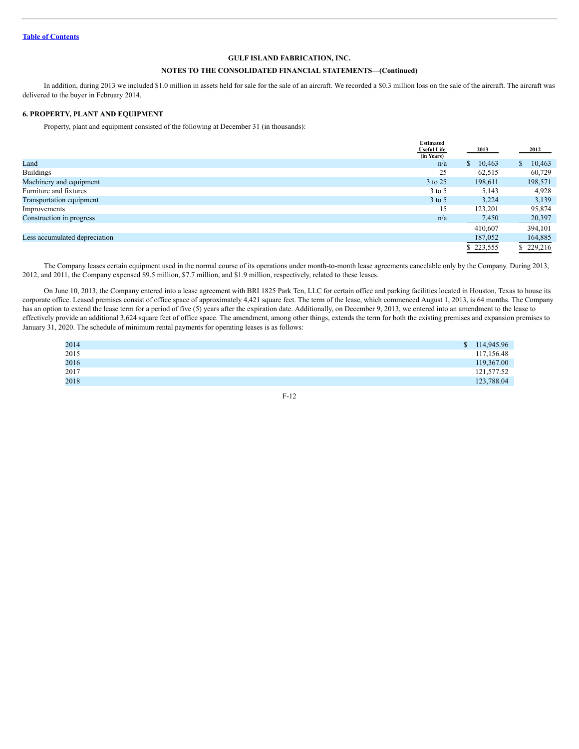**GULF ISLAND FABRICATION, INC.**

**NOTES TO THE CONSOLIDATED FINANCIAL STATEMENTS—(Continued)**

In addition, during 2013 we included $1.0 million in assets held for sale for the sale of an aircraft. We recorded a $0.3 million loss on the sale of the aircraft. The aircraft was delivered to the buyer in February 2014.

## 6. PROPERTY, PLANT AND EQUIPMENT

Property, plant and equipment consisted of the following at December 31 (in thousands):

| | Estimated Useful Life (in Years) | 2013 | 2012 |
|---|---|---|---|
| Land | n/a | $ 10,463 | $ 10,463 |
| Buildings | 25 | 62,515 | 60,729 |
| Machinery and equipment | 3 to 25 | 198,611 | 198,571 |
| Furniture and fixtures | 3 to 5 | 5,143 | 4,928 |
| Transportation equipment | 3 to 5 | 3,224 | 3,139 |
| Improvements | 15 | 123,201 | 95,874 |
| Construction in progress | n/a | 7,450 | 20,397 |
| | | 410,607 | 394,101 |
| Less accumulated depreciation | | 187,052 | 164,885 |
| | | $ 223,555 | $ 229,216 |

The Company leases certain equipment used in the normal course of its operations under month-to-month lease agreements cancelable only by the Company. During 2013, 2012, and 2011, the Company expensed $9.5 million, $7.7 million, and $1.9 million, respectively, related to these leases.

On June 10, 2013, the Company entered into a lease agreement with BRI 1825 Park Ten, LLC for certain office and parking facilities located in Houston, Texas to house its corporate office. Leased premises consist of office space of approximately 4,421 square feet. The term of the lease, which commenced August 1, 2013, is 64 months. The Company has an option to extend the lease term for a period of five (5) years after the expiration date. Additionally, on December 9, 2013, we entered into an amendment to the lease to effectively provide an additional 3,624 square feet of office space. The amendment, among other things, extends the term for both the existing premises and expansion premises to January 31, 2020. The schedule of minimum rental payments for operating leases is as follows:

| | |
|---|---|
| 2014 | $ 114,945.96 |
| 2015 | 117,156.48 |
| 2016 | 119,367.00 |
| 2017 | 121,577.52 |
| 2018 | 123,788.04 |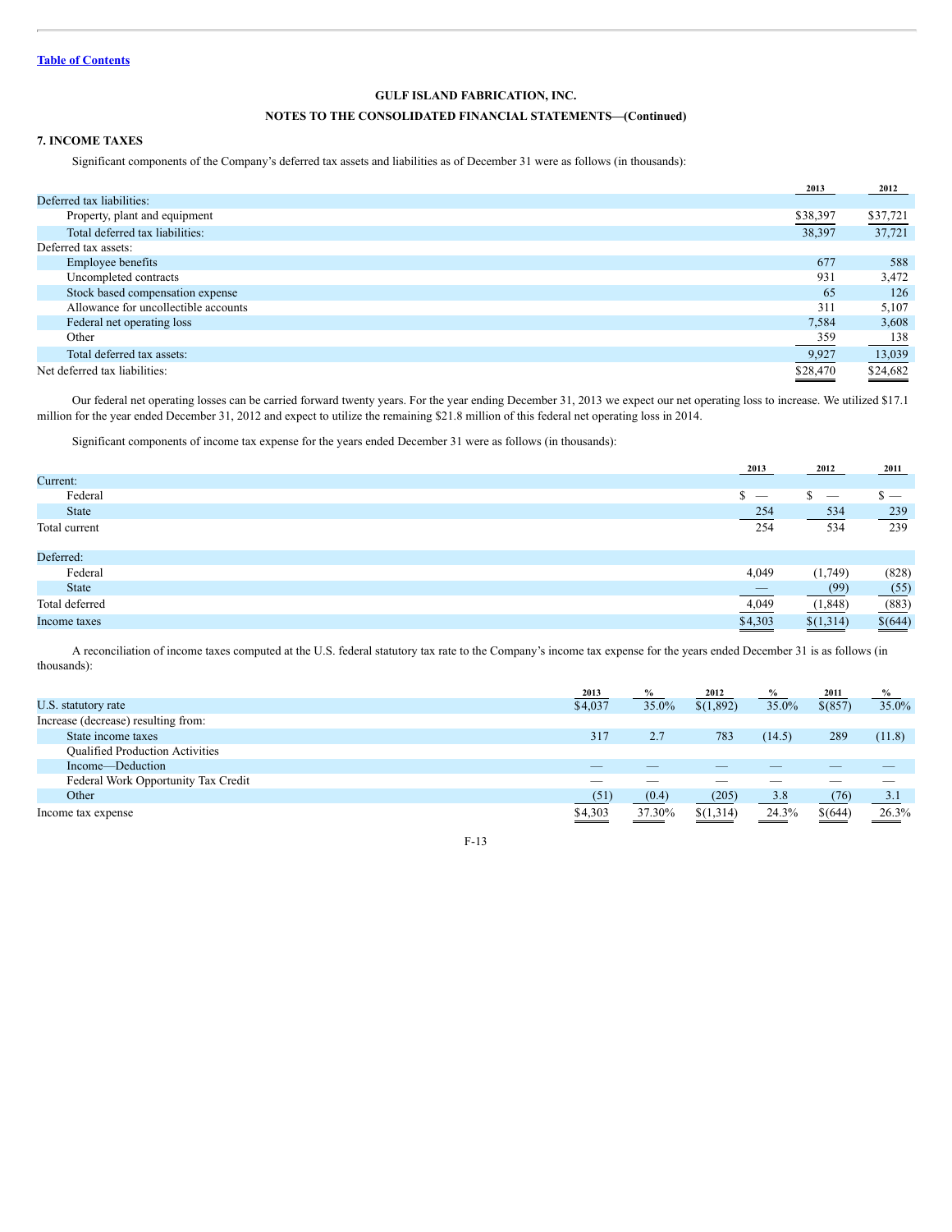[Table of Contents](#)

**GULF ISLAND FABRICATION, INC.**

**NOTES TO THE CONSOLIDATED FINANCIAL STATEMENTS—(Continued)**

### 7. INCOME TAXES

Significant components of the Company's deferred tax assets and liabilities as of December 31 were as follows (in thousands):

| | 2013 | 2012 |
|---|---|---|
| Deferred tax liabilities: | | |
| Property, plant and equipment | $38,397 | $37,721 |
| Total deferred tax liabilities: | 38,397 | 37,721 |
| Deferred tax assets: | | |
| Employee benefits | 677 | 588 |
| Uncompleted contracts | 931 | 3,472 |
| Stock based compensation expense | 65 | 126 |
| Allowance for uncollectible accounts | 311 | 5,107 |
| Federal net operating loss | 7,584 | 3,608 |
| Other | 359 | 138 |
| Total deferred tax assets: | 9,927 | 13,039 |
| Net deferred tax liabilities: | $28,470 | $24,682 |

Our federal net operating losses can be carried forward twenty years. For the year ending December 31, 2013 we expect our net operating loss to increase. We utilized $17.1 million for the year ended December 31, 2012 and expect to utilize the remaining $21.8 million of this federal net operating loss in 2014.

Significant components of income tax expense for the years ended December 31 were as follows (in thousands):

| | 2013 | 2012 | 2011 |
|---|---|---|---|
| Current: | | | |
| Federal | $ — | $ — | $ — |
| State | 254 | 534 | 239 |
| Total current | 254 | 534 | 239 |
| Deferred: | | | |
| Federal | 4,049 | (1,749) | (828) |
| State | — | (99) | (55) |
| Total deferred | 4,049 | (1,848) | (883) |
| Income taxes | $4,303 | $(1,314) | $(644) |

A reconciliation of income taxes computed at the U.S. federal statutory tax rate to the Company's income tax expense for the years ended December 31 is as follows (in thousands):

| | 2013 | % | 2012 | % | 2011 | % |
|---|---|---|---|---|---|---|
| U.S. statutory rate | $4,037 | 35.0% | $(1,892) | 35.0% | $(857) | 35.0% |
| Increase (decrease) resulting from: | | | | | | |
| State income taxes | 317 | 2.7 | 783 | (14.5) | 289 | (11.8) |
| Qualified Production Activities Income—Deduction | — | — | — | — | — | — |
| Federal Work Opportunity Tax Credit | — | — | — | — | — | — |
| Other | (51) | (0.4) | (205) | 3.8 | (76) | 3.1 |
| Income tax expense | $4,303 | 37.30% | $(1,314) | 24.3% | $(644) | 26.3% |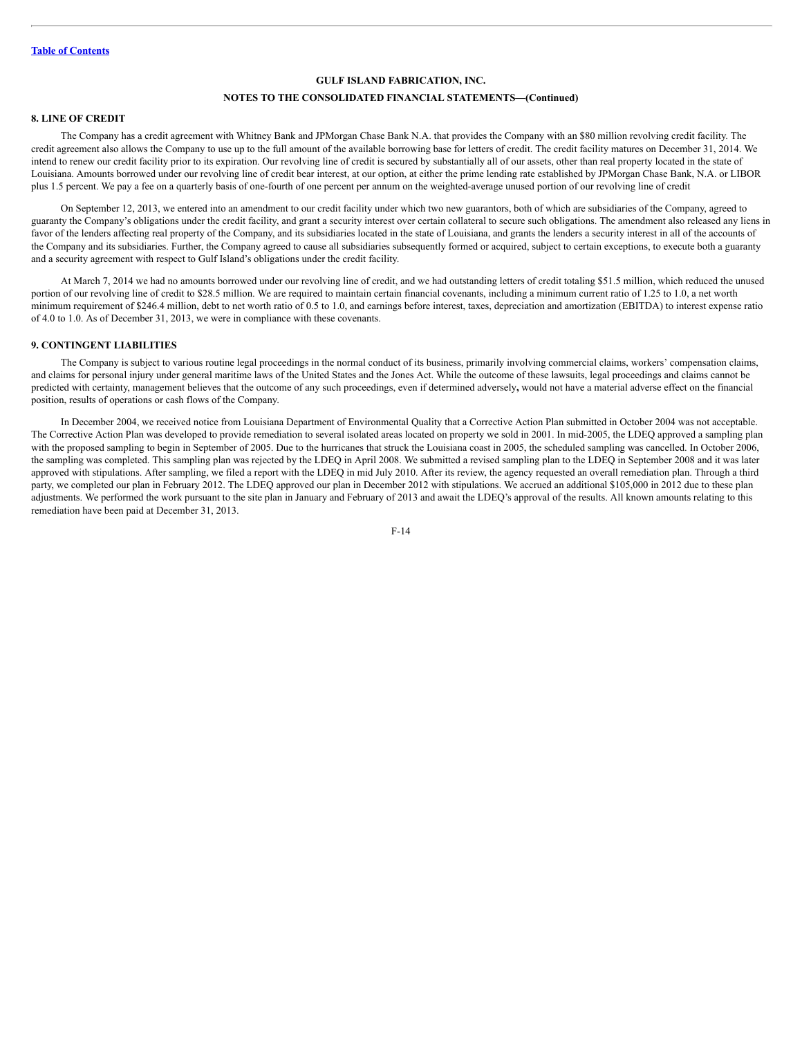[Table of Contents](#)

**GULF ISLAND FABRICATION, INC.**

**NOTES TO THE CONSOLIDATED FINANCIAL STATEMENTS—(Continued)**

## 8. LINE OF CREDIT

The Company has a credit agreement with Whitney Bank and JPMorgan Chase Bank N.A. that provides the Company with an $80 million revolving credit facility. The credit agreement also allows the Company to use up to the full amount of the available borrowing base for letters of credit. The credit facility matures on December 31, 2014. We intend to renew our credit facility prior to its expiration. Our revolving line of credit is secured by substantially all of our assets, other than real property located in the state of Louisiana. Amounts borrowed under our revolving line of credit bear interest, at our option, at either the prime lending rate established by JPMorgan Chase Bank, N.A. or LIBOR plus 1.5 percent. We pay a fee on a quarterly basis of one-fourth of one percent per annum on the weighted-average unused portion of our revolving line of credit

On September 12, 2013, we entered into an amendment to our credit facility under which two new guarantors, both of which are subsidiaries of the Company, agreed to guaranty the Company's obligations under the credit facility, and grant a security interest over certain collateral to secure such obligations. The amendment also released any liens in favor of the lenders affecting real property of the Company, and its subsidiaries located in the state of Louisiana, and grants the lenders a security interest in all of the accounts of the Company and its subsidiaries. Further, the Company agreed to cause all subsidiaries subsequently formed or acquired, subject to certain exceptions, to execute both a guaranty and a security agreement with respect to Gulf Island's obligations under the credit facility.

At March 7, 2014 we had no amounts borrowed under our revolving line of credit, and we had outstanding letters of credit totaling $51.5 million, which reduced the unused portion of our revolving line of credit to $28.5 million. We are required to maintain certain financial covenants, including a minimum current ratio of 1.25 to 1.0, a net worth minimum requirement of $246.4 million, debt to net worth ratio of 0.5 to 1.0, and earnings before interest, taxes, depreciation and amortization (EBITDA) to interest expense ratio of 4.0 to 1.0. As of December 31, 2013, we were in compliance with these covenants.

## 9. CONTINGENT LIABILITIES

The Company is subject to various routine legal proceedings in the normal conduct of its business, primarily involving commercial claims, workers' compensation claims, and claims for personal injury under general maritime laws of the United States and the Jones Act. While the outcome of these lawsuits, legal proceedings and claims cannot be predicted with certainty, management believes that the outcome of any such proceedings, even if determined adversely**,** would not have a material adverse effect on the financial position, results of operations or cash flows of the Company.

In December 2004, we received notice from Louisiana Department of Environmental Quality that a Corrective Action Plan submitted in October 2004 was not acceptable. The Corrective Action Plan was developed to provide remediation to several isolated areas located on property we sold in 2001. In mid-2005, the LDEQ approved a sampling plan with the proposed sampling to begin in September of 2005. Due to the hurricanes that struck the Louisiana coast in 2005, the scheduled sampling was cancelled. In October 2006, the sampling was completed. This sampling plan was rejected by the LDEQ in April 2008. We submitted a revised sampling plan to the LDEQ in September 2008 and it was later approved with stipulations. After sampling, we filed a report with the LDEQ in mid July 2010. After its review, the agency requested an overall remediation plan. Through a third party, we completed our plan in February 2012. The LDEQ approved our plan in December 2012 with stipulations. We accrued an additional $105,000 in 2012 due to these plan adjustments. We performed the work pursuant to the site plan in January and February of 2013 and await the LDEQ's approval of the results. All known amounts relating to this remediation have been paid at December 31, 2013.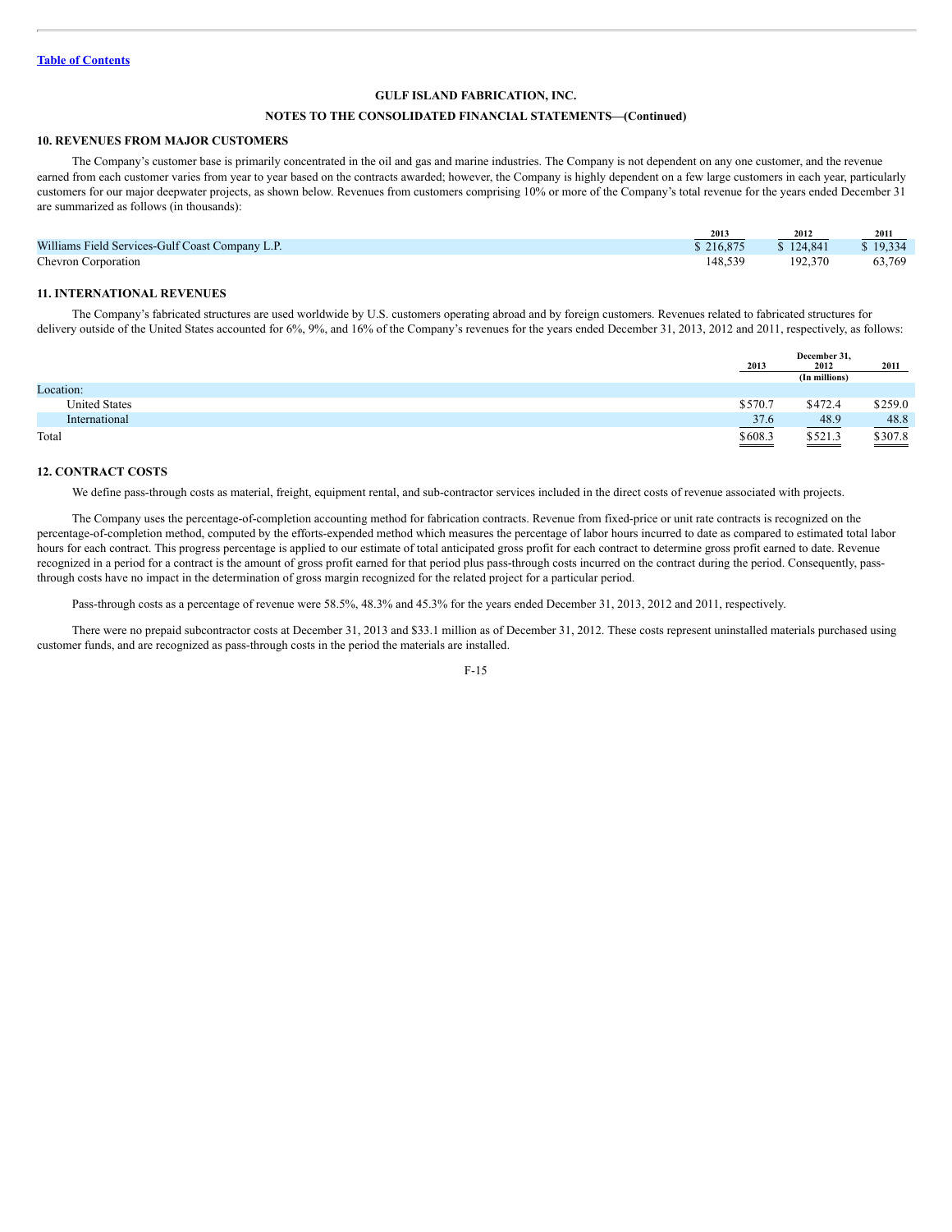[Table of Contents](#)

**GULF ISLAND FABRICATION, INC.**

**NOTES TO THE CONSOLIDATED FINANCIAL STATEMENTS—(Continued)**

### 10. REVENUES FROM MAJOR CUSTOMERS

The Company's customer base is primarily concentrated in the oil and gas and marine industries. The Company is not dependent on any one customer, and the revenue earned from each customer varies from year to year based on the contracts awarded; however, the Company is highly dependent on a few large customers in each year, particularly customers for our major deepwater projects, as shown below. Revenues from customers comprising 10% or more of the Company's total revenue for the years ended December 31 are summarized as follows (in thousands):

| | 2013 | 2012 | 2011 |
|---|---|---|---|
| Williams Field Services-Gulf Coast Company L.P. | $ 216,875 | $ 124,841 | $ 19,334 |
| Chevron Corporation | 148,539 | 192,370 | 63,769 |

### 11. INTERNATIONAL REVENUES

The Company's fabricated structures are used worldwide by U.S. customers operating abroad and by foreign customers. Revenues related to fabricated structures for delivery outside of the United States accounted for 6%, 9%, and 16% of the Company's revenues for the years ended December 31, 2013, 2012 and 2011, respectively, as follows:

| | December 31, | | |
|---|---|---|---|
| | 2013 | 2012 | 2011 |
| | | (In millions) | |
| Location: | | | |
| United States | $570.7 | $472.4 | $259.0 |
| International | 37.6 | 48.9 | 48.8 |
| Total | $608.3 | $521.3 | $307.8 |

### 12. CONTRACT COSTS

We define pass-through costs as material, freight, equipment rental, and sub-contractor services included in the direct costs of revenue associated with projects.

The Company uses the percentage-of-completion accounting method for fabrication contracts. Revenue from fixed-price or unit rate contracts is recognized on the percentage-of-completion method, computed by the efforts-expended method which measures the percentage of labor hours incurred to date as compared to estimated total labor hours for each contract. This progress percentage is applied to our estimate of total anticipated gross profit for each contract to determine gross profit earned to date. Revenue recognized in a period for a contract is the amount of gross profit earned for that period plus pass-through costs incurred on the contract during the period. Consequently, pass-through costs have no impact in the determination of gross margin recognized for the related project for a particular period.

Pass-through costs as a percentage of revenue were 58.5%, 48.3% and 45.3% for the years ended December 31, 2013, 2012 and 2011, respectively.

There were no prepaid subcontractor costs at December 31, 2013 and $33.1 million as of December 31, 2012. These costs represent uninstalled materials purchased using customer funds, and are recognized as pass-through costs in the period the materials are installed.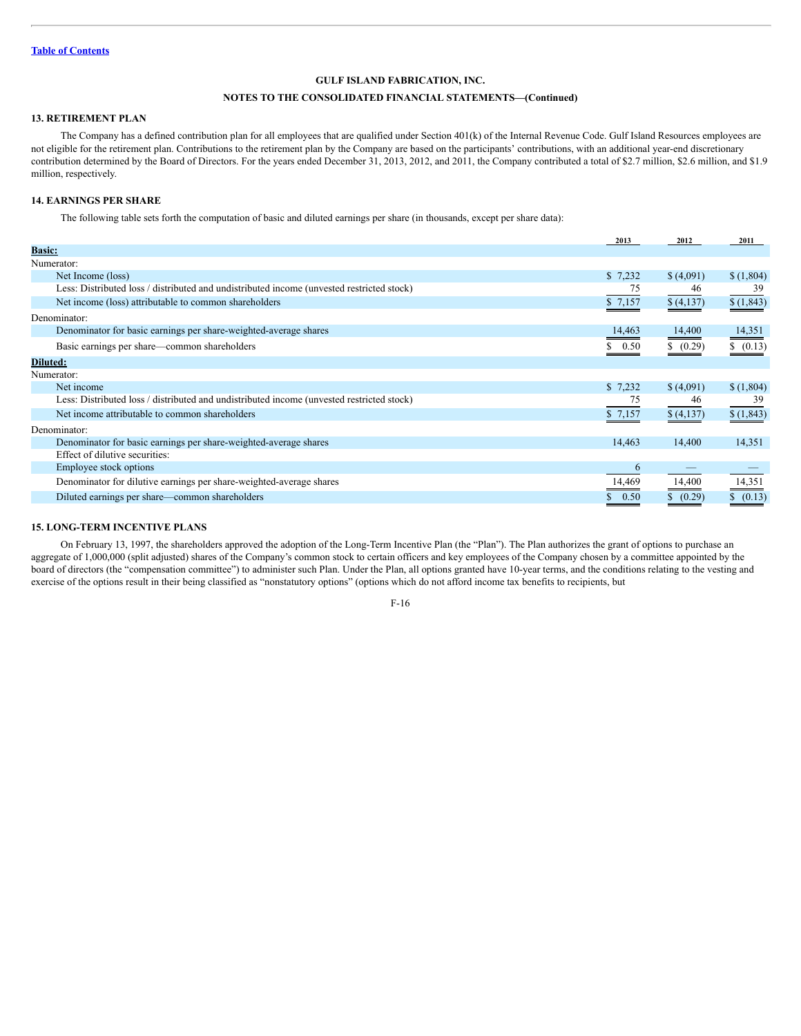[Table of Contents](#)

**GULF ISLAND FABRICATION, INC.**

**NOTES TO THE CONSOLIDATED FINANCIAL STATEMENTS—(Continued)**

## 13. RETIREMENT PLAN

The Company has a defined contribution plan for all employees that are qualified under Section 401(k) of the Internal Revenue Code. Gulf Island Resources employees are not eligible for the retirement plan. Contributions to the retirement plan by the Company are based on the participants' contributions, with an additional year-end discretionary contribution determined by the Board of Directors. For the years ended December 31, 2013, 2012, and 2011, the Company contributed a total of $2.7 million, $2.6 million, and $1.9 million, respectively.

## 14. EARNINGS PER SHARE

The following table sets forth the computation of basic and diluted earnings per share (in thousands, except per share data):

| | 2013 | 2012 | 2011 |
|---|---|---|---|
| **Basic:** | | | |
| Numerator: | | | |
| Net Income (loss) | $ 7,232 | $ (4,091) | $ (1,804) |
| Less: Distributed loss / distributed and undistributed income (unvested restricted stock) | 75 | 46 | 39 |
| Net income (loss) attributable to common shareholders | $ 7,157 | $ (4,137) | $ (1,843) |
| Denominator: | | | |
| Denominator for basic earnings per share-weighted-average shares | 14,463 | 14,400 | 14,351 |
| Basic earnings per share—common shareholders | $ 0.50 | $ (0.29) | $ (0.13) |
| **Diluted:** | | | |
| Numerator: | | | |
| Net income | $ 7,232 | $ (4,091) | $ (1,804) |
| Less: Distributed loss / distributed and undistributed income (unvested restricted stock) | 75 | 46 | 39 |
| Net income attributable to common shareholders | $ 7,157 | $ (4,137) | $ (1,843) |
| Denominator: | | | |
| Denominator for basic earnings per share-weighted-average shares | 14,463 | 14,400 | 14,351 |
| Effect of dilutive securities: | | | |
| Employee stock options | 6 | — | — |
| Denominator for dilutive earnings per share-weighted-average shares | 14,469 | 14,400 | 14,351 |
| Diluted earnings per share—common shareholders | $ 0.50 | $ (0.29) | $ (0.13) |

## 15. LONG-TERM INCENTIVE PLANS

On February 13, 1997, the shareholders approved the adoption of the Long-Term Incentive Plan (the "Plan"). The Plan authorizes the grant of options to purchase an aggregate of 1,000,000 (split adjusted) shares of the Company's common stock to certain officers and key employees of the Company chosen by a committee appointed by the board of directors (the "compensation committee") to administer such Plan. Under the Plan, all options granted have 10-year terms, and the conditions relating to the vesting and exercise of the options result in their being classified as "nonstatutory options" (options which do not afford income tax benefits to recipients, but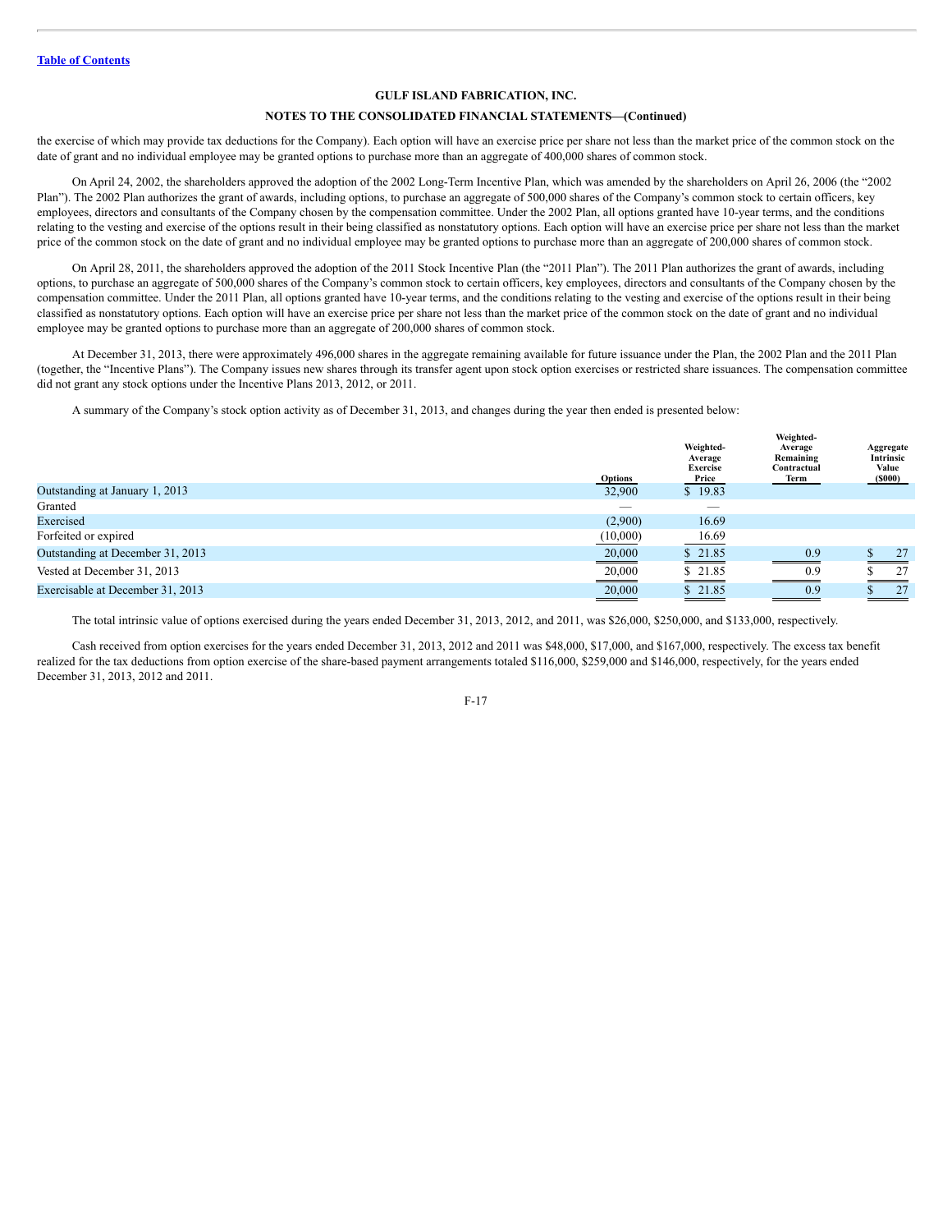the exercise of which may provide tax deductions for the Company). Each option will have an exercise price per share not less than the market price of the common stock on the date of grant and no individual employee may be granted options to purchase more than an aggregate of 400,000 shares of common stock.

On April 24, 2002, the shareholders approved the adoption of the 2002 Long-Term Incentive Plan, which was amended by the shareholders on April 26, 2006 (the "2002 Plan"). The 2002 Plan authorizes the grant of awards, including options, to purchase an aggregate of 500,000 shares of the Company's common stock to certain officers, key employees, directors and consultants of the Company chosen by the compensation committee. Under the 2002 Plan, all options granted have 10-year terms, and the conditions relating to the vesting and exercise of the options result in their being classified as nonstatutory options. Each option will have an exercise price per share not less than the market price of the common stock on the date of grant and no individual employee may be granted options to purchase more than an aggregate of 200,000 shares of common stock.

On April 28, 2011, the shareholders approved the adoption of the 2011 Stock Incentive Plan (the "2011 Plan"). The 2011 Plan authorizes the grant of awards, including options, to purchase an aggregate of 500,000 shares of the Company's common stock to certain officers, key employees, directors and consultants of the Company chosen by the compensation committee. Under the 2011 Plan, all options granted have 10-year terms, and the conditions relating to the vesting and exercise of the options result in their being classified as nonstatutory options. Each option will have an exercise price per share not less than the market price of the common stock on the date of grant and no individual employee may be granted options to purchase more than an aggregate of 200,000 shares of common stock.

At December 31, 2013, there were approximately 496,000 shares in the aggregate remaining available for future issuance under the Plan, the 2002 Plan and the 2011 Plan (together, the "Incentive Plans"). The Company issues new shares through its transfer agent upon stock option exercises or restricted share issuances. The compensation committee did not grant any stock options under the Incentive Plans 2013, 2012, or 2011.

A summary of the Company's stock option activity as of December 31, 2013, and changes during the year then ended is presented below:

| | Options | Weighted-Average Exercise Price | Weighted-Average Remaining Contractual Term | Aggregate Intrinsic Value ($000) |
|---|---|---|---|---|
| Outstanding at January 1, 2013 | 32,900 | $ 19.83 | | |
| Granted | — | — | | |
| Exercised | (2,900) | 16.69 | | |
| Forfeited or expired | (10,000) | 16.69 | | |
| Outstanding at December 31, 2013 | 20,000 | $ 21.85 | 0.9 | $ 27 |
| Vested at December 31, 2013 | 20,000 | $ 21.85 | 0.9 | $ 27 |
| Exercisable at December 31, 2013 | 20,000 | $ 21.85 | 0.9 | $ 27 |

The total intrinsic value of options exercised during the years ended December 31, 2013, 2012, and 2011, was $26,000, $250,000, and $133,000, respectively.

Cash received from option exercises for the years ended December 31, 2013, 2012 and 2011 was $48,000, $17,000, and $167,000, respectively. The excess tax benefit realized for the tax deductions from option exercise of the share-based payment arrangements totaled $116,000, $259,000 and $146,000, respectively, for the years ended December 31, 2013, 2012 and 2011.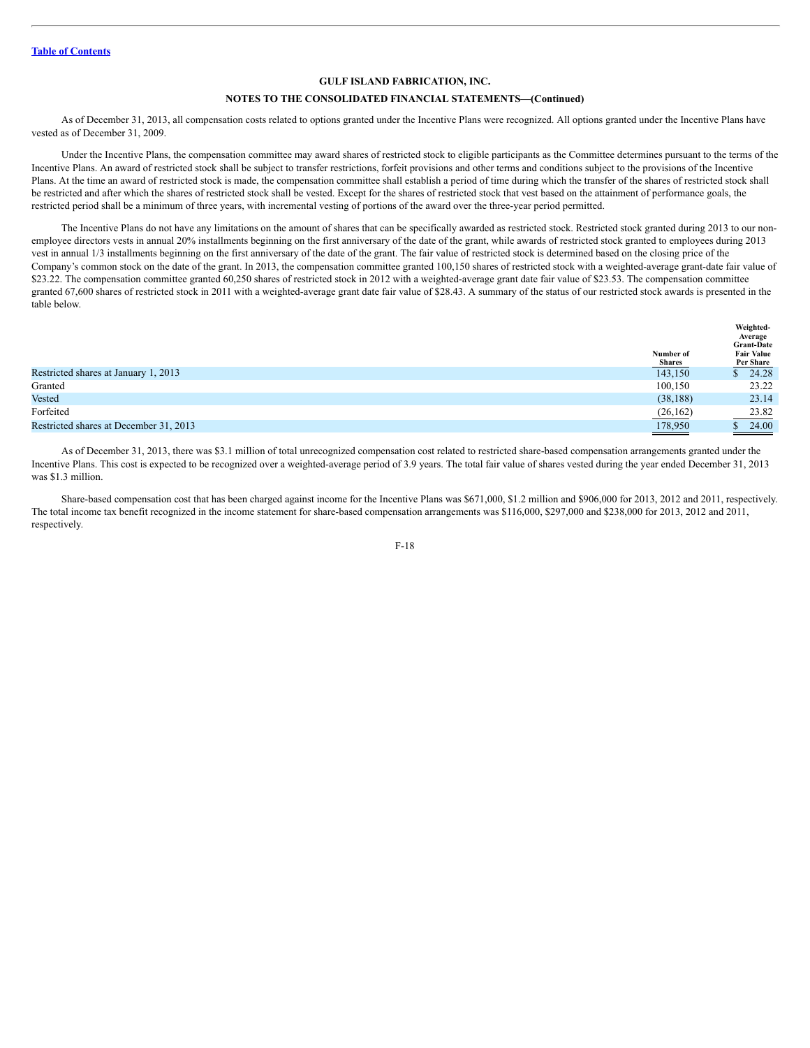**GULF ISLAND FABRICATION, INC.**

**NOTES TO THE CONSOLIDATED FINANCIAL STATEMENTS—(Continued)**

As of December 31, 2013, all compensation costs related to options granted under the Incentive Plans were recognized. All options granted under the Incentive Plans have vested as of December 31, 2009.

Under the Incentive Plans, the compensation committee may award shares of restricted stock to eligible participants as the Committee determines pursuant to the terms of the Incentive Plans. An award of restricted stock shall be subject to transfer restrictions, forfeit provisions and other terms and conditions subject to the provisions of the Incentive Plans. At the time an award of restricted stock is made, the compensation committee shall establish a period of time during which the transfer of the shares of restricted stock shall be restricted and after which the shares of restricted stock shall be vested. Except for the shares of restricted stock that vest based on the attainment of performance goals, the restricted period shall be a minimum of three years, with incremental vesting of portions of the award over the three-year period permitted.

The Incentive Plans do not have any limitations on the amount of shares that can be specifically awarded as restricted stock. Restricted stock granted during 2013 to our non-employee directors vests in annual 20% installments beginning on the first anniversary of the date of the grant, while awards of restricted stock granted to employees during 2013 vest in annual 1/3 installments beginning on the first anniversary of the date of the grant. The fair value of restricted stock is determined based on the closing price of the Company's common stock on the date of the grant. In 2013, the compensation committee granted 100,150 shares of restricted stock with a weighted-average grant-date fair value of $23.22. The compensation committee granted 60,250 shares of restricted stock in 2012 with a weighted-average grant date fair value of $23.53. The compensation committee granted 67,600 shares of restricted stock in 2011 with a weighted-average grant date fair value of $28.43. A summary of the status of our restricted stock awards is presented in the table below.

| | Number of Shares | Weighted-Average Grant-Date Fair Value Per Share |
|---|---|---|
| Restricted shares at January 1, 2013 | 143,150 | $ 24.28 |
| Granted | 100,150 | 23.22 |
| Vested | (38,188) | 23.14 |
| Forfeited | (26,162) | 23.82 |
| Restricted shares at December 31, 2013 | 178,950 | $ 24.00 |

As of December 31, 2013, there was $3.1 million of total unrecognized compensation cost related to restricted share-based compensation arrangements granted under the Incentive Plans. This cost is expected to be recognized over a weighted-average period of 3.9 years. The total fair value of shares vested during the year ended December 31, 2013 was $1.3 million.

Share-based compensation cost that has been charged against income for the Incentive Plans was $671,000, $1.2 million and $906,000 for 2013, 2012 and 2011, respectively. The total income tax benefit recognized in the income statement for share-based compensation arrangements was $116,000, $297,000 and $238,000 for 2013, 2012 and 2011, respectively.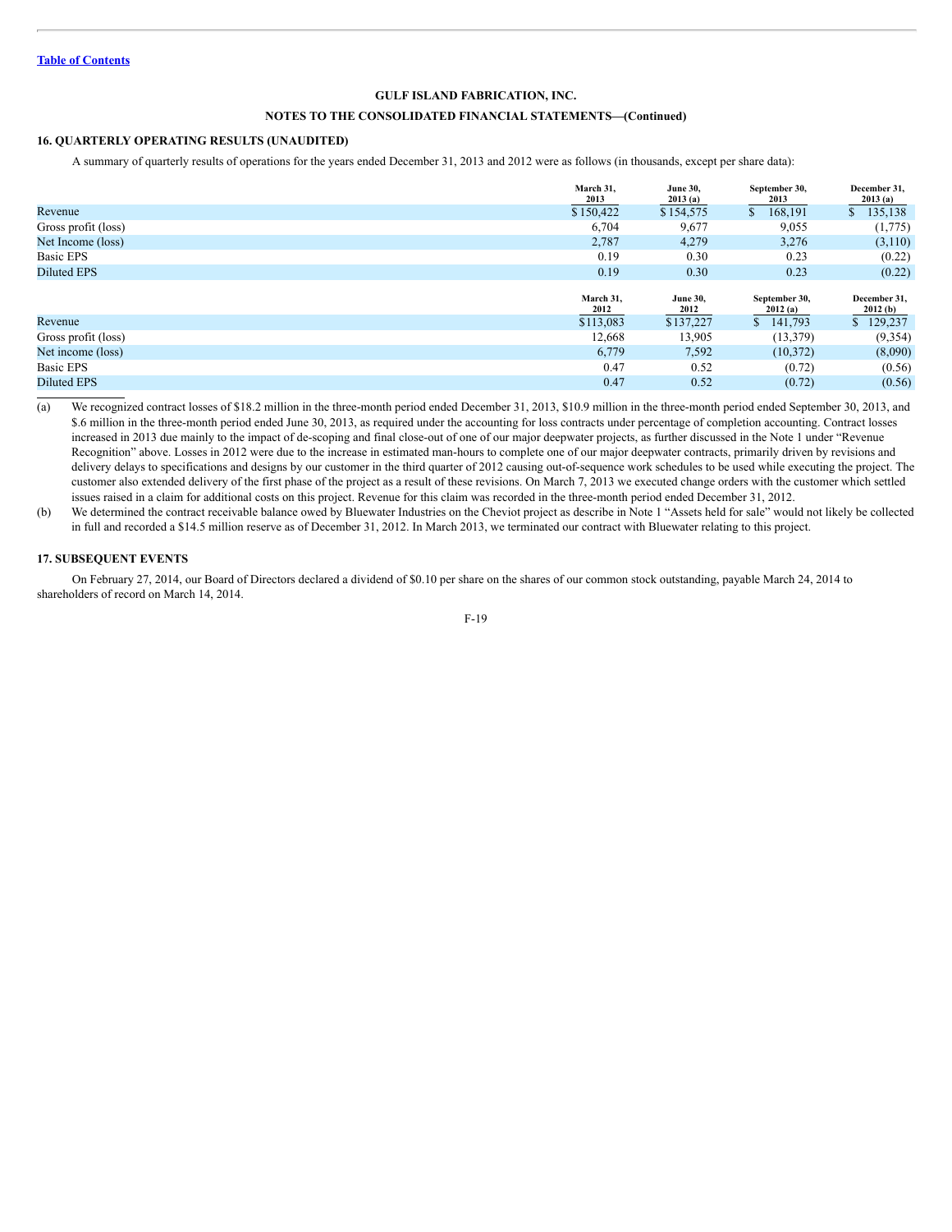[Table of Contents](#)

**GULF ISLAND FABRICATION, INC.**

**NOTES TO THE CONSOLIDATED FINANCIAL STATEMENTS—(Continued)**

## 16. QUARTERLY OPERATING RESULTS (UNAUDITED)

A summary of quarterly results of operations for the years ended December 31, 2013 and 2012 were as follows (in thousands, except per share data):

| | March 31, 2013 | June 30, 2013 (a) | September 30, 2013 | December 31, 2013 (a) |
|---|---|---|---|---|
| Revenue | $150,422 | $154,575 | $ 168,191 | $ 135,138 |
| Gross profit (loss) | 6,704 | 9,677 | 9,055 | (1,775) |
| Net Income (loss) | 2,787 | 4,279 | 3,276 | (3,110) |
| Basic EPS | 0.19 | 0.30 | 0.23 | (0.22) |
| Diluted EPS | 0.19 | 0.30 | 0.23 | (0.22) |

| | March 31, 2012 | June 30, 2012 | September 30, 2012 (a) | December 31, 2012 (b) |
|---|---|---|---|---|
| Revenue | $113,083 | $137,227 | $ 141,793 | $ 129,237 |
| Gross profit (loss) | 12,668 | 13,905 | (13,379) | (9,354) |
| Net income (loss) | 6,779 | 7,592 | (10,372) | (8,090) |
| Basic EPS | 0.47 | 0.52 | (0.72) | (0.56) |
| Diluted EPS | 0.47 | 0.52 | (0.72) | (0.56) |

(a) We recognized contract losses of $18.2 million in the three-month period ended December 31, 2013, $10.9 million in the three-month period ended September 30, 2013, and $.6 million in the three-month period ended June 30, 2013, as required under the accounting for loss contracts under percentage of completion accounting. Contract losses increased in 2013 due mainly to the impact of de-scoping and final close-out of one of our major deepwater projects, as further discussed in the Note 1 under "Revenue Recognition" above. Losses in 2012 were due to the increase in estimated man-hours to complete one of our major deepwater contracts, primarily driven by revisions and delivery delays to specifications and designs by our customer in the third quarter of 2012 causing out-of-sequence work schedules to be used while executing the project. The customer also extended delivery of the first phase of the project as a result of these revisions. On March 7, 2013 we executed change orders with the customer which settled issues raised in a claim for additional costs on this project. Revenue for this claim was recorded in the three-month period ended December 31, 2012.

(b) We determined the contract receivable balance owed by Bluewater Industries on the Cheviot project as describe in Note 1 "Assets held for sale" would not likely be collected in full and recorded a $14.5 million reserve as of December 31, 2012. In March 2013, we terminated our contract with Bluewater relating to this project.

## 17. SUBSEQUENT EVENTS

On February 27, 2014, our Board of Directors declared a dividend of $0.10 per share on the shares of our common stock outstanding, payable March 24, 2014 to shareholders of record on March 14, 2014.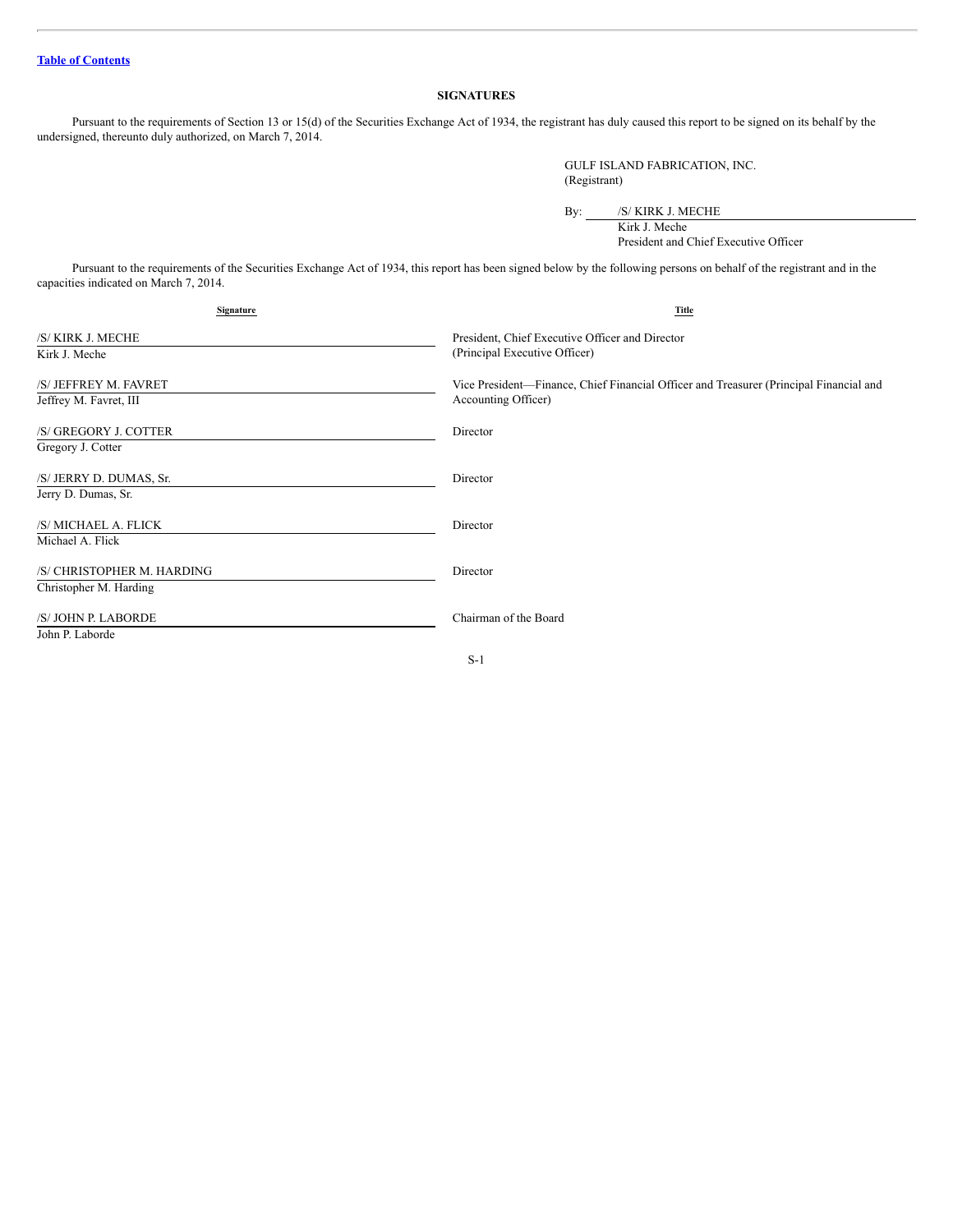[Table of Contents](#)

## SIGNATURES

Pursuant to the requirements of Section 13 or 15(d) of the Securities Exchange Act of 1934, the registrant has duly caused this report to be signed on its behalf by the undersigned, thereunto duly authorized, on March 7, 2014.

GULF ISLAND FABRICATION, INC.
(Registrant)

By: /S/ KIRK J. MECHE
Kirk J. Meche
President and Chief Executive Officer

Pursuant to the requirements of the Securities Exchange Act of 1934, this report has been signed below by the following persons on behalf of the registrant and in the capacities indicated on March 7, 2014.

| Signature | Title |
| --- | --- |
| /S/ KIRK J. MECHE<br>Kirk J. Meche | President, Chief Executive Officer and Director (Principal Executive Officer) |
| /S/ JEFFREY M. FAVRET<br>Jeffrey M. Favret, III | Vice President—Finance, Chief Financial Officer and Treasurer (Principal Financial and Accounting Officer) |
| /S/ GREGORY J. COTTER<br>Gregory J. Cotter | Director |
| /S/ JERRY D. DUMAS, Sr.<br>Jerry D. Dumas, Sr. | Director |
| /S/ MICHAEL A. FLICK<br>Michael A. Flick | Director |
| /S/ CHRISTOPHER M. HARDING<br>Christopher M. Harding | Director |
| /S/ JOHN P. LABORDE<br>John P. Laborde | Chairman of the Board |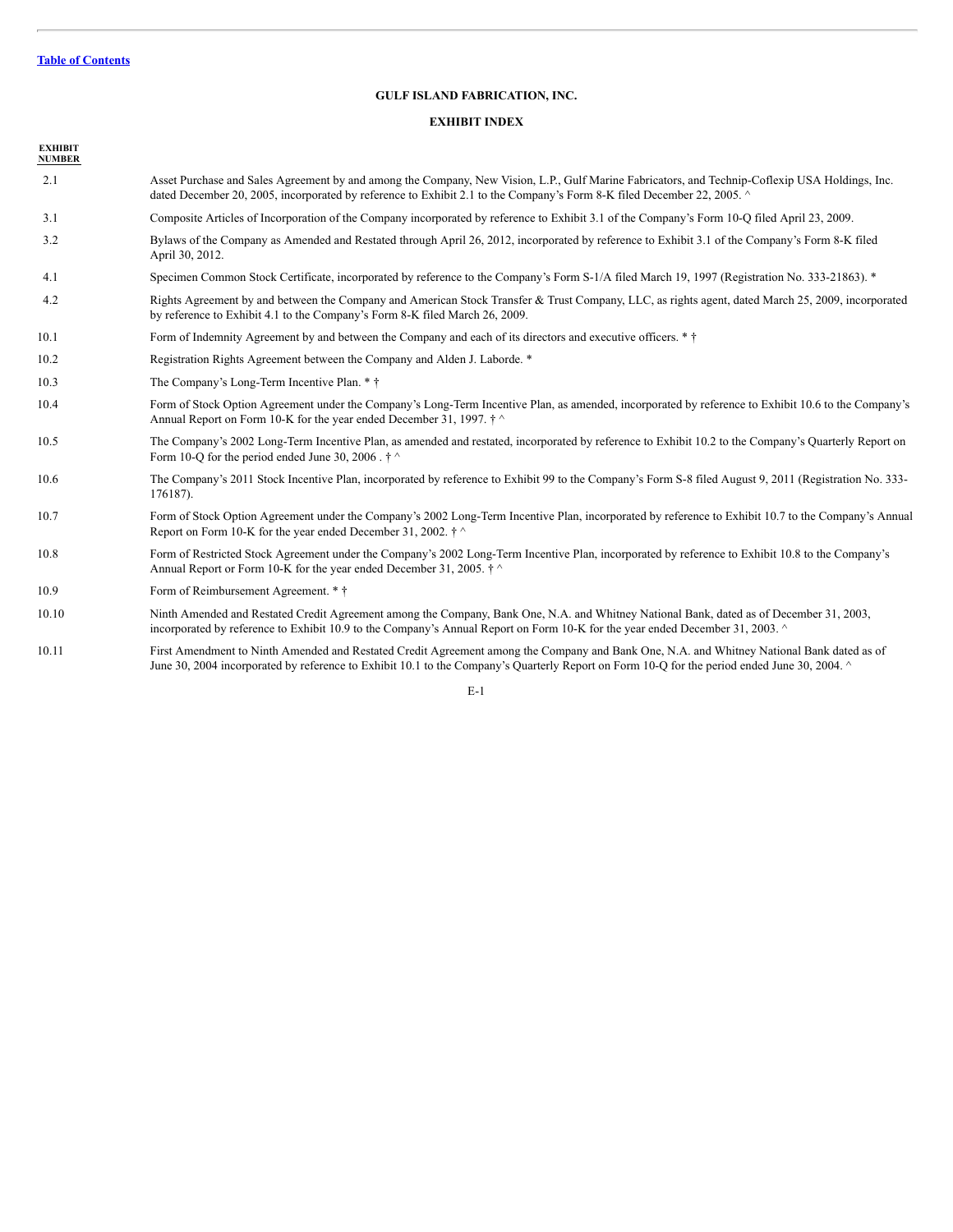[Table of Contents](#)

**GULF ISLAND FABRICATION, INC.**

**EXHIBIT INDEX**

| EXHIBIT NUMBER | |
|---|---|
| 2.1 | Asset Purchase and Sales Agreement by and among the Company, New Vision, L.P., Gulf Marine Fabricators, and Technip-Coflexip USA Holdings, Inc. dated December 20, 2005, incorporated by reference to Exhibit 2.1 to the Company's Form 8-K filed December 22, 2005. ^ |
| 3.1 | Composite Articles of Incorporation of the Company incorporated by reference to Exhibit 3.1 of the Company's Form 10-Q filed April 23, 2009. |
| 3.2 | Bylaws of the Company as Amended and Restated through April 26, 2012, incorporated by reference to Exhibit 3.1 of the Company's Form 8-K filed April 30, 2012. |
| 4.1 | Specimen Common Stock Certificate, incorporated by reference to the Company's Form S-1/A filed March 19, 1997 (Registration No. 333-21863). * |
| 4.2 | Rights Agreement by and between the Company and American Stock Transfer & Trust Company, LLC, as rights agent, dated March 25, 2009, incorporated by reference to Exhibit 4.1 to the Company's Form 8-K filed March 26, 2009. |
| 10.1 | Form of Indemnity Agreement by and between the Company and each of its directors and executive officers. * † |
| 10.2 | Registration Rights Agreement between the Company and Alden J. Laborde. * |
| 10.3 | The Company's Long-Term Incentive Plan. * † |
| 10.4 | Form of Stock Option Agreement under the Company's Long-Term Incentive Plan, as amended, incorporated by reference to Exhibit 10.6 to the Company's Annual Report on Form 10-K for the year ended December 31, 1997. † ^ |
| 10.5 | The Company's 2002 Long-Term Incentive Plan, as amended and restated, incorporated by reference to Exhibit 10.2 to the Company's Quarterly Report on Form 10-Q for the period ended June 30, 2006 . † ^ |
| 10.6 | The Company's 2011 Stock Incentive Plan, incorporated by reference to Exhibit 99 to the Company's Form S-8 filed August 9, 2011 (Registration No. 333-176187). |
| 10.7 | Form of Stock Option Agreement under the Company's 2002 Long-Term Incentive Plan, incorporated by reference to Exhibit 10.7 to the Company's Annual Report on Form 10-K for the year ended December 31, 2002. † ^ |
| 10.8 | Form of Restricted Stock Agreement under the Company's 2002 Long-Term Incentive Plan, incorporated by reference to Exhibit 10.8 to the Company's Annual Report or Form 10-K for the year ended December 31, 2005. † ^ |
| 10.9 | Form of Reimbursement Agreement. * † |
| 10.10 | Ninth Amended and Restated Credit Agreement among the Company, Bank One, N.A. and Whitney National Bank, dated as of December 31, 2003, incorporated by reference to Exhibit 10.9 to the Company's Annual Report on Form 10-K for the year ended December 31, 2003. ^ |
| 10.11 | First Amendment to Ninth Amended and Restated Credit Agreement among the Company and Bank One, N.A. and Whitney National Bank dated as of June 30, 2004 incorporated by reference to Exhibit 10.1 to the Company's Quarterly Report on Form 10-Q for the period ended June 30, 2004. ^ |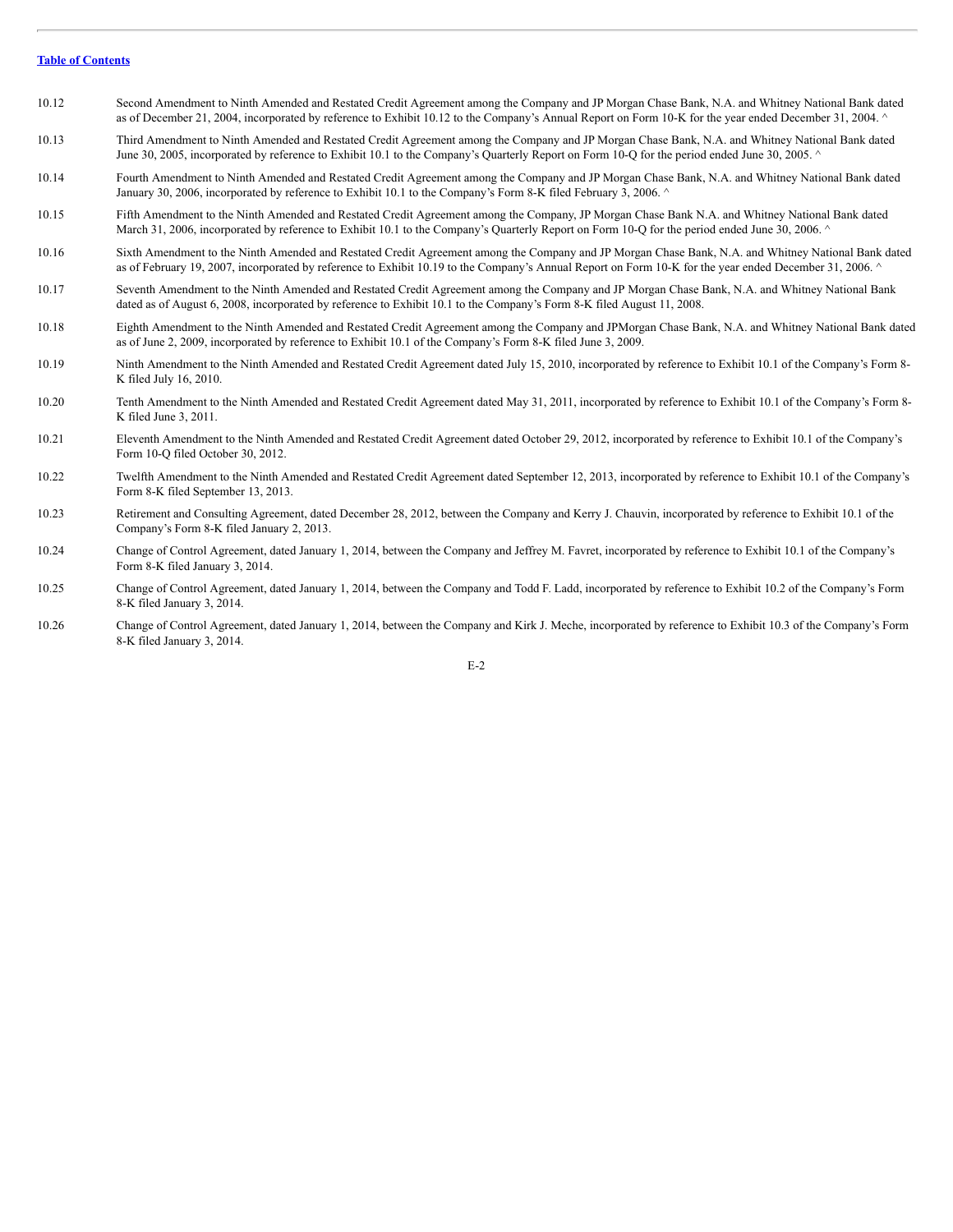[Table of Contents](#)

| | |
|---|---|
| 10.12 | Second Amendment to Ninth Amended and Restated Credit Agreement among the Company and JP Morgan Chase Bank, N.A. and Whitney National Bank dated as of December 21, 2004, incorporated by reference to Exhibit 10.12 to the Company's Annual Report on Form 10-K for the year ended December 31, 2004. ^ |
| 10.13 | Third Amendment to Ninth Amended and Restated Credit Agreement among the Company and JP Morgan Chase Bank, N.A. and Whitney National Bank dated June 30, 2005, incorporated by reference to Exhibit 10.1 to the Company's Quarterly Report on Form 10-Q for the period ended June 30, 2005. ^ |
| 10.14 | Fourth Amendment to Ninth Amended and Restated Credit Agreement among the Company and JP Morgan Chase Bank, N.A. and Whitney National Bank dated January 30, 2006, incorporated by reference to Exhibit 10.1 to the Company's Form 8-K filed February 3, 2006. ^ |
| 10.15 | Fifth Amendment to the Ninth Amended and Restated Credit Agreement among the Company, JP Morgan Chase Bank N.A. and Whitney National Bank dated March 31, 2006, incorporated by reference to Exhibit 10.1 to the Company's Quarterly Report on Form 10-Q for the period ended June 30, 2006. ^ |
| 10.16 | Sixth Amendment to the Ninth Amended and Restated Credit Agreement among the Company and JP Morgan Chase Bank, N.A. and Whitney National Bank dated as of February 19, 2007, incorporated by reference to Exhibit 10.19 to the Company's Annual Report on Form 10-K for the year ended December 31, 2006. ^ |
| 10.17 | Seventh Amendment to the Ninth Amended and Restated Credit Agreement among the Company and JP Morgan Chase Bank, N.A. and Whitney National Bank dated as of August 6, 2008, incorporated by reference to Exhibit 10.1 to the Company's Form 8-K filed August 11, 2008. |
| 10.18 | Eighth Amendment to the Ninth Amended and Restated Credit Agreement among the Company and JPMorgan Chase Bank, N.A. and Whitney National Bank dated as of June 2, 2009, incorporated by reference to Exhibit 10.1 of the Company's Form 8-K filed June 3, 2009. |
| 10.19 | Ninth Amendment to the Ninth Amended and Restated Credit Agreement dated July 15, 2010, incorporated by reference to Exhibit 10.1 of the Company's Form 8-K filed July 16, 2010. |
| 10.20 | Tenth Amendment to the Ninth Amended and Restated Credit Agreement dated May 31, 2011, incorporated by reference to Exhibit 10.1 of the Company's Form 8-K filed June 3, 2011. |
| 10.21 | Eleventh Amendment to the Ninth Amended and Restated Credit Agreement dated October 29, 2012, incorporated by reference to Exhibit 10.1 of the Company's Form 10-Q filed October 30, 2012. |
| 10.22 | Twelfth Amendment to the Ninth Amended and Restated Credit Agreement dated September 12, 2013, incorporated by reference to Exhibit 10.1 of the Company's Form 8-K filed September 13, 2013. |
| 10.23 | Retirement and Consulting Agreement, dated December 28, 2012, between the Company and Kerry J. Chauvin, incorporated by reference to Exhibit 10.1 of the Company's Form 8-K filed January 2, 2013. |
| 10.24 | Change of Control Agreement, dated January 1, 2014, between the Company and Jeffrey M. Favret, incorporated by reference to Exhibit 10.1 of the Company's Form 8-K filed January 3, 2014. |
| 10.25 | Change of Control Agreement, dated January 1, 2014, between the Company and Todd F. Ladd, incorporated by reference to Exhibit 10.2 of the Company's Form 8-K filed January 3, 2014. |
| 10.26 | Change of Control Agreement, dated January 1, 2014, between the Company and Kirk J. Meche, incorporated by reference to Exhibit 10.3 of the Company's Form 8-K filed January 3, 2014. |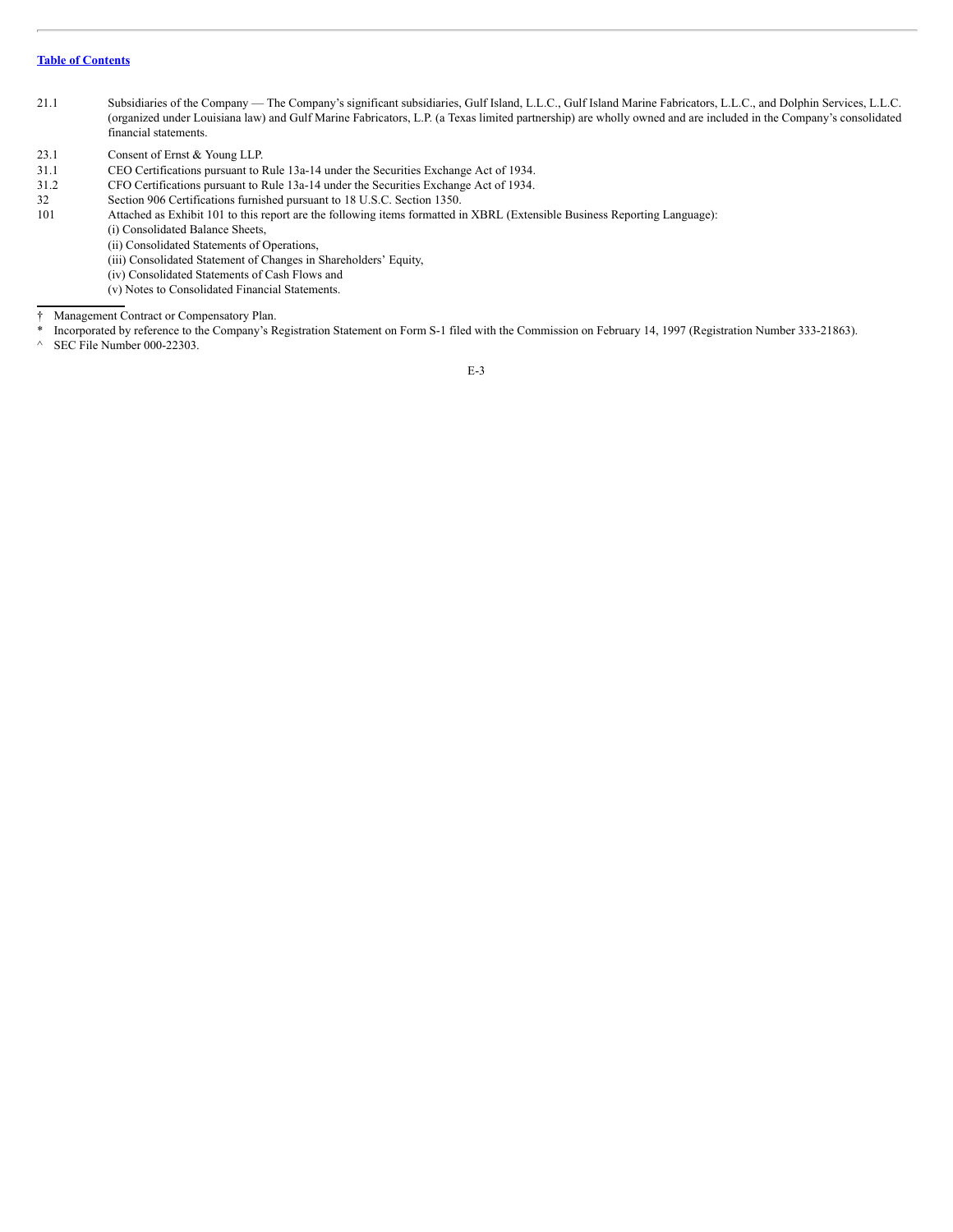| | |
|---|---|
| 21.1 | Subsidiaries of the Company — The Company's significant subsidiaries, Gulf Island, L.L.C., Gulf Island Marine Fabricators, L.L.C., and Dolphin Services, L.L.C. (organized under Louisiana law) and Gulf Marine Fabricators, L.P. (a Texas limited partnership) are wholly owned and are included in the Company's consolidated financial statements. |
| 23.1 | Consent of Ernst & Young LLP. |
| 31.1 | CEO Certifications pursuant to Rule 13a-14 under the Securities Exchange Act of 1934. |
| 31.2 | CFO Certifications pursuant to Rule 13a-14 under the Securities Exchange Act of 1934. |
| 32 | Section 906 Certifications furnished pursuant to 18 U.S.C. Section 1350. |
| 101 | Attached as Exhibit 101 to this report are the following items formatted in XBRL (Extensible Business Reporting Language):<br>(i) Consolidated Balance Sheets,<br>(ii) Consolidated Statements of Operations,<br>(iii) Consolidated Statement of Changes in Shareholders' Equity,<br>(iv) Consolidated Statements of Cash Flows and<br>(v) Notes to Consolidated Financial Statements. |

† Management Contract or Compensatory Plan.

\* Incorporated by reference to the Company's Registration Statement on Form S-1 filed with the Commission on February 14, 1997 (Registration Number 333-21863).

^ SEC File Number 000-22303.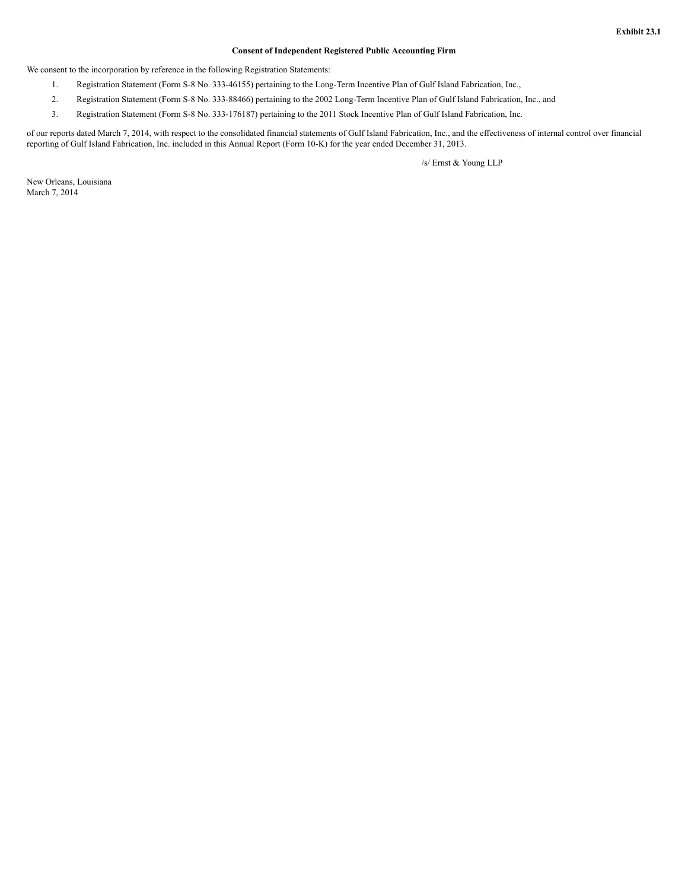**Exhibit 23.1**

**Consent of Independent Registered Public Accounting Firm**

We consent to the incorporation by reference in the following Registration Statements:

1. Registration Statement (Form S-8 No. 333-46155) pertaining to the Long-Term Incentive Plan of Gulf Island Fabrication, Inc.,
2. Registration Statement (Form S-8 No. 333-88466) pertaining to the 2002 Long-Term Incentive Plan of Gulf Island Fabrication, Inc., and
3. Registration Statement (Form S-8 No. 333-176187) pertaining to the 2011 Stock Incentive Plan of Gulf Island Fabrication, Inc.

of our reports dated March 7, 2014, with respect to the consolidated financial statements of Gulf Island Fabrication, Inc., and the effectiveness of internal control over financial reporting of Gulf Island Fabrication, Inc. included in this Annual Report (Form 10-K) for the year ended December 31, 2013.

/s/ Ernst & Young LLP

New Orleans, Louisiana
March 7, 2014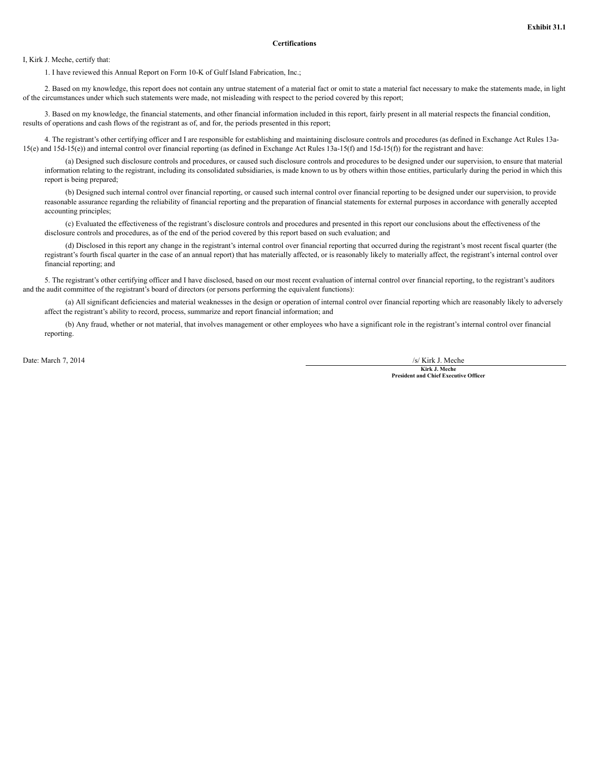**Exhibit 31.1**

**Certifications**

I, Kirk J. Meche, certify that:

1. I have reviewed this Annual Report on Form 10-K of Gulf Island Fabrication, Inc.;

2. Based on my knowledge, this report does not contain any untrue statement of a material fact or omit to state a material fact necessary to make the statements made, in light of the circumstances under which such statements were made, not misleading with respect to the period covered by this report;

3. Based on my knowledge, the financial statements, and other financial information included in this report, fairly present in all material respects the financial condition, results of operations and cash flows of the registrant as of, and for, the periods presented in this report;

4. The registrant's other certifying officer and I are responsible for establishing and maintaining disclosure controls and procedures (as defined in Exchange Act Rules 13a-15(e) and 15d-15(e)) and internal control over financial reporting (as defined in Exchange Act Rules 13a-15(f) and 15d-15(f)) for the registrant and have:

(a) Designed such disclosure controls and procedures, or caused such disclosure controls and procedures to be designed under our supervision, to ensure that material information relating to the registrant, including its consolidated subsidiaries, is made known to us by others within those entities, particularly during the period in which this report is being prepared;

(b) Designed such internal control over financial reporting, or caused such internal control over financial reporting to be designed under our supervision, to provide reasonable assurance regarding the reliability of financial reporting and the preparation of financial statements for external purposes in accordance with generally accepted accounting principles;

(c) Evaluated the effectiveness of the registrant's disclosure controls and procedures and presented in this report our conclusions about the effectiveness of the disclosure controls and procedures, as of the end of the period covered by this report based on such evaluation; and

(d) Disclosed in this report any change in the registrant's internal control over financial reporting that occurred during the registrant's most recent fiscal quarter (the registrant's fourth fiscal quarter in the case of an annual report) that has materially affected, or is reasonably likely to materially affect, the registrant's internal control over financial reporting; and

5. The registrant's other certifying officer and I have disclosed, based on our most recent evaluation of internal control over financial reporting, to the registrant's auditors and the audit committee of the registrant's board of directors (or persons performing the equivalent functions):

(a) All significant deficiencies and material weaknesses in the design or operation of internal control over financial reporting which are reasonably likely to adversely affect the registrant's ability to record, process, summarize and report financial information; and

(b) Any fraud, whether or not material, that involves management or other employees who have a significant role in the registrant's internal control over financial reporting.

Date: March 7, 2014

/s/ Kirk J. Meche

**Kirk J. Meche**
**President and Chief Executive Officer**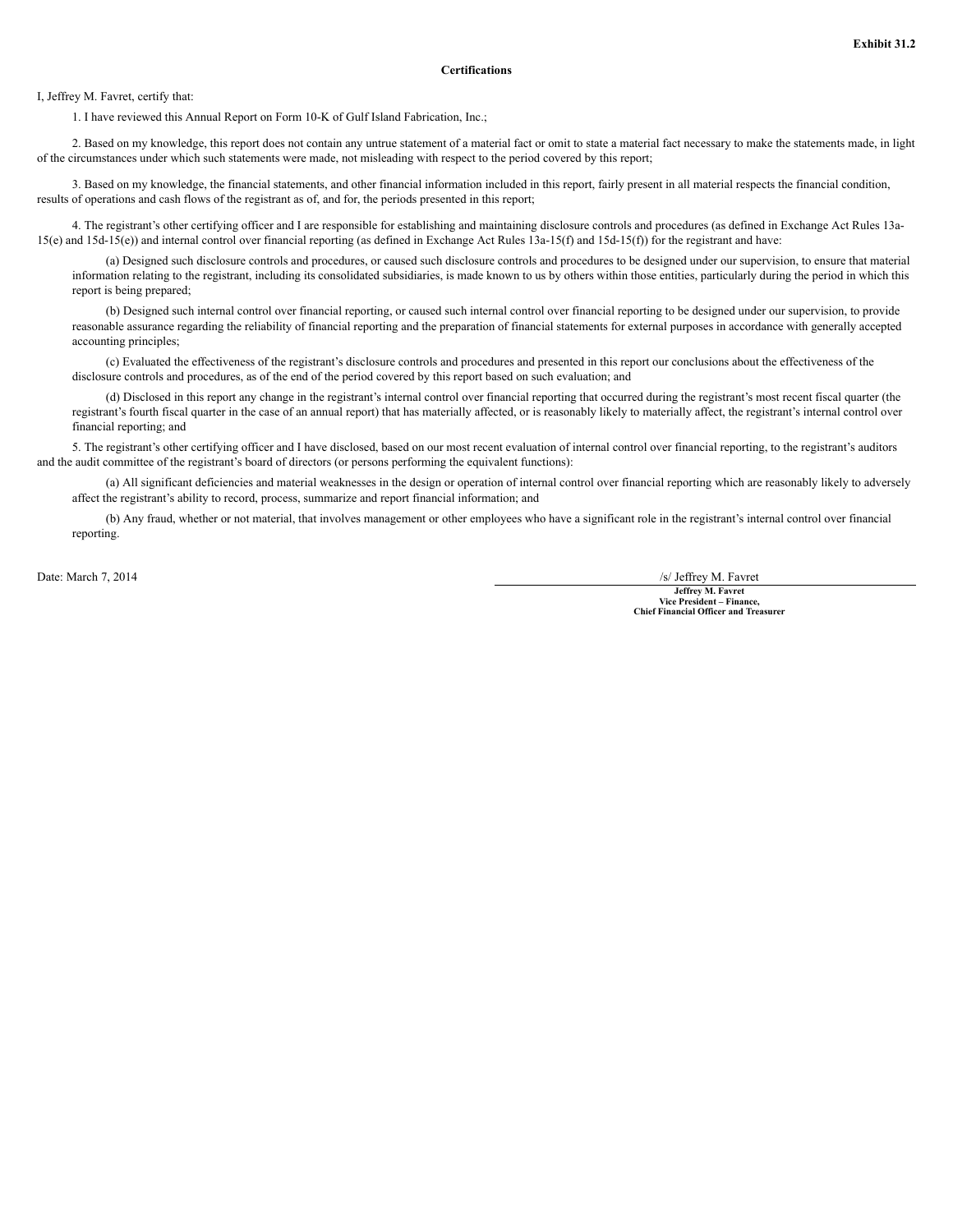**Exhibit 31.2**

**Certifications**

I, Jeffrey M. Favret, certify that:

1. I have reviewed this Annual Report on Form 10-K of Gulf Island Fabrication, Inc.;

2. Based on my knowledge, this report does not contain any untrue statement of a material fact or omit to state a material fact necessary to make the statements made, in light of the circumstances under which such statements were made, not misleading with respect to the period covered by this report;

3. Based on my knowledge, the financial statements, and other financial information included in this report, fairly present in all material respects the financial condition, results of operations and cash flows of the registrant as of, and for, the periods presented in this report;

4. The registrant's other certifying officer and I are responsible for establishing and maintaining disclosure controls and procedures (as defined in Exchange Act Rules 13a-15(e) and 15d-15(e)) and internal control over financial reporting (as defined in Exchange Act Rules 13a-15(f) and 15d-15(f)) for the registrant and have:

(a) Designed such disclosure controls and procedures, or caused such disclosure controls and procedures to be designed under our supervision, to ensure that material information relating to the registrant, including its consolidated subsidiaries, is made known to us by others within those entities, particularly during the period in which this report is being prepared;

(b) Designed such internal control over financial reporting, or caused such internal control over financial reporting to be designed under our supervision, to provide reasonable assurance regarding the reliability of financial reporting and the preparation of financial statements for external purposes in accordance with generally accepted accounting principles;

(c) Evaluated the effectiveness of the registrant's disclosure controls and procedures and presented in this report our conclusions about the effectiveness of the disclosure controls and procedures, as of the end of the period covered by this report based on such evaluation; and

(d) Disclosed in this report any change in the registrant's internal control over financial reporting that occurred during the registrant's most recent fiscal quarter (the registrant's fourth fiscal quarter in the case of an annual report) that has materially affected, or is reasonably likely to materially affect, the registrant's internal control over financial reporting; and

5. The registrant's other certifying officer and I have disclosed, based on our most recent evaluation of internal control over financial reporting, to the registrant's auditors and the audit committee of the registrant's board of directors (or persons performing the equivalent functions):

(a) All significant deficiencies and material weaknesses in the design or operation of internal control over financial reporting which are reasonably likely to adversely affect the registrant's ability to record, process, summarize and report financial information; and

(b) Any fraud, whether or not material, that involves management or other employees who have a significant role in the registrant's internal control over financial reporting.

Date: March 7, 2014

/s/ Jeffrey M. Favret

**Jeffrey M. Favret**
**Vice President – Finance,**
**Chief Financial Officer and Treasurer**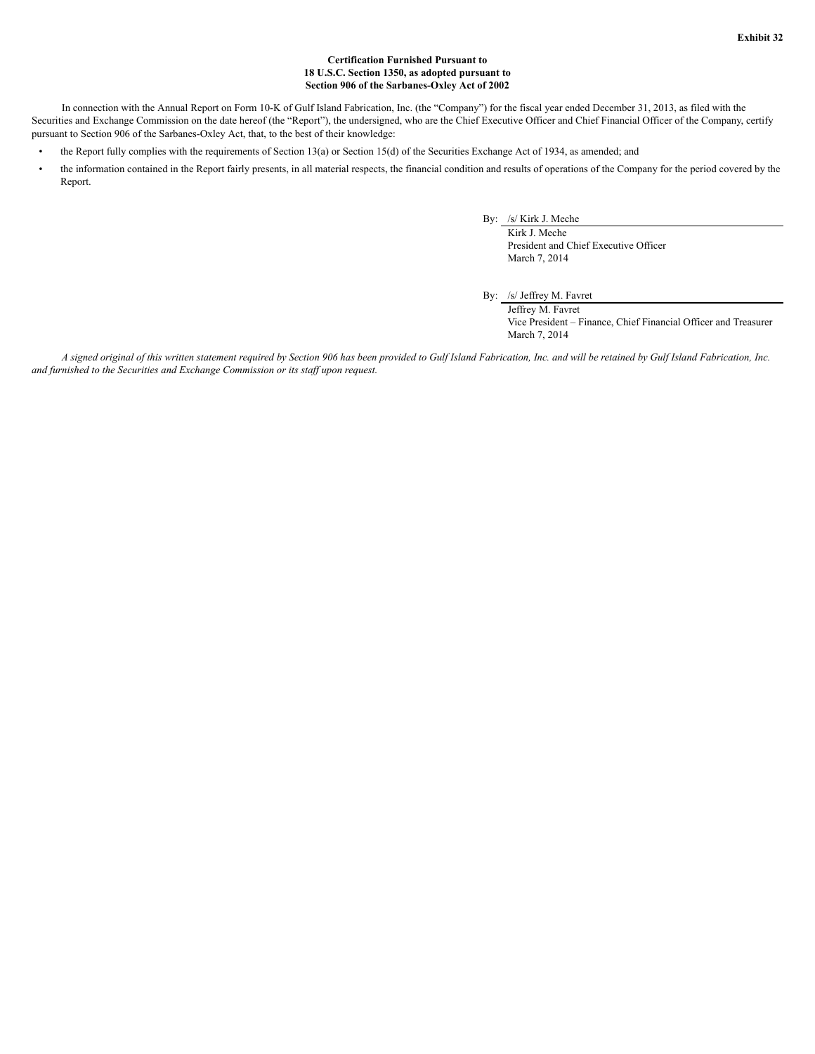**Exhibit 32**

**Certification Furnished Pursuant to**
**18 U.S.C. Section 1350, as adopted pursuant to**
**Section 906 of the Sarbanes-Oxley Act of 2002**

In connection with the Annual Report on Form 10-K of Gulf Island Fabrication, Inc. (the "Company") for the fiscal year ended December 31, 2013, as filed with the Securities and Exchange Commission on the date hereof (the "Report"), the undersigned, who are the Chief Executive Officer and Chief Financial Officer of the Company, certify pursuant to Section 906 of the Sarbanes-Oxley Act, that, to the best of their knowledge:

- the Report fully complies with the requirements of Section 13(a) or Section 15(d) of the Securities Exchange Act of 1934, as amended; and
- the information contained in the Report fairly presents, in all material respects, the financial condition and results of operations of the Company for the period covered by the Report.

By: /s/ Kirk J. Meche
Kirk J. Meche
President and Chief Executive Officer
March 7, 2014

By: /s/ Jeffrey M. Favret
Jeffrey M. Favret
Vice President – Finance, Chief Financial Officer and Treasurer
March 7, 2014

*A signed original of this written statement required by Section 906 has been provided to Gulf Island Fabrication, Inc. and will be retained by Gulf Island Fabrication, Inc. and furnished to the Securities and Exchange Commission or its staff upon request.*